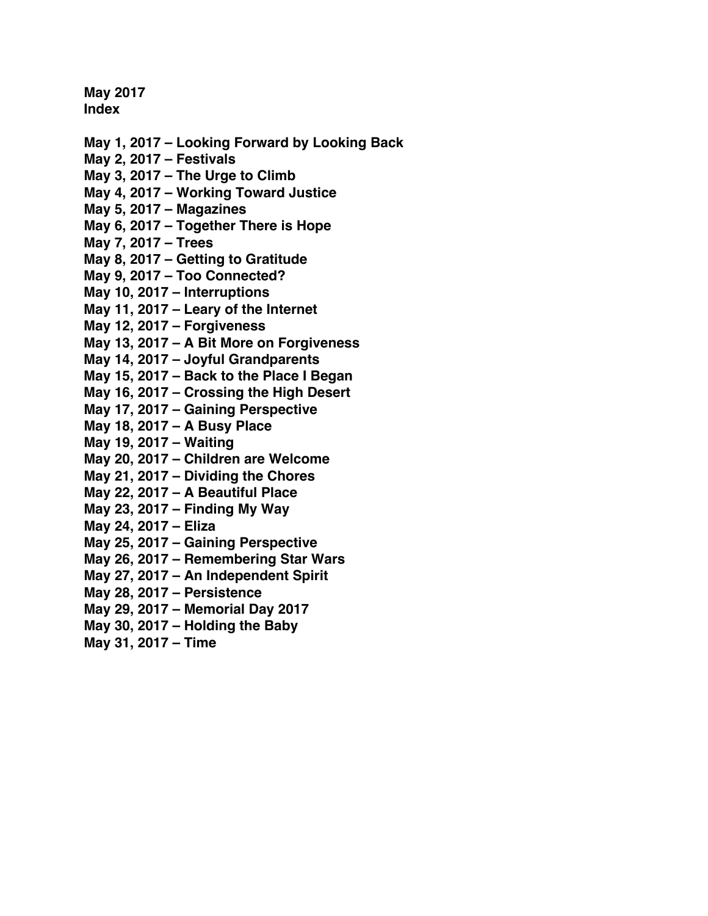**May 2017**
**Index**

**May 1, 2017 – Looking Forward by Looking Back**
**May 2, 2017 – Festivals**
**May 3, 2017 – The Urge to Climb**
**May 4, 2017 – Working Toward Justice**
**May 5, 2017 – Magazines**
**May 6, 2017 – Together There is Hope**
**May 7, 2017 – Trees**
**May 8, 2017 – Getting to Gratitude**
**May 9, 2017 – Too Connected?**
**May 10, 2017 – Interruptions**
**May 11, 2017 – Leary of the Internet**
**May 12, 2017 – Forgiveness**
**May 13, 2017 – A Bit More on Forgiveness**
**May 14, 2017 – Joyful Grandparents**
**May 15, 2017 – Back to the Place I Began**
**May 16, 2017 – Crossing the High Desert**
**May 17, 2017 – Gaining Perspective**
**May 18, 2017 – A Busy Place**
**May 19, 2017 – Waiting**
**May 20, 2017 – Children are Welcome**
**May 21, 2017 – Dividing the Chores**
**May 22, 2017 – A Beautiful Place**
**May 23, 2017 – Finding My Way**
**May 24, 2017 – Eliza**
**May 25, 2017 – Gaining Perspective**
**May 26, 2017 – Remembering Star Wars**
**May 27, 2017 – An Independent Spirit**
**May 28, 2017 – Persistence**
**May 29, 2017 – Memorial Day 2017**
**May 30, 2017 – Holding the Baby**
**May 31, 2017 – Time**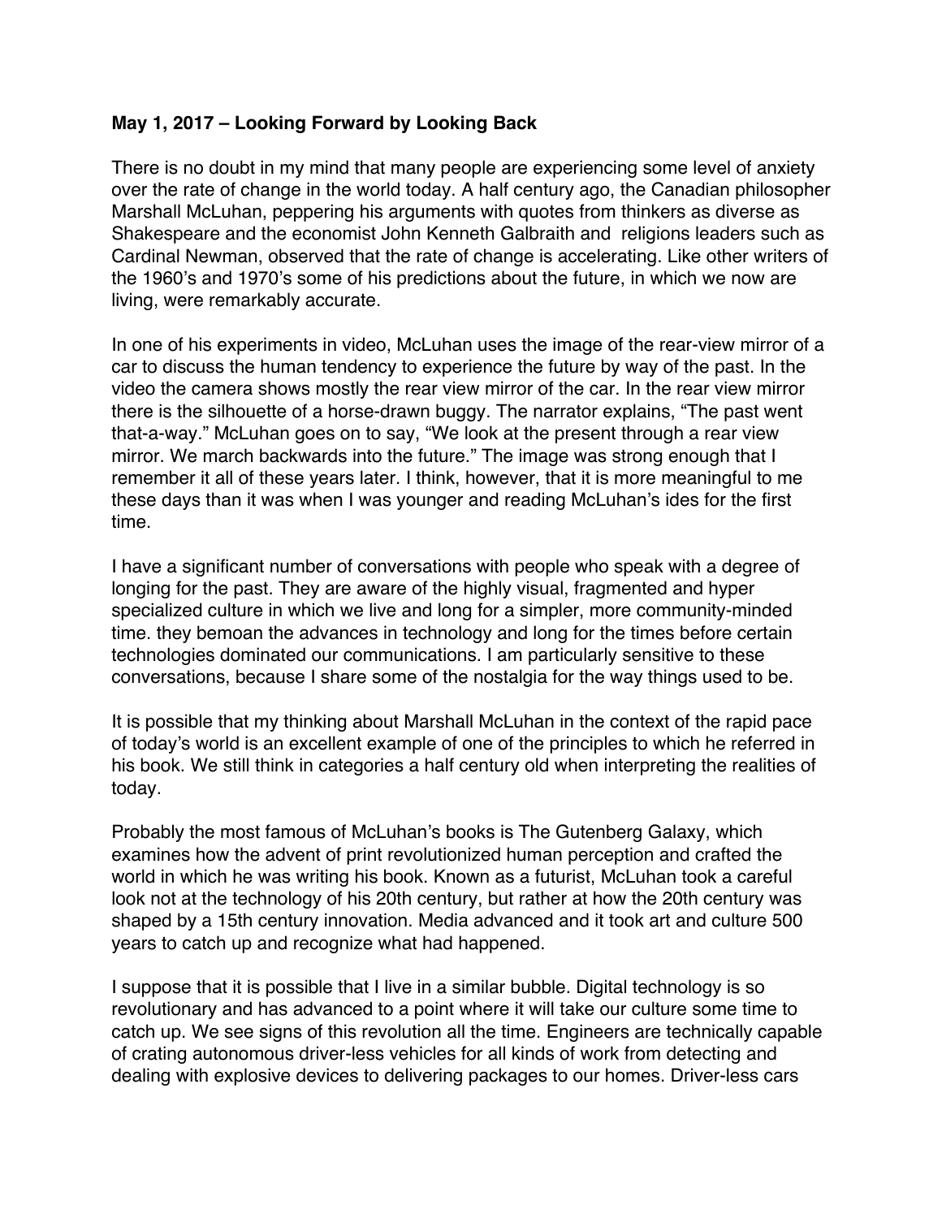**May 1, 2017 – Looking Forward by Looking Back**

There is no doubt in my mind that many people are experiencing some level of anxiety over the rate of change in the world today. A half century ago, the Canadian philosopher Marshall McLuhan, peppering his arguments with quotes from thinkers as diverse as Shakespeare and the economist John Kenneth Galbraith and religions leaders such as Cardinal Newman, observed that the rate of change is accelerating. Like other writers of the 1960's and 1970's some of his predictions about the future, in which we now are living, were remarkably accurate.

In one of his experiments in video, McLuhan uses the image of the rear-view mirror of a car to discuss the human tendency to experience the future by way of the past. In the video the camera shows mostly the rear view mirror of the car. In the rear view mirror there is the silhouette of a horse-drawn buggy. The narrator explains, "The past went that-a-way." McLuhan goes on to say, "We look at the present through a rear view mirror. We march backwards into the future." The image was strong enough that I remember it all of these years later. I think, however, that it is more meaningful to me these days than it was when I was younger and reading McLuhan's ides for the first time.

I have a significant number of conversations with people who speak with a degree of longing for the past. They are aware of the highly visual, fragmented and hyper specialized culture in which we live and long for a simpler, more community-minded time. they bemoan the advances in technology and long for the times before certain technologies dominated our communications. I am particularly sensitive to these conversations, because I share some of the nostalgia for the way things used to be.

It is possible that my thinking about Marshall McLuhan in the context of the rapid pace of today's world is an excellent example of one of the principles to which he referred in his book. We still think in categories a half century old when interpreting the realities of today.

Probably the most famous of McLuhan's books is The Gutenberg Galaxy, which examines how the advent of print revolutionized human perception and crafted the world in which he was writing his book. Known as a futurist, McLuhan took a careful look not at the technology of his 20th century, but rather at how the 20th century was shaped by a 15th century innovation. Media advanced and it took art and culture 500 years to catch up and recognize what had happened.

I suppose that it is possible that I live in a similar bubble. Digital technology is so revolutionary and has advanced to a point where it will take our culture some time to catch up. We see signs of this revolution all the time. Engineers are technically capable of crating autonomous driver-less vehicles for all kinds of work from detecting and dealing with explosive devices to delivering packages to our homes. Driver-less cars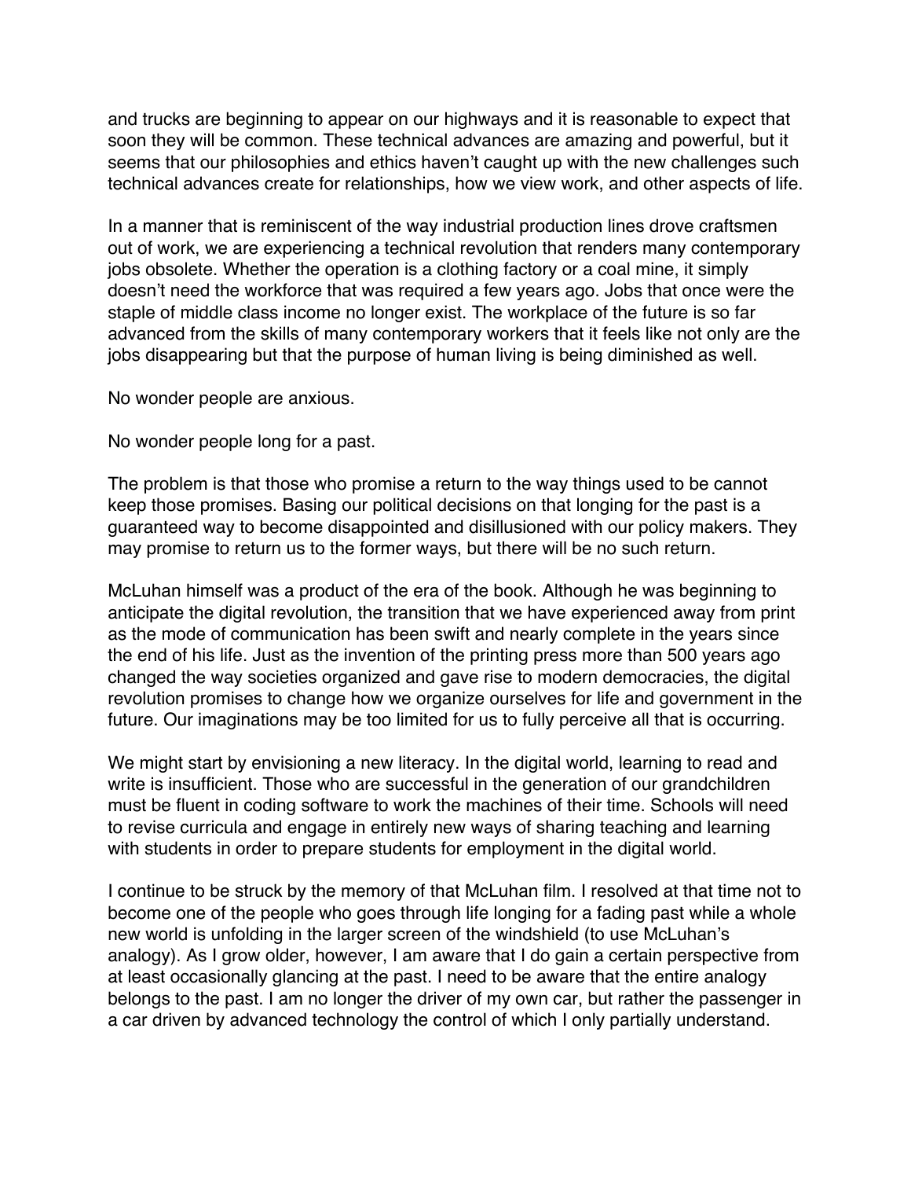and trucks are beginning to appear on our highways and it is reasonable to expect that soon they will be common. These technical advances are amazing and powerful, but it seems that our philosophies and ethics haven't caught up with the new challenges such technical advances create for relationships, how we view work, and other aspects of life.

In a manner that is reminiscent of the way industrial production lines drove craftsmen out of work, we are experiencing a technical revolution that renders many contemporary jobs obsolete. Whether the operation is a clothing factory or a coal mine, it simply doesn't need the workforce that was required a few years ago. Jobs that once were the staple of middle class income no longer exist. The workplace of the future is so far advanced from the skills of many contemporary workers that it feels like not only are the jobs disappearing but that the purpose of human living is being diminished as well.

No wonder people are anxious.

No wonder people long for a past.

The problem is that those who promise a return to the way things used to be cannot keep those promises. Basing our political decisions on that longing for the past is a guaranteed way to become disappointed and disillusioned with our policy makers. They may promise to return us to the former ways, but there will be no such return.

McLuhan himself was a product of the era of the book. Although he was beginning to anticipate the digital revolution, the transition that we have experienced away from print as the mode of communication has been swift and nearly complete in the years since the end of his life. Just as the invention of the printing press more than 500 years ago changed the way societies organized and gave rise to modern democracies, the digital revolution promises to change how we organize ourselves for life and government in the future. Our imaginations may be too limited for us to fully perceive all that is occurring.

We might start by envisioning a new literacy. In the digital world, learning to read and write is insufficient. Those who are successful in the generation of our grandchildren must be fluent in coding software to work the machines of their time. Schools will need to revise curricula and engage in entirely new ways of sharing teaching and learning with students in order to prepare students for employment in the digital world.

I continue to be struck by the memory of that McLuhan film. I resolved at that time not to become one of the people who goes through life longing for a fading past while a whole new world is unfolding in the larger screen of the windshield (to use McLuhan's analogy). As I grow older, however, I am aware that I do gain a certain perspective from at least occasionally glancing at the past. I need to be aware that the entire analogy belongs to the past. I am no longer the driver of my own car, but rather the passenger in a car driven by advanced technology the control of which I only partially understand.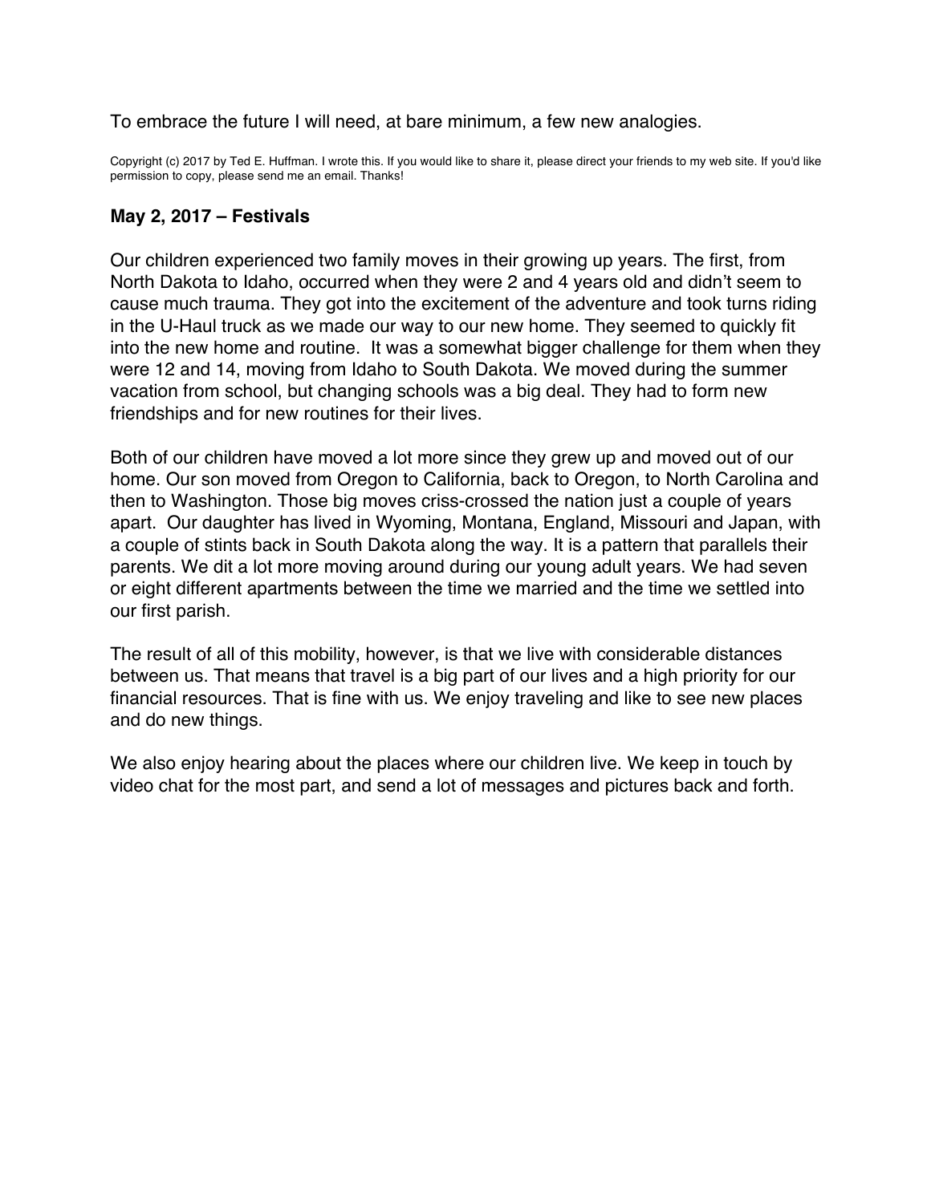To embrace the future I will need, at bare minimum, a few new analogies.

Copyright (c) 2017 by Ted E. Huffman. I wrote this. If you would like to share it, please direct your friends to my web site. If you'd like permission to copy, please send me an email. Thanks!

### May 2, 2017 – Festivals

Our children experienced two family moves in their growing up years. The first, from North Dakota to Idaho, occurred when they were 2 and 4 years old and didn't seem to cause much trauma. They got into the excitement of the adventure and took turns riding in the U-Haul truck as we made our way to our new home. They seemed to quickly fit into the new home and routine. It was a somewhat bigger challenge for them when they were 12 and 14, moving from Idaho to South Dakota. We moved during the summer vacation from school, but changing schools was a big deal. They had to form new friendships and for new routines for their lives.

Both of our children have moved a lot more since they grew up and moved out of our home. Our son moved from Oregon to California, back to Oregon, to North Carolina and then to Washington. Those big moves criss-crossed the nation just a couple of years apart. Our daughter has lived in Wyoming, Montana, England, Missouri and Japan, with a couple of stints back in South Dakota along the way. It is a pattern that parallels their parents. We dit a lot more moving around during our young adult years. We had seven or eight different apartments between the time we married and the time we settled into our first parish.

The result of all of this mobility, however, is that we live with considerable distances between us. That means that travel is a big part of our lives and a high priority for our financial resources. That is fine with us. We enjoy traveling and like to see new places and do new things.

We also enjoy hearing about the places where our children live. We keep in touch by video chat for the most part, and send a lot of messages and pictures back and forth.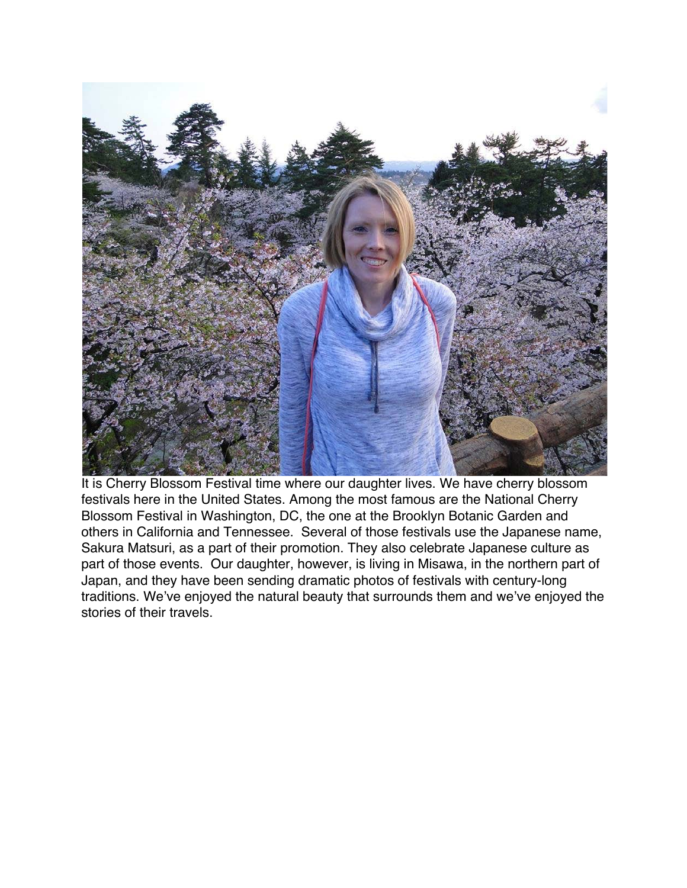It is Cherry Blossom Festival time where our daughter lives. We have cherry blossom festivals here in the United States. Among the most famous are the National Cherry Blossom Festival in Washington, DC, the one at the Brooklyn Botanic Garden and others in California and Tennessee. Several of those festivals use the Japanese name, Sakura Matsuri, as a part of their promotion. They also celebrate Japanese culture as part of those events. Our daughter, however, is living in Misawa, in the northern part of Japan, and they have been sending dramatic photos of festivals with century-long traditions. We've enjoyed the natural beauty that surrounds them and we've enjoyed the stories of their travels.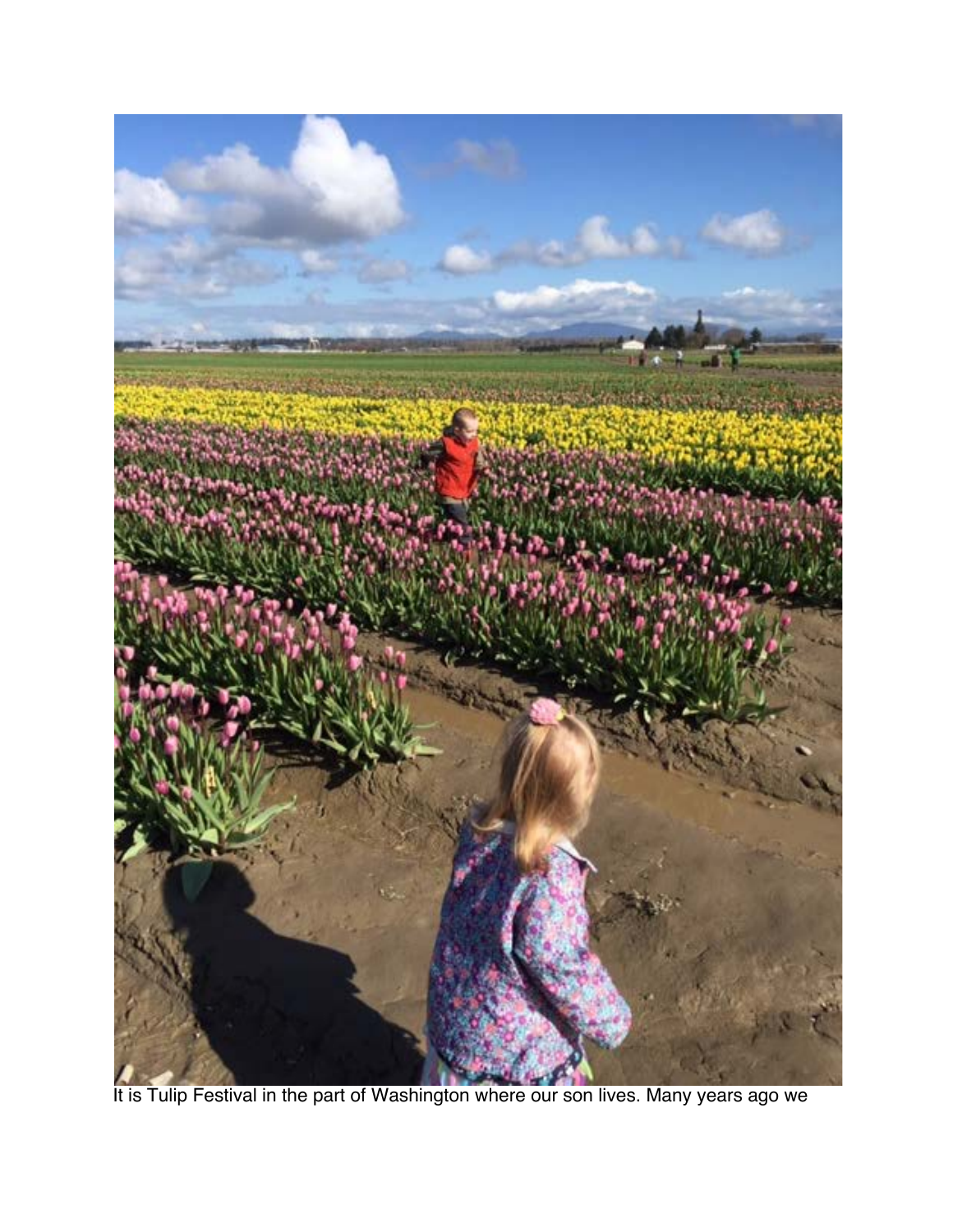It is Tulip Festival in the part of Washington where our son lives. Many years ago we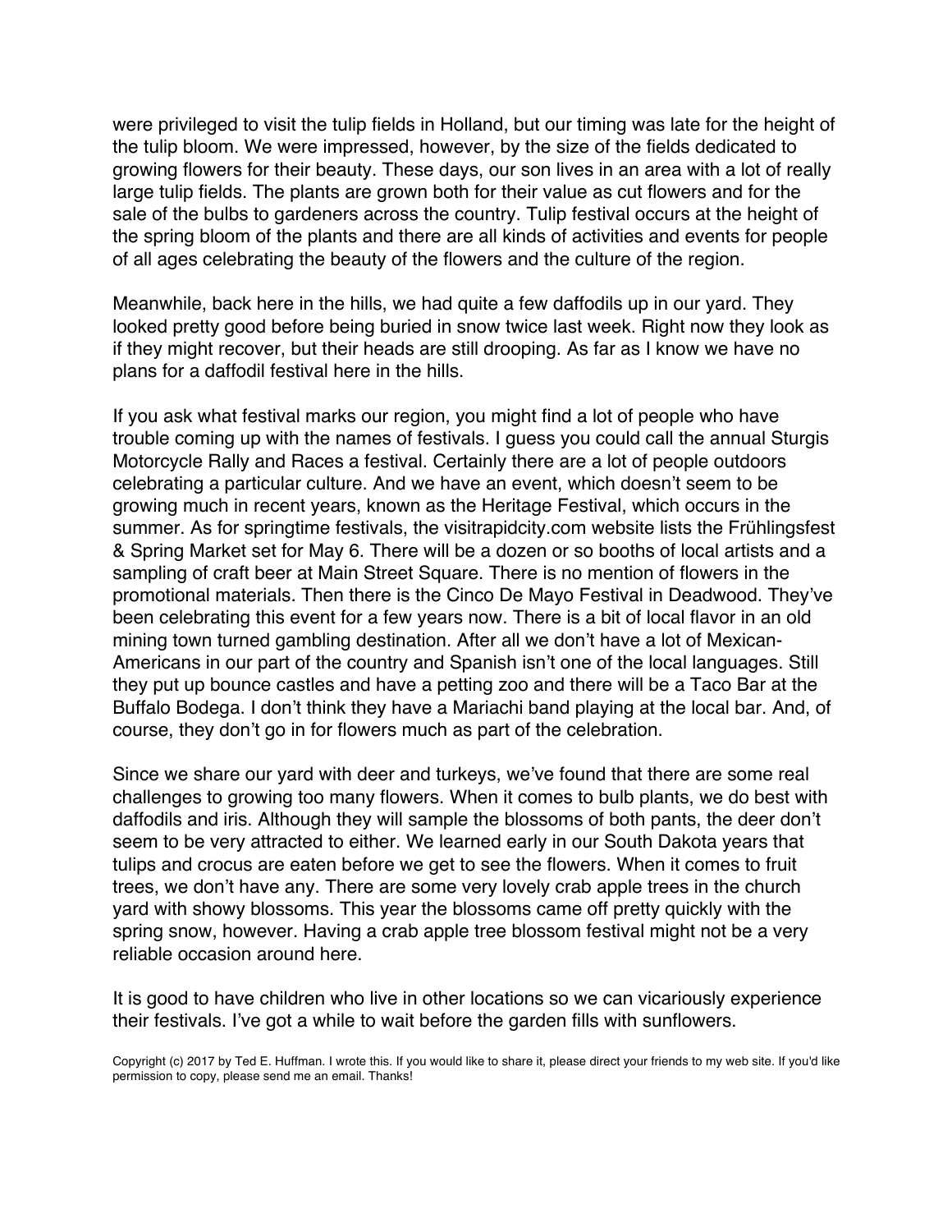were privileged to visit the tulip fields in Holland, but our timing was late for the height of the tulip bloom. We were impressed, however, by the size of the fields dedicated to growing flowers for their beauty. These days, our son lives in an area with a lot of really large tulip fields. The plants are grown both for their value as cut flowers and for the sale of the bulbs to gardeners across the country. Tulip festival occurs at the height of the spring bloom of the plants and there are all kinds of activities and events for people of all ages celebrating the beauty of the flowers and the culture of the region.

Meanwhile, back here in the hills, we had quite a few daffodils up in our yard. They looked pretty good before being buried in snow twice last week. Right now they look as if they might recover, but their heads are still drooping. As far as I know we have no plans for a daffodil festival here in the hills.

If you ask what festival marks our region, you might find a lot of people who have trouble coming up with the names of festivals. I guess you could call the annual Sturgis Motorcycle Rally and Races a festival. Certainly there are a lot of people outdoors celebrating a particular culture. And we have an event, which doesn't seem to be growing much in recent years, known as the Heritage Festival, which occurs in the summer. As for springtime festivals, the visitrapidcity.com website lists the Frühlingsfest & Spring Market set for May 6. There will be a dozen or so booths of local artists and a sampling of craft beer at Main Street Square. There is no mention of flowers in the promotional materials. Then there is the Cinco De Mayo Festival in Deadwood. They've been celebrating this event for a few years now. There is a bit of local flavor in an old mining town turned gambling destination. After all we don't have a lot of Mexican-Americans in our part of the country and Spanish isn't one of the local languages. Still they put up bounce castles and have a petting zoo and there will be a Taco Bar at the Buffalo Bodega. I don't think they have a Mariachi band playing at the local bar. And, of course, they don't go in for flowers much as part of the celebration.

Since we share our yard with deer and turkeys, we've found that there are some real challenges to growing too many flowers. When it comes to bulb plants, we do best with daffodils and iris. Although they will sample the blossoms of both pants, the deer don't seem to be very attracted to either. We learned early in our South Dakota years that tulips and crocus are eaten before we get to see the flowers. When it comes to fruit trees, we don't have any. There are some very lovely crab apple trees in the church yard with showy blossoms. This year the blossoms came off pretty quickly with the spring snow, however. Having a crab apple tree blossom festival might not be a very reliable occasion around here.

It is good to have children who live in other locations so we can vicariously experience their festivals. I've got a while to wait before the garden fills with sunflowers.

Copyright (c) 2017 by Ted E. Huffman. I wrote this. If you would like to share it, please direct your friends to my web site. If you'd like permission to copy, please send me an email. Thanks!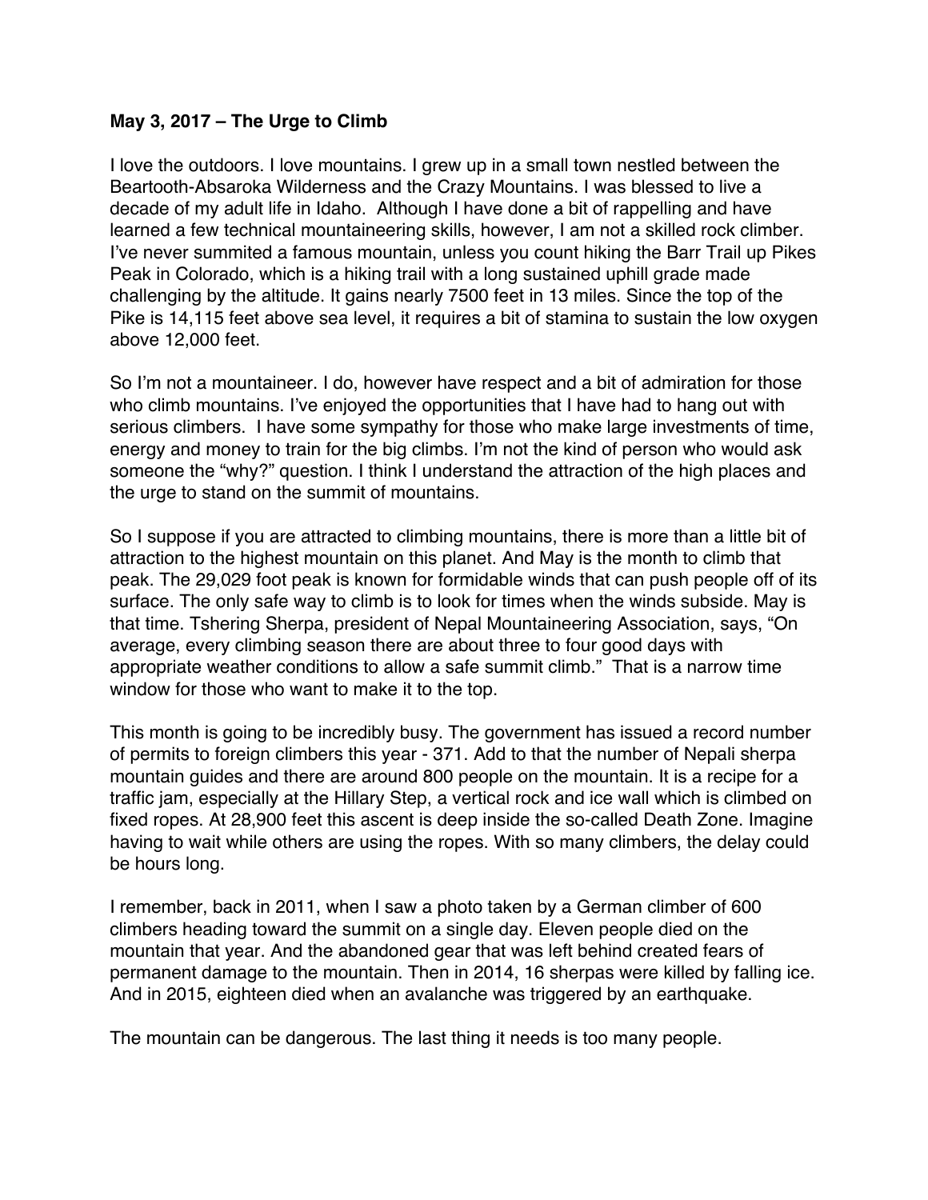**May 3, 2017 – The Urge to Climb**

I love the outdoors. I love mountains. I grew up in a small town nestled between the Beartooth-Absaroka Wilderness and the Crazy Mountains. I was blessed to live a decade of my adult life in Idaho. Although I have done a bit of rappelling and have learned a few technical mountaineering skills, however, I am not a skilled rock climber. I've never summited a famous mountain, unless you count hiking the Barr Trail up Pikes Peak in Colorado, which is a hiking trail with a long sustained uphill grade made challenging by the altitude. It gains nearly 7500 feet in 13 miles. Since the top of the Pike is 14,115 feet above sea level, it requires a bit of stamina to sustain the low oxygen above 12,000 feet.

So I'm not a mountaineer. I do, however have respect and a bit of admiration for those who climb mountains. I've enjoyed the opportunities that I have had to hang out with serious climbers. I have some sympathy for those who make large investments of time, energy and money to train for the big climbs. I'm not the kind of person who would ask someone the "why?" question. I think I understand the attraction of the high places and the urge to stand on the summit of mountains.

So I suppose if you are attracted to climbing mountains, there is more than a little bit of attraction to the highest mountain on this planet. And May is the month to climb that peak. The 29,029 foot peak is known for formidable winds that can push people off of its surface. The only safe way to climb is to look for times when the winds subside. May is that time. Tshering Sherpa, president of Nepal Mountaineering Association, says, "On average, every climbing season there are about three to four good days with appropriate weather conditions to allow a safe summit climb." That is a narrow time window for those who want to make it to the top.

This month is going to be incredibly busy. The government has issued a record number of permits to foreign climbers this year - 371. Add to that the number of Nepali sherpa mountain guides and there are around 800 people on the mountain. It is a recipe for a traffic jam, especially at the Hillary Step, a vertical rock and ice wall which is climbed on fixed ropes. At 28,900 feet this ascent is deep inside the so-called Death Zone. Imagine having to wait while others are using the ropes. With so many climbers, the delay could be hours long.

I remember, back in 2011, when I saw a photo taken by a German climber of 600 climbers heading toward the summit on a single day. Eleven people died on the mountain that year. And the abandoned gear that was left behind created fears of permanent damage to the mountain. Then in 2014, 16 sherpas were killed by falling ice. And in 2015, eighteen died when an avalanche was triggered by an earthquake.

The mountain can be dangerous. The last thing it needs is too many people.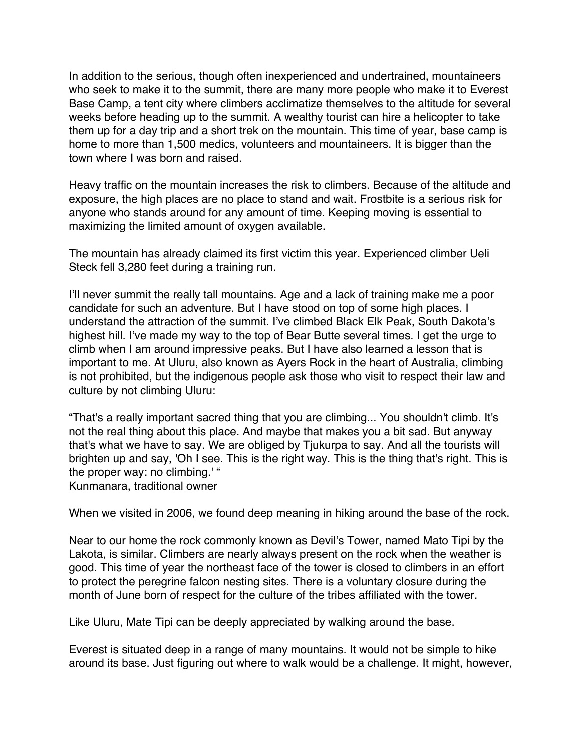In addition to the serious, though often inexperienced and undertrained, mountaineers who seek to make it to the summit, there are many more people who make it to Everest Base Camp, a tent city where climbers acclimatize themselves to the altitude for several weeks before heading up to the summit. A wealthy tourist can hire a helicopter to take them up for a day trip and a short trek on the mountain. This time of year, base camp is home to more than 1,500 medics, volunteers and mountaineers. It is bigger than the town where I was born and raised.

Heavy traffic on the mountain increases the risk to climbers. Because of the altitude and exposure, the high places are no place to stand and wait. Frostbite is a serious risk for anyone who stands around for any amount of time. Keeping moving is essential to maximizing the limited amount of oxygen available.

The mountain has already claimed its first victim this year. Experienced climber Ueli Steck fell 3,280 feet during a training run.

I'll never summit the really tall mountains. Age and a lack of training make me a poor candidate for such an adventure. But I have stood on top of some high places. I understand the attraction of the summit. I've climbed Black Elk Peak, South Dakota's highest hill. I've made my way to the top of Bear Butte several times. I get the urge to climb when I am around impressive peaks. But I have also learned a lesson that is important to me. At Uluru, also known as Ayers Rock in the heart of Australia, climbing is not prohibited, but the indigenous people ask those who visit to respect their law and culture by not climbing Uluru:

"That's a really important sacred thing that you are climbing... You shouldn't climb. It's not the real thing about this place. And maybe that makes you a bit sad. But anyway that's what we have to say. We are obliged by Tjukurpa to say. And all the tourists will brighten up and say, 'Oh I see. This is the right way. This is the thing that's right. This is the proper way: no climbing.' "
Kunmanara, traditional owner

When we visited in 2006, we found deep meaning in hiking around the base of the rock.

Near to our home the rock commonly known as Devil's Tower, named Mato Tipi by the Lakota, is similar. Climbers are nearly always present on the rock when the weather is good. This time of year the northeast face of the tower is closed to climbers in an effort to protect the peregrine falcon nesting sites. There is a voluntary closure during the month of June born of respect for the culture of the tribes affiliated with the tower.

Like Uluru, Mate Tipi can be deeply appreciated by walking around the base.

Everest is situated deep in a range of many mountains. It would not be simple to hike around its base. Just figuring out where to walk would be a challenge. It might, however,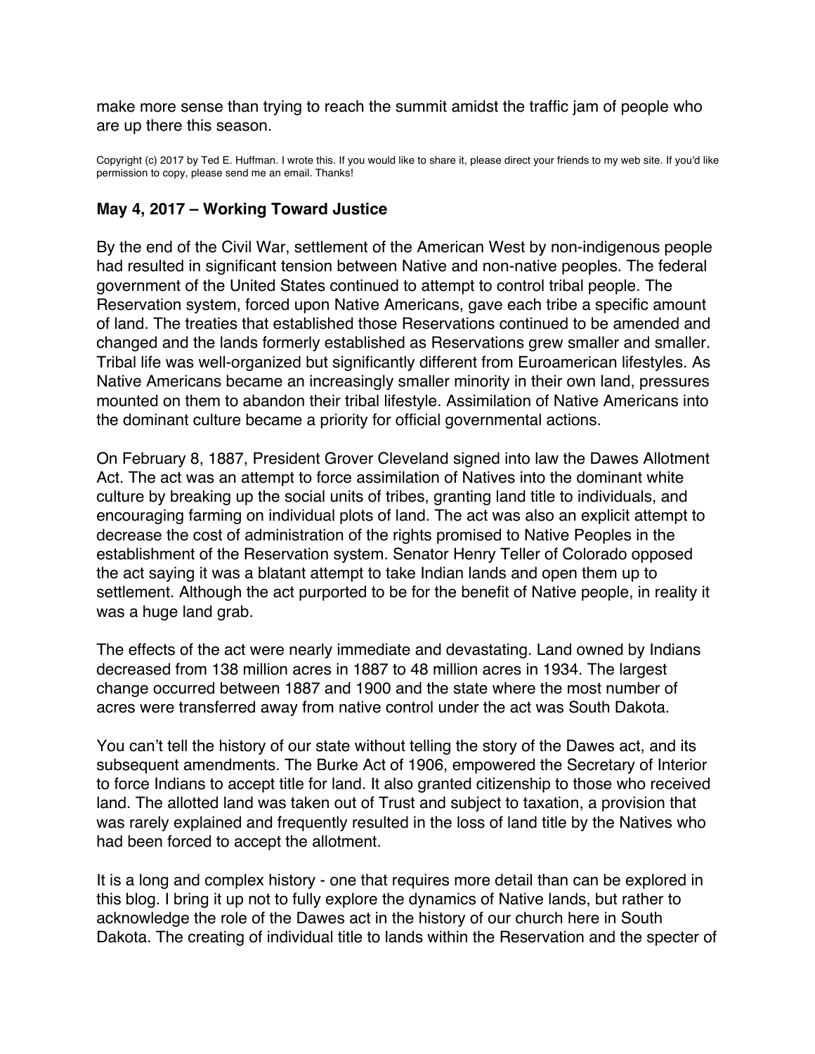make more sense than trying to reach the summit amidst the traffic jam of people who are up there this season.

Copyright (c) 2017 by Ted E. Huffman. I wrote this. If you would like to share it, please direct your friends to my web site. If you'd like permission to copy, please send me an email. Thanks!

### May 4, 2017 – Working Toward Justice

By the end of the Civil War, settlement of the American West by non-indigenous people had resulted in significant tension between Native and non-native peoples. The federal government of the United States continued to attempt to control tribal people. The Reservation system, forced upon Native Americans, gave each tribe a specific amount of land. The treaties that established those Reservations continued to be amended and changed and the lands formerly established as Reservations grew smaller and smaller. Tribal life was well-organized but significantly different from Euroamerican lifestyles. As Native Americans became an increasingly smaller minority in their own land, pressures mounted on them to abandon their tribal lifestyle. Assimilation of Native Americans into the dominant culture became a priority for official governmental actions.

On February 8, 1887, President Grover Cleveland signed into law the Dawes Allotment Act. The act was an attempt to force assimilation of Natives into the dominant white culture by breaking up the social units of tribes, granting land title to individuals, and encouraging farming on individual plots of land. The act was also an explicit attempt to decrease the cost of administration of the rights promised to Native Peoples in the establishment of the Reservation system. Senator Henry Teller of Colorado opposed the act saying it was a blatant attempt to take Indian lands and open them up to settlement. Although the act purported to be for the benefit of Native people, in reality it was a huge land grab.

The effects of the act were nearly immediate and devastating. Land owned by Indians decreased from 138 million acres in 1887 to 48 million acres in 1934. The largest change occurred between 1887 and 1900 and the state where the most number of acres were transferred away from native control under the act was South Dakota.

You can't tell the history of our state without telling the story of the Dawes act, and its subsequent amendments. The Burke Act of 1906, empowered the Secretary of Interior to force Indians to accept title for land. It also granted citizenship to those who received land. The allotted land was taken out of Trust and subject to taxation, a provision that was rarely explained and frequently resulted in the loss of land title by the Natives who had been forced to accept the allotment.

It is a long and complex history - one that requires more detail than can be explored in this blog. I bring it up not to fully explore the dynamics of Native lands, but rather to acknowledge the role of the Dawes act in the history of our church here in South Dakota. The creating of individual title to lands within the Reservation and the specter of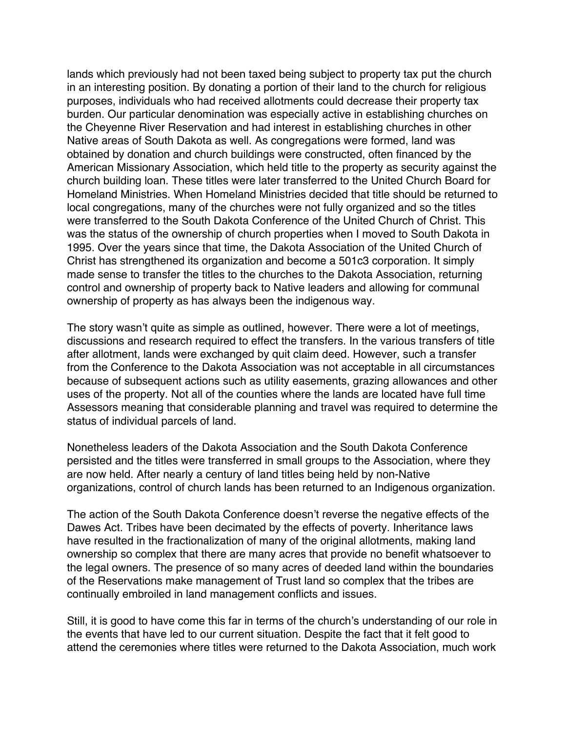lands which previously had not been taxed being subject to property tax put the church in an interesting position. By donating a portion of their land to the church for religious purposes, individuals who had received allotments could decrease their property tax burden. Our particular denomination was especially active in establishing churches on the Cheyenne River Reservation and had interest in establishing churches in other Native areas of South Dakota as well. As congregations were formed, land was obtained by donation and church buildings were constructed, often financed by the American Missionary Association, which held title to the property as security against the church building loan. These titles were later transferred to the United Church Board for Homeland Ministries. When Homeland Ministries decided that title should be returned to local congregations, many of the churches were not fully organized and so the titles were transferred to the South Dakota Conference of the United Church of Christ. This was the status of the ownership of church properties when I moved to South Dakota in 1995. Over the years since that time, the Dakota Association of the United Church of Christ has strengthened its organization and become a 501c3 corporation. It simply made sense to transfer the titles to the churches to the Dakota Association, returning control and ownership of property back to Native leaders and allowing for communal ownership of property as has always been the indigenous way.

The story wasn't quite as simple as outlined, however. There were a lot of meetings, discussions and research required to effect the transfers. In the various transfers of title after allotment, lands were exchanged by quit claim deed. However, such a transfer from the Conference to the Dakota Association was not acceptable in all circumstances because of subsequent actions such as utility easements, grazing allowances and other uses of the property. Not all of the counties where the lands are located have full time Assessors meaning that considerable planning and travel was required to determine the status of individual parcels of land.

Nonetheless leaders of the Dakota Association and the South Dakota Conference persisted and the titles were transferred in small groups to the Association, where they are now held. After nearly a century of land titles being held by non-Native organizations, control of church lands has been returned to an Indigenous organization.

The action of the South Dakota Conference doesn't reverse the negative effects of the Dawes Act. Tribes have been decimated by the effects of poverty. Inheritance laws have resulted in the fractionalization of many of the original allotments, making land ownership so complex that there are many acres that provide no benefit whatsoever to the legal owners. The presence of so many acres of deeded land within the boundaries of the Reservations make management of Trust land so complex that the tribes are continually embroiled in land management conflicts and issues.

Still, it is good to have come this far in terms of the church's understanding of our role in the events that have led to our current situation. Despite the fact that it felt good to attend the ceremonies where titles were returned to the Dakota Association, much work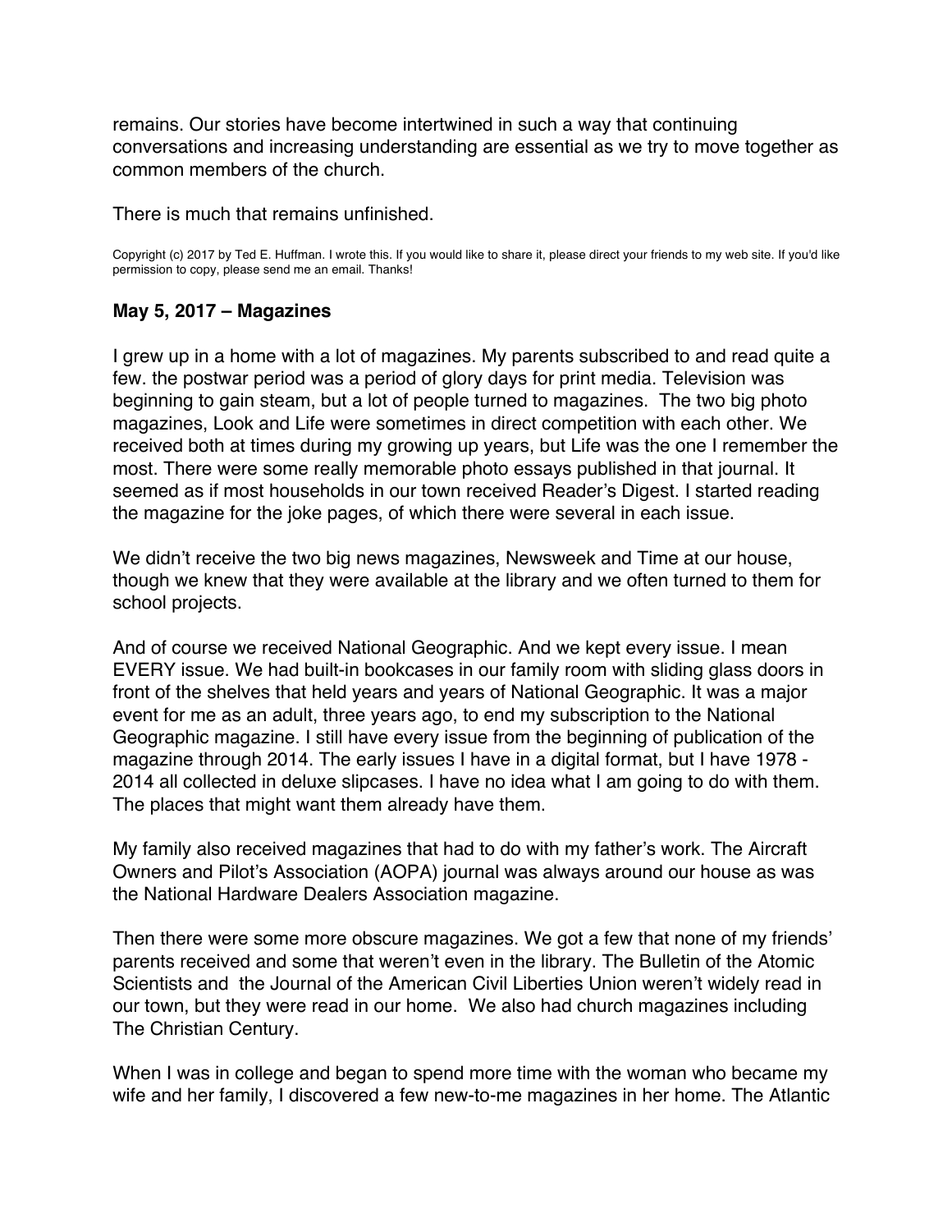remains. Our stories have become intertwined in such a way that continuing conversations and increasing understanding are essential as we try to move together as common members of the church.

There is much that remains unfinished.

Copyright (c) 2017 by Ted E. Huffman. I wrote this. If you would like to share it, please direct your friends to my web site. If you'd like permission to copy, please send me an email. Thanks!

### May 5, 2017 – Magazines

I grew up in a home with a lot of magazines. My parents subscribed to and read quite a few. the postwar period was a period of glory days for print media. Television was beginning to gain steam, but a lot of people turned to magazines. The two big photo magazines, Look and Life were sometimes in direct competition with each other. We received both at times during my growing up years, but Life was the one I remember the most. There were some really memorable photo essays published in that journal. It seemed as if most households in our town received Reader's Digest. I started reading the magazine for the joke pages, of which there were several in each issue.

We didn't receive the two big news magazines, Newsweek and Time at our house, though we knew that they were available at the library and we often turned to them for school projects.

And of course we received National Geographic. And we kept every issue. I mean EVERY issue. We had built-in bookcases in our family room with sliding glass doors in front of the shelves that held years and years of National Geographic. It was a major event for me as an adult, three years ago, to end my subscription to the National Geographic magazine. I still have every issue from the beginning of publication of the magazine through 2014. The early issues I have in a digital format, but I have 1978 - 2014 all collected in deluxe slipcases. I have no idea what I am going to do with them. The places that might want them already have them.

My family also received magazines that had to do with my father's work. The Aircraft Owners and Pilot's Association (AOPA) journal was always around our house as was the National Hardware Dealers Association magazine.

Then there were some more obscure magazines. We got a few that none of my friends' parents received and some that weren't even in the library. The Bulletin of the Atomic Scientists and the Journal of the American Civil Liberties Union weren't widely read in our town, but they were read in our home. We also had church magazines including The Christian Century.

When I was in college and began to spend more time with the woman who became my wife and her family, I discovered a few new-to-me magazines in her home. The Atlantic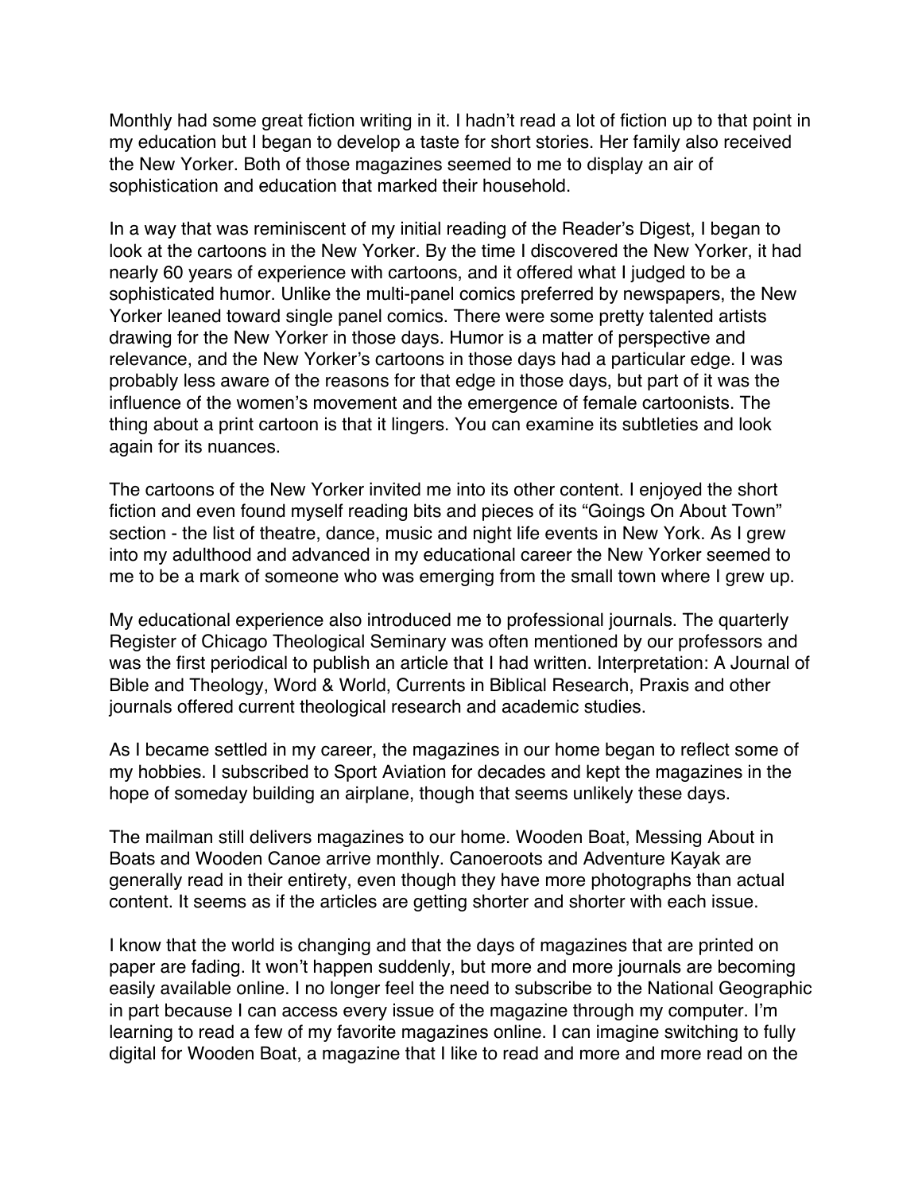Monthly had some great fiction writing in it. I hadn't read a lot of fiction up to that point in my education but I began to develop a taste for short stories. Her family also received the New Yorker. Both of those magazines seemed to me to display an air of sophistication and education that marked their household.

In a way that was reminiscent of my initial reading of the Reader's Digest, I began to look at the cartoons in the New Yorker. By the time I discovered the New Yorker, it had nearly 60 years of experience with cartoons, and it offered what I judged to be a sophisticated humor. Unlike the multi-panel comics preferred by newspapers, the New Yorker leaned toward single panel comics. There were some pretty talented artists drawing for the New Yorker in those days. Humor is a matter of perspective and relevance, and the New Yorker's cartoons in those days had a particular edge. I was probably less aware of the reasons for that edge in those days, but part of it was the influence of the women's movement and the emergence of female cartoonists. The thing about a print cartoon is that it lingers. You can examine its subtleties and look again for its nuances.

The cartoons of the New Yorker invited me into its other content. I enjoyed the short fiction and even found myself reading bits and pieces of its "Goings On About Town" section - the list of theatre, dance, music and night life events in New York. As I grew into my adulthood and advanced in my educational career the New Yorker seemed to me to be a mark of someone who was emerging from the small town where I grew up.

My educational experience also introduced me to professional journals. The quarterly Register of Chicago Theological Seminary was often mentioned by our professors and was the first periodical to publish an article that I had written. Interpretation: A Journal of Bible and Theology, Word & World, Currents in Biblical Research, Praxis and other journals offered current theological research and academic studies.

As I became settled in my career, the magazines in our home began to reflect some of my hobbies. I subscribed to Sport Aviation for decades and kept the magazines in the hope of someday building an airplane, though that seems unlikely these days.

The mailman still delivers magazines to our home. Wooden Boat, Messing About in Boats and Wooden Canoe arrive monthly. Canoeroots and Adventure Kayak are generally read in their entirety, even though they have more photographs than actual content. It seems as if the articles are getting shorter and shorter with each issue.

I know that the world is changing and that the days of magazines that are printed on paper are fading. It won't happen suddenly, but more and more journals are becoming easily available online. I no longer feel the need to subscribe to the National Geographic in part because I can access every issue of the magazine through my computer. I'm learning to read a few of my favorite magazines online. I can imagine switching to fully digital for Wooden Boat, a magazine that I like to read and more and more read on the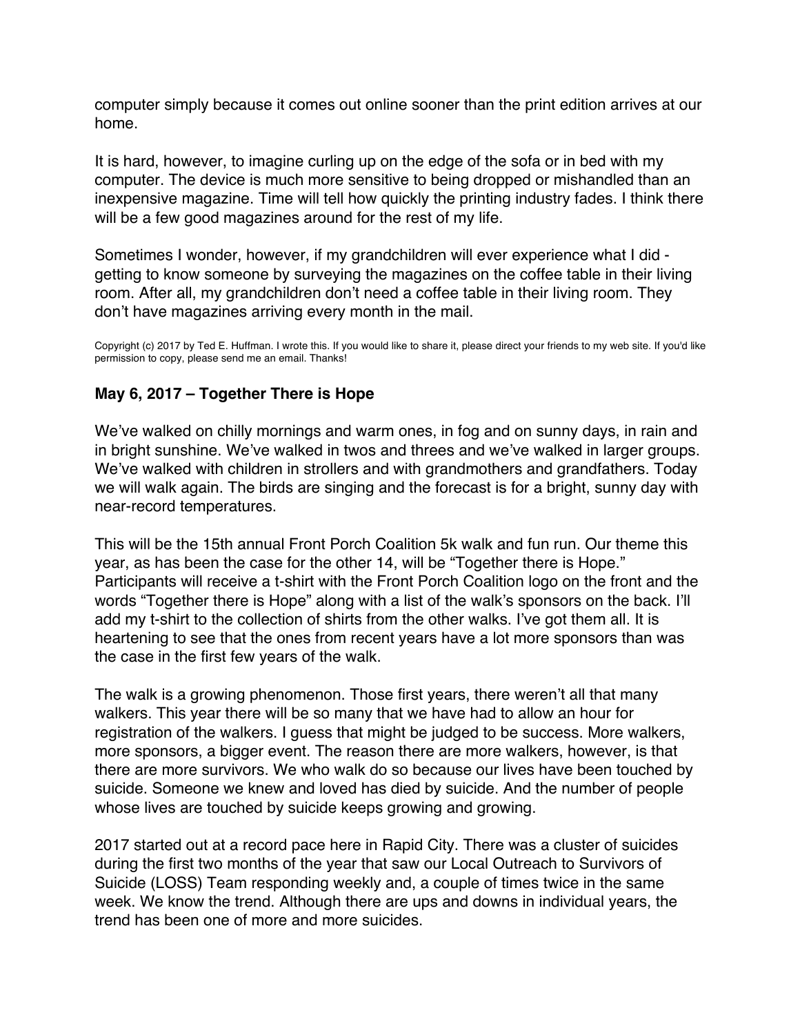computer simply because it comes out online sooner than the print edition arrives at our home.

It is hard, however, to imagine curling up on the edge of the sofa or in bed with my computer. The device is much more sensitive to being dropped or mishandled than an inexpensive magazine. Time will tell how quickly the printing industry fades. I think there will be a few good magazines around for the rest of my life.

Sometimes I wonder, however, if my grandchildren will ever experience what I did - getting to know someone by surveying the magazines on the coffee table in their living room. After all, my grandchildren don't need a coffee table in their living room. They don't have magazines arriving every month in the mail.

Copyright (c) 2017 by Ted E. Huffman. I wrote this. If you would like to share it, please direct your friends to my web site. If you'd like permission to copy, please send me an email. Thanks!

### May 6, 2017 – Together There is Hope

We've walked on chilly mornings and warm ones, in fog and on sunny days, in rain and in bright sunshine. We've walked in twos and threes and we've walked in larger groups. We've walked with children in strollers and with grandmothers and grandfathers. Today we will walk again. The birds are singing and the forecast is for a bright, sunny day with near-record temperatures.

This will be the 15th annual Front Porch Coalition 5k walk and fun run. Our theme this year, as has been the case for the other 14, will be "Together there is Hope." Participants will receive a t-shirt with the Front Porch Coalition logo on the front and the words "Together there is Hope" along with a list of the walk's sponsors on the back. I'll add my t-shirt to the collection of shirts from the other walks. I've got them all. It is heartening to see that the ones from recent years have a lot more sponsors than was the case in the first few years of the walk.

The walk is a growing phenomenon. Those first years, there weren't all that many walkers. This year there will be so many that we have had to allow an hour for registration of the walkers. I guess that might be judged to be success. More walkers, more sponsors, a bigger event. The reason there are more walkers, however, is that there are more survivors. We who walk do so because our lives have been touched by suicide. Someone we knew and loved has died by suicide. And the number of people whose lives are touched by suicide keeps growing and growing.

2017 started out at a record pace here in Rapid City. There was a cluster of suicides during the first two months of the year that saw our Local Outreach to Survivors of Suicide (LOSS) Team responding weekly and, a couple of times twice in the same week. We know the trend. Although there are ups and downs in individual years, the trend has been one of more and more suicides.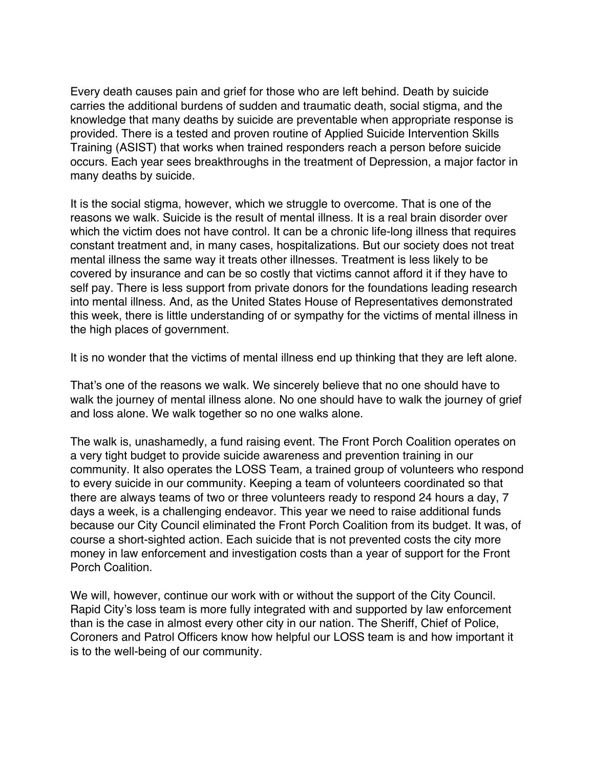Every death causes pain and grief for those who are left behind. Death by suicide carries the additional burdens of sudden and traumatic death, social stigma, and the knowledge that many deaths by suicide are preventable when appropriate response is provided. There is a tested and proven routine of Applied Suicide Intervention Skills Training (ASIST) that works when trained responders reach a person before suicide occurs. Each year sees breakthroughs in the treatment of Depression, a major factor in many deaths by suicide.

It is the social stigma, however, which we struggle to overcome. That is one of the reasons we walk. Suicide is the result of mental illness. It is a real brain disorder over which the victim does not have control. It can be a chronic life-long illness that requires constant treatment and, in many cases, hospitalizations. But our society does not treat mental illness the same way it treats other illnesses. Treatment is less likely to be covered by insurance and can be so costly that victims cannot afford it if they have to self pay. There is less support from private donors for the foundations leading research into mental illness. And, as the United States House of Representatives demonstrated this week, there is little understanding of or sympathy for the victims of mental illness in the high places of government.

It is no wonder that the victims of mental illness end up thinking that they are left alone.

That's one of the reasons we walk. We sincerely believe that no one should have to walk the journey of mental illness alone. No one should have to walk the journey of grief and loss alone. We walk together so no one walks alone.

The walk is, unashamedly, a fund raising event. The Front Porch Coalition operates on a very tight budget to provide suicide awareness and prevention training in our community. It also operates the LOSS Team, a trained group of volunteers who respond to every suicide in our community. Keeping a team of volunteers coordinated so that there are always teams of two or three volunteers ready to respond 24 hours a day, 7 days a week, is a challenging endeavor. This year we need to raise additional funds because our City Council eliminated the Front Porch Coalition from its budget. It was, of course a short-sighted action. Each suicide that is not prevented costs the city more money in law enforcement and investigation costs than a year of support for the Front Porch Coalition.

We will, however, continue our work with or without the support of the City Council. Rapid City's loss team is more fully integrated with and supported by law enforcement than is the case in almost every other city in our nation. The Sheriff, Chief of Police, Coroners and Patrol Officers know how helpful our LOSS team is and how important it is to the well-being of our community.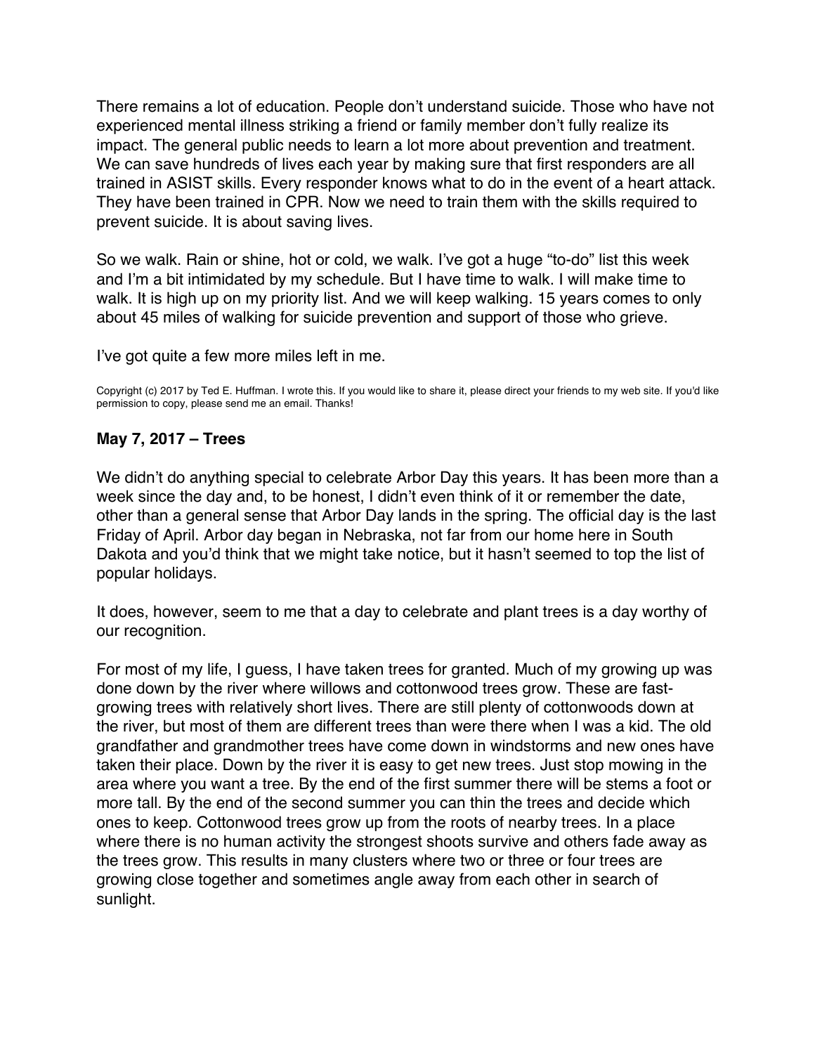There remains a lot of education. People don't understand suicide. Those who have not experienced mental illness striking a friend or family member don't fully realize its impact. The general public needs to learn a lot more about prevention and treatment. We can save hundreds of lives each year by making sure that first responders are all trained in ASIST skills. Every responder knows what to do in the event of a heart attack. They have been trained in CPR. Now we need to train them with the skills required to prevent suicide. It is about saving lives.

So we walk. Rain or shine, hot or cold, we walk. I've got a huge "to-do" list this week and I'm a bit intimidated by my schedule. But I have time to walk. I will make time to walk. It is high up on my priority list. And we will keep walking. 15 years comes to only about 45 miles of walking for suicide prevention and support of those who grieve.

I've got quite a few more miles left in me.

Copyright (c) 2017 by Ted E. Huffman. I wrote this. If you would like to share it, please direct your friends to my web site. If you'd like permission to copy, please send me an email. Thanks!

### May 7, 2017 – Trees

We didn't do anything special to celebrate Arbor Day this years. It has been more than a week since the day and, to be honest, I didn't even think of it or remember the date, other than a general sense that Arbor Day lands in the spring. The official day is the last Friday of April. Arbor day began in Nebraska, not far from our home here in South Dakota and you'd think that we might take notice, but it hasn't seemed to top the list of popular holidays.

It does, however, seem to me that a day to celebrate and plant trees is a day worthy of our recognition.

For most of my life, I guess, I have taken trees for granted. Much of my growing up was done down by the river where willows and cottonwood trees grow. These are fast-growing trees with relatively short lives. There are still plenty of cottonwoods down at the river, but most of them are different trees than were there when I was a kid. The old grandfather and grandmother trees have come down in windstorms and new ones have taken their place. Down by the river it is easy to get new trees. Just stop mowing in the area where you want a tree. By the end of the first summer there will be stems a foot or more tall. By the end of the second summer you can thin the trees and decide which ones to keep. Cottonwood trees grow up from the roots of nearby trees. In a place where there is no human activity the strongest shoots survive and others fade away as the trees grow. This results in many clusters where two or three or four trees are growing close together and sometimes angle away from each other in search of sunlight.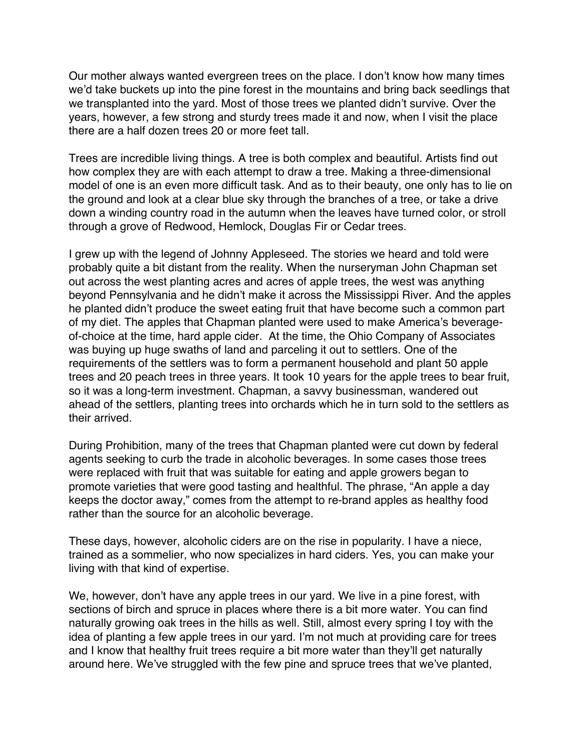Our mother always wanted evergreen trees on the place. I don't know how many times we'd take buckets up into the pine forest in the mountains and bring back seedlings that we transplanted into the yard. Most of those trees we planted didn't survive. Over the years, however, a few strong and sturdy trees made it and now, when I visit the place there are a half dozen trees 20 or more feet tall.

Trees are incredible living things. A tree is both complex and beautiful. Artists find out how complex they are with each attempt to draw a tree. Making a three-dimensional model of one is an even more difficult task. And as to their beauty, one only has to lie on the ground and look at a clear blue sky through the branches of a tree, or take a drive down a winding country road in the autumn when the leaves have turned color, or stroll through a grove of Redwood, Hemlock, Douglas Fir or Cedar trees.

I grew up with the legend of Johnny Appleseed. The stories we heard and told were probably quite a bit distant from the reality. When the nurseryman John Chapman set out across the west planting acres and acres of apple trees, the west was anything beyond Pennsylvania and he didn't make it across the Mississippi River. And the apples he planted didn't produce the sweet eating fruit that have become such a common part of my diet. The apples that Chapman planted were used to make America's beverage-of-choice at the time, hard apple cider. At the time, the Ohio Company of Associates was buying up huge swaths of land and parceling it out to settlers. One of the requirements of the settlers was to form a permanent household and plant 50 apple trees and 20 peach trees in three years. It took 10 years for the apple trees to bear fruit, so it was a long-term investment. Chapman, a savvy businessman, wandered out ahead of the settlers, planting trees into orchards which he in turn sold to the settlers as their arrived.

During Prohibition, many of the trees that Chapman planted were cut down by federal agents seeking to curb the trade in alcoholic beverages. In some cases those trees were replaced with fruit that was suitable for eating and apple growers began to promote varieties that were good tasting and healthful. The phrase, "An apple a day keeps the doctor away," comes from the attempt to re-brand apples as healthy food rather than the source for an alcoholic beverage.

These days, however, alcoholic ciders are on the rise in popularity. I have a niece, trained as a sommelier, who now specializes in hard ciders. Yes, you can make your living with that kind of expertise.

We, however, don't have any apple trees in our yard. We live in a pine forest, with sections of birch and spruce in places where there is a bit more water. You can find naturally growing oak trees in the hills as well. Still, almost every spring I toy with the idea of planting a few apple trees in our yard. I'm not much at providing care for trees and I know that healthy fruit trees require a bit more water than they'll get naturally around here. We've struggled with the few pine and spruce trees that we've planted,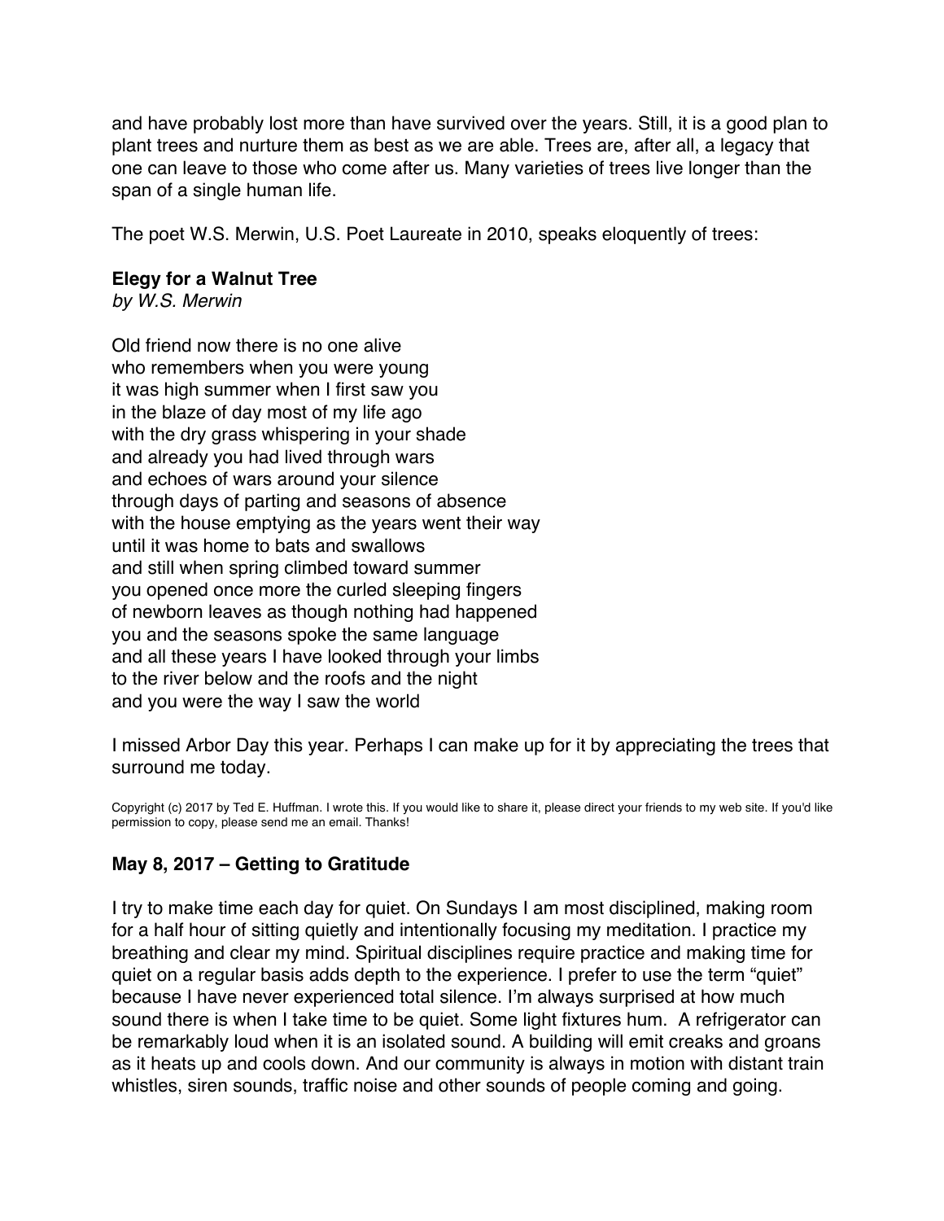and have probably lost more than have survived over the years. Still, it is a good plan to plant trees and nurture them as best as we are able. Trees are, after all, a legacy that one can leave to those who come after us. Many varieties of trees live longer than the span of a single human life.

The poet W.S. Merwin, U.S. Poet Laureate in 2010, speaks eloquently of trees:

**Elegy for a Walnut Tree**
*by W.S. Merwin*

Old friend now there is no one alive
who remembers when you were young
it was high summer when I first saw you
in the blaze of day most of my life ago
with the dry grass whispering in your shade
and already you had lived through wars
and echoes of wars around your silence
through days of parting and seasons of absence
with the house emptying as the years went their way
until it was home to bats and swallows
and still when spring climbed toward summer
you opened once more the curled sleeping fingers
of newborn leaves as though nothing had happened
you and the seasons spoke the same language
and all these years I have looked through your limbs
to the river below and the roofs and the night
and you were the way I saw the world

I missed Arbor Day this year. Perhaps I can make up for it by appreciating the trees that surround me today.

Copyright (c) 2017 by Ted E. Huffman. I wrote this. If you would like to share it, please direct your friends to my web site. If you'd like permission to copy, please send me an email. Thanks!

### May 8, 2017 – Getting to Gratitude

I try to make time each day for quiet. On Sundays I am most disciplined, making room for a half hour of sitting quietly and intentionally focusing my meditation. I practice my breathing and clear my mind. Spiritual disciplines require practice and making time for quiet on a regular basis adds depth to the experience. I prefer to use the term "quiet" because I have never experienced total silence. I'm always surprised at how much sound there is when I take time to be quiet. Some light fixtures hum. A refrigerator can be remarkably loud when it is an isolated sound. A building will emit creaks and groans as it heats up and cools down. And our community is always in motion with distant train whistles, siren sounds, traffic noise and other sounds of people coming and going.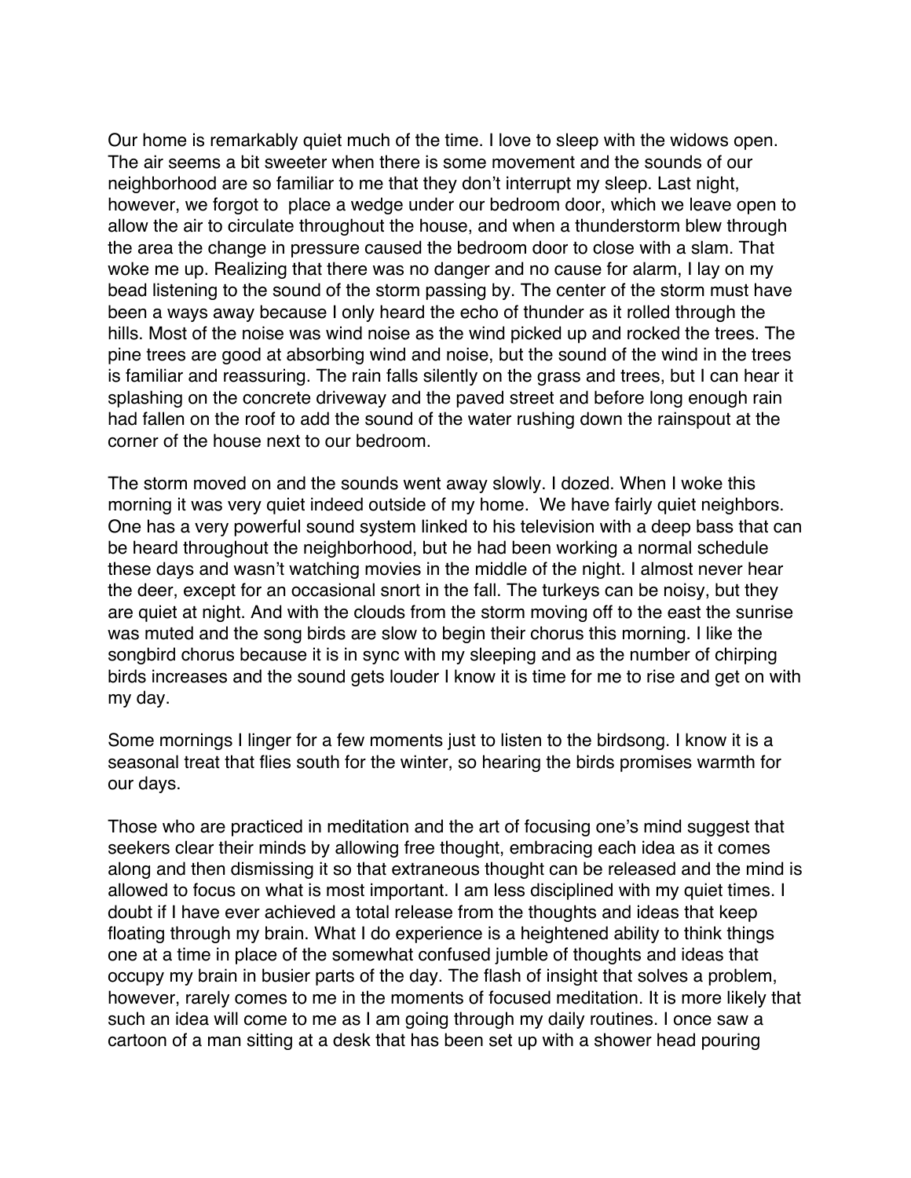Our home is remarkably quiet much of the time. I love to sleep with the widows open. The air seems a bit sweeter when there is some movement and the sounds of our neighborhood are so familiar to me that they don't interrupt my sleep. Last night, however, we forgot to  place a wedge under our bedroom door, which we leave open to allow the air to circulate throughout the house, and when a thunderstorm blew through the area the change in pressure caused the bedroom door to close with a slam. That woke me up. Realizing that there was no danger and no cause for alarm, I lay on my bead listening to the sound of the storm passing by. The center of the storm must have been a ways away because I only heard the echo of thunder as it rolled through the hills. Most of the noise was wind noise as the wind picked up and rocked the trees. The pine trees are good at absorbing wind and noise, but the sound of the wind in the trees is familiar and reassuring. The rain falls silently on the grass and trees, but I can hear it splashing on the concrete driveway and the paved street and before long enough rain had fallen on the roof to add the sound of the water rushing down the rainspout at the corner of the house next to our bedroom.

The storm moved on and the sounds went away slowly. I dozed. When I woke this morning it was very quiet indeed outside of my home.  We have fairly quiet neighbors. One has a very powerful sound system linked to his television with a deep bass that can be heard throughout the neighborhood, but he had been working a normal schedule these days and wasn't watching movies in the middle of the night. I almost never hear the deer, except for an occasional snort in the fall. The turkeys can be noisy, but they are quiet at night. And with the clouds from the storm moving off to the east the sunrise was muted and the song birds are slow to begin their chorus this morning. I like the songbird chorus because it is in sync with my sleeping and as the number of chirping birds increases and the sound gets louder I know it is time for me to rise and get on with my day.

Some mornings I linger for a few moments just to listen to the birdsong. I know it is a seasonal treat that flies south for the winter, so hearing the birds promises warmth for our days.

Those who are practiced in meditation and the art of focusing one's mind suggest that seekers clear their minds by allowing free thought, embracing each idea as it comes along and then dismissing it so that extraneous thought can be released and the mind is allowed to focus on what is most important. I am less disciplined with my quiet times. I doubt if I have ever achieved a total release from the thoughts and ideas that keep floating through my brain. What I do experience is a heightened ability to think things one at a time in place of the somewhat confused jumble of thoughts and ideas that occupy my brain in busier parts of the day. The flash of insight that solves a problem, however, rarely comes to me in the moments of focused meditation. It is more likely that such an idea will come to me as I am going through my daily routines. I once saw a cartoon of a man sitting at a desk that has been set up with a shower head pouring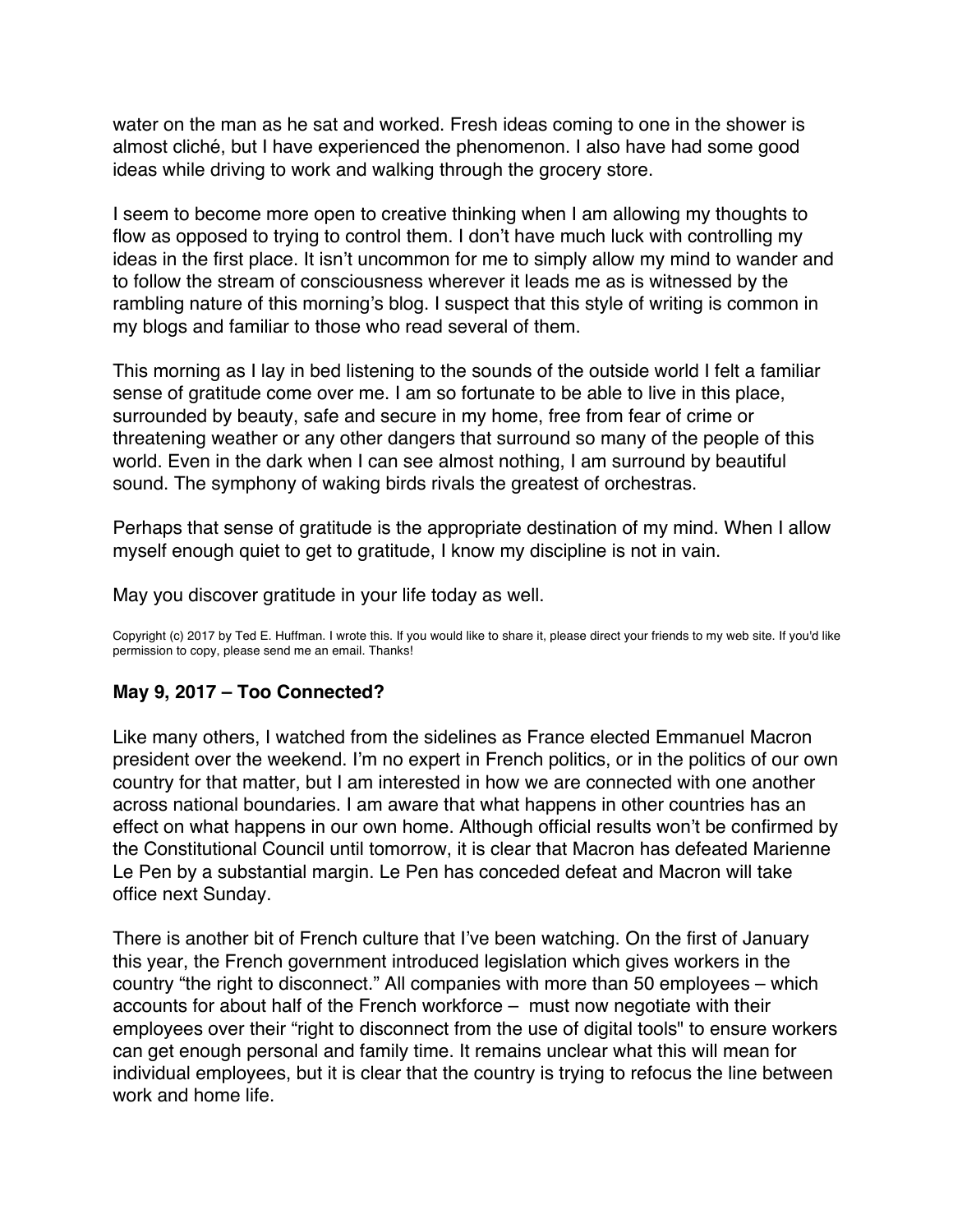water on the man as he sat and worked. Fresh ideas coming to one in the shower is almost cliché, but I have experienced the phenomenon. I also have had some good ideas while driving to work and walking through the grocery store.

I seem to become more open to creative thinking when I am allowing my thoughts to flow as opposed to trying to control them. I don't have much luck with controlling my ideas in the first place. It isn't uncommon for me to simply allow my mind to wander and to follow the stream of consciousness wherever it leads me as is witnessed by the rambling nature of this morning's blog. I suspect that this style of writing is common in my blogs and familiar to those who read several of them.

This morning as I lay in bed listening to the sounds of the outside world I felt a familiar sense of gratitude come over me. I am so fortunate to be able to live in this place, surrounded by beauty, safe and secure in my home, free from fear of crime or threatening weather or any other dangers that surround so many of the people of this world. Even in the dark when I can see almost nothing, I am surround by beautiful sound. The symphony of waking birds rivals the greatest of orchestras.

Perhaps that sense of gratitude is the appropriate destination of my mind. When I allow myself enough quiet to get to gratitude, I know my discipline is not in vain.

May you discover gratitude in your life today as well.

Copyright (c) 2017 by Ted E. Huffman. I wrote this. If you would like to share it, please direct your friends to my web site. If you'd like permission to copy, please send me an email. Thanks!

### May 9, 2017 – Too Connected?

Like many others, I watched from the sidelines as France elected Emmanuel Macron president over the weekend. I'm no expert in French politics, or in the politics of our own country for that matter, but I am interested in how we are connected with one another across national boundaries. I am aware that what happens in other countries has an effect on what happens in our own home. Although official results won't be confirmed by the Constitutional Council until tomorrow, it is clear that Macron has defeated Marienne Le Pen by a substantial margin. Le Pen has conceded defeat and Macron will take office next Sunday.

There is another bit of French culture that I've been watching. On the first of January this year, the French government introduced legislation which gives workers in the country "the right to disconnect." All companies with more than 50 employees – which accounts for about half of the French workforce – must now negotiate with their employees over their "right to disconnect from the use of digital tools" to ensure workers can get enough personal and family time. It remains unclear what this will mean for individual employees, but it is clear that the country is trying to refocus the line between work and home life.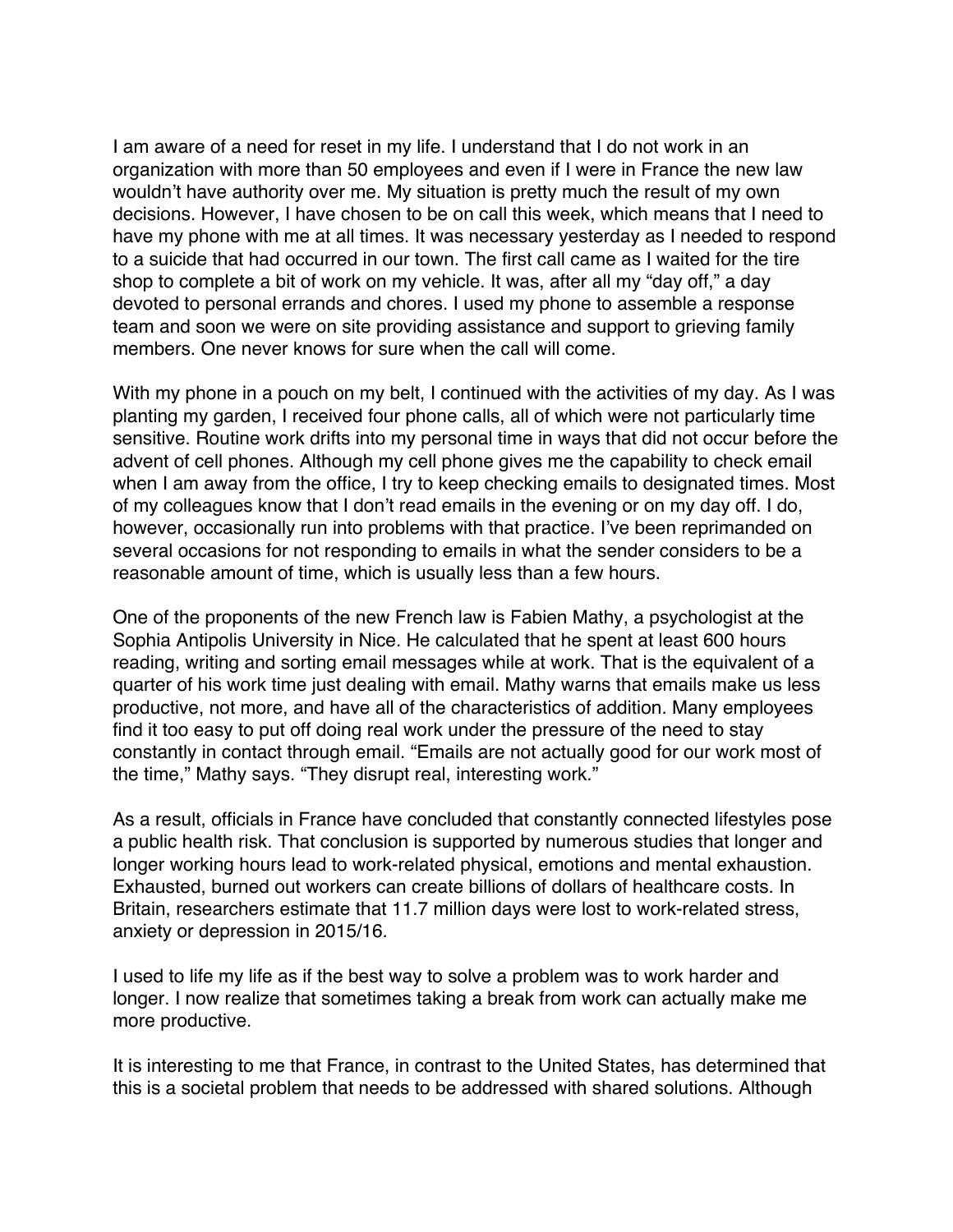I am aware of a need for reset in my life. I understand that I do not work in an organization with more than 50 employees and even if I were in France the new law wouldn't have authority over me. My situation is pretty much the result of my own decisions. However, I have chosen to be on call this week, which means that I need to have my phone with me at all times. It was necessary yesterday as I needed to respond to a suicide that had occurred in our town. The first call came as I waited for the tire shop to complete a bit of work on my vehicle. It was, after all my "day off," a day devoted to personal errands and chores. I used my phone to assemble a response team and soon we were on site providing assistance and support to grieving family members. One never knows for sure when the call will come.

With my phone in a pouch on my belt, I continued with the activities of my day. As I was planting my garden, I received four phone calls, all of which were not particularly time sensitive. Routine work drifts into my personal time in ways that did not occur before the advent of cell phones. Although my cell phone gives me the capability to check email when I am away from the office, I try to keep checking emails to designated times. Most of my colleagues know that I don't read emails in the evening or on my day off. I do, however, occasionally run into problems with that practice. I've been reprimanded on several occasions for not responding to emails in what the sender considers to be a reasonable amount of time, which is usually less than a few hours.

One of the proponents of the new French law is Fabien Mathy, a psychologist at the Sophia Antipolis University in Nice. He calculated that he spent at least 600 hours reading, writing and sorting email messages while at work. That is the equivalent of a quarter of his work time just dealing with email. Mathy warns that emails make us less productive, not more, and have all of the characteristics of addition. Many employees find it too easy to put off doing real work under the pressure of the need to stay constantly in contact through email. "Emails are not actually good for our work most of the time," Mathy says. "They disrupt real, interesting work."

As a result, officials in France have concluded that constantly connected lifestyles pose a public health risk. That conclusion is supported by numerous studies that longer and longer working hours lead to work-related physical, emotions and mental exhaustion. Exhausted, burned out workers can create billions of dollars of healthcare costs. In Britain, researchers estimate that 11.7 million days were lost to work-related stress, anxiety or depression in 2015/16.

I used to life my life as if the best way to solve a problem was to work harder and longer. I now realize that sometimes taking a break from work can actually make me more productive.

It is interesting to me that France, in contrast to the United States, has determined that this is a societal problem that needs to be addressed with shared solutions. Although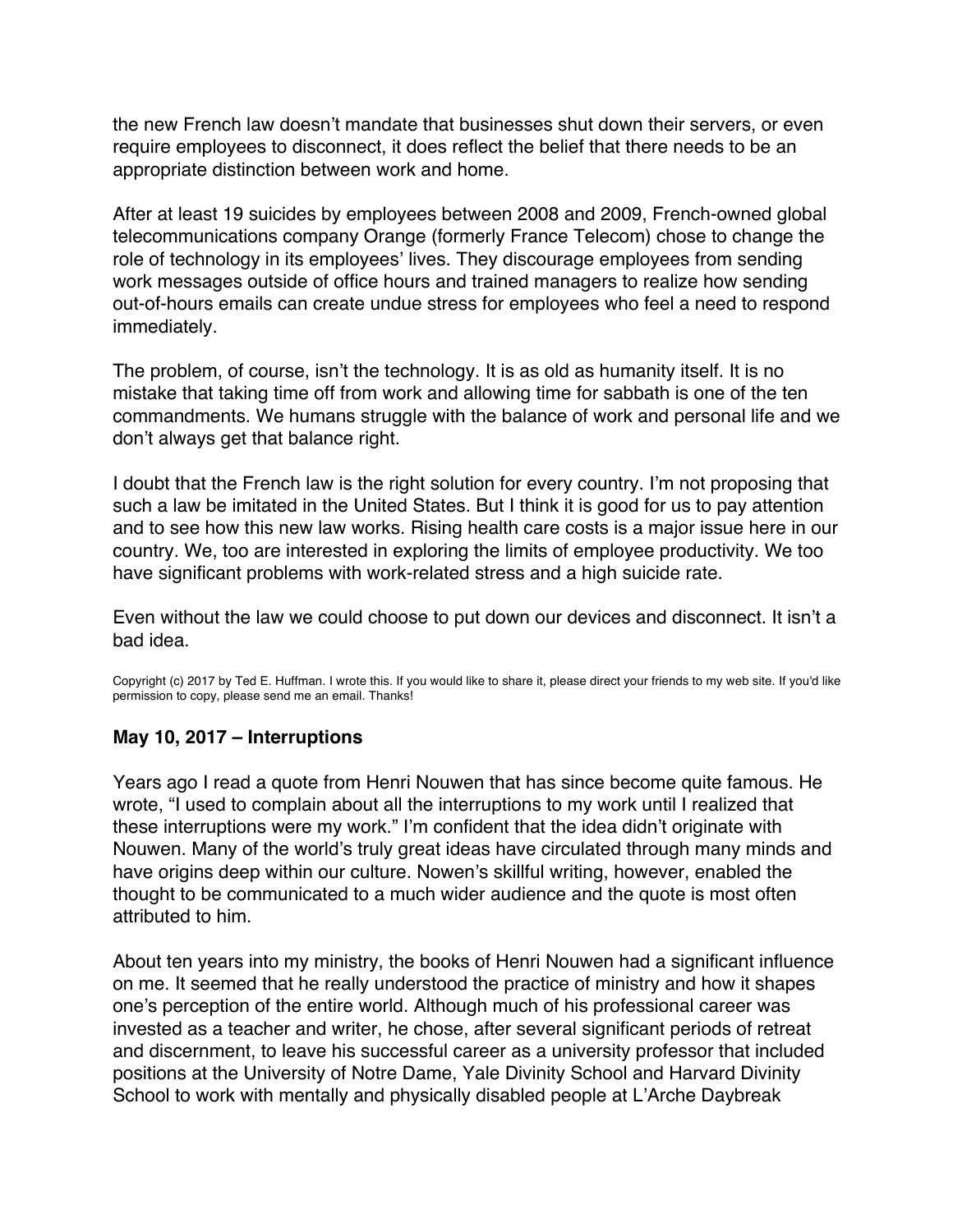the new French law doesn't mandate that businesses shut down their servers, or even require employees to disconnect, it does reflect the belief that there needs to be an appropriate distinction between work and home.

After at least 19 suicides by employees between 2008 and 2009, French-owned global telecommunications company Orange (formerly France Telecom) chose to change the role of technology in its employees' lives. They discourage employees from sending work messages outside of office hours and trained managers to realize how sending out-of-hours emails can create undue stress for employees who feel a need to respond immediately.

The problem, of course, isn't the technology. It is as old as humanity itself. It is no mistake that taking time off from work and allowing time for sabbath is one of the ten commandments. We humans struggle with the balance of work and personal life and we don't always get that balance right.

I doubt that the French law is the right solution for every country. I'm not proposing that such a law be imitated in the United States. But I think it is good for us to pay attention and to see how this new law works. Rising health care costs is a major issue here in our country. We, too are interested in exploring the limits of employee productivity. We too have significant problems with work-related stress and a high suicide rate.

Even without the law we could choose to put down our devices and disconnect. It isn't a bad idea.

Copyright (c) 2017 by Ted E. Huffman. I wrote this. If you would like to share it, please direct your friends to my web site. If you'd like permission to copy, please send me an email. Thanks!

### May 10, 2017 – Interruptions

Years ago I read a quote from Henri Nouwen that has since become quite famous. He wrote, "I used to complain about all the interruptions to my work until I realized that these interruptions were my work." I'm confident that the idea didn't originate with Nouwen. Many of the world's truly great ideas have circulated through many minds and have origins deep within our culture. Nowen's skillful writing, however, enabled the thought to be communicated to a much wider audience and the quote is most often attributed to him.

About ten years into my ministry, the books of Henri Nouwen had a significant influence on me. It seemed that he really understood the practice of ministry and how it shapes one's perception of the entire world. Although much of his professional career was invested as a teacher and writer, he chose, after several significant periods of retreat and discernment, to leave his successful career as a university professor that included positions at the University of Notre Dame, Yale Divinity School and Harvard Divinity School to work with mentally and physically disabled people at L'Arche Daybreak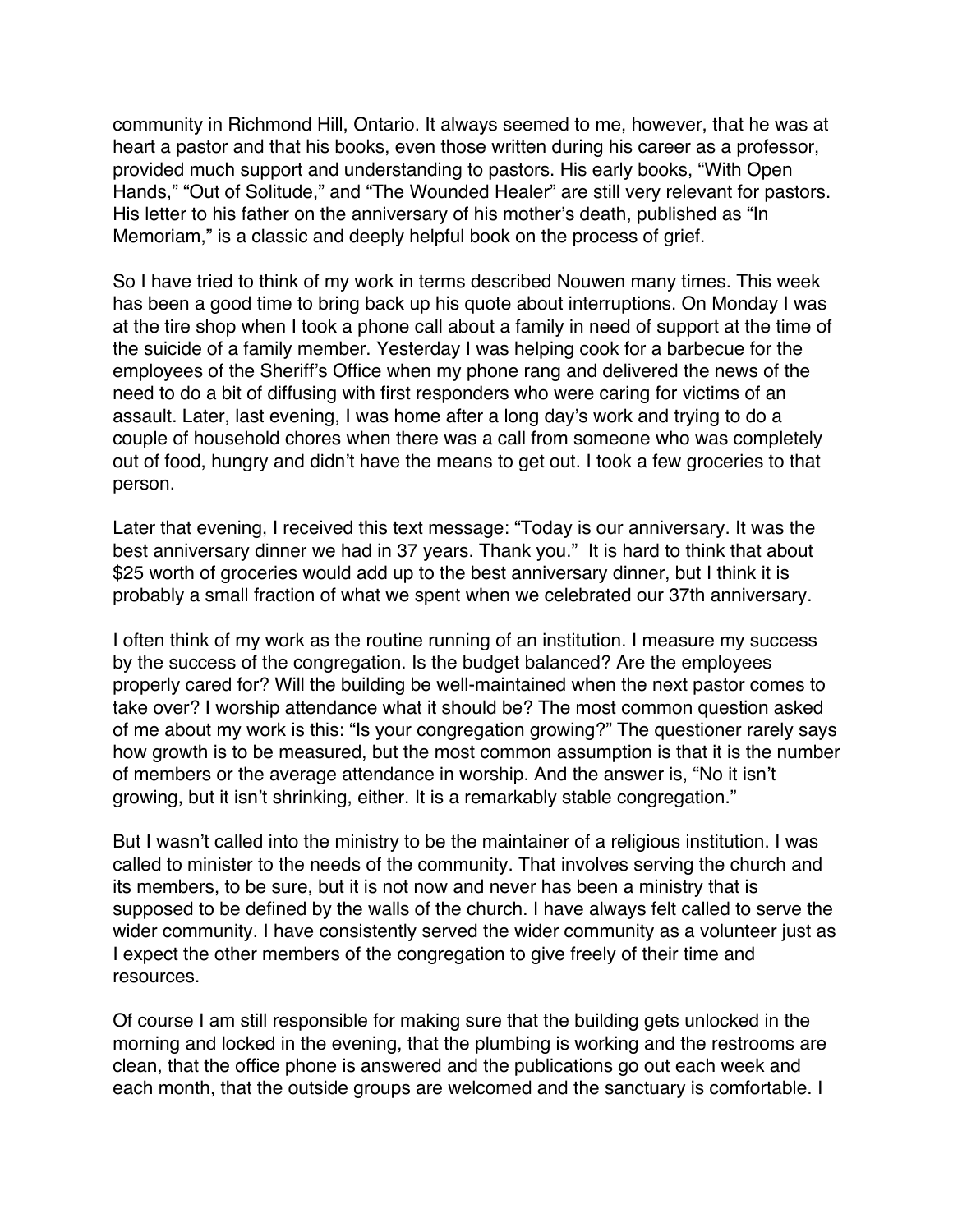community in Richmond Hill, Ontario. It always seemed to me, however, that he was at heart a pastor and that his books, even those written during his career as a professor, provided much support and understanding to pastors. His early books, "With Open Hands," "Out of Solitude," and "The Wounded Healer" are still very relevant for pastors. His letter to his father on the anniversary of his mother's death, published as "In Memoriam," is a classic and deeply helpful book on the process of grief.

So I have tried to think of my work in terms described Nouwen many times. This week has been a good time to bring back up his quote about interruptions. On Monday I was at the tire shop when I took a phone call about a family in need of support at the time of the suicide of a family member. Yesterday I was helping cook for a barbecue for the employees of the Sheriff's Office when my phone rang and delivered the news of the need to do a bit of diffusing with first responders who were caring for victims of an assault. Later, last evening, I was home after a long day's work and trying to do a couple of household chores when there was a call from someone who was completely out of food, hungry and didn't have the means to get out. I took a few groceries to that person.

Later that evening, I received this text message: "Today is our anniversary. It was the best anniversary dinner we had in 37 years. Thank you." It is hard to think that about $25 worth of groceries would add up to the best anniversary dinner, but I think it is probably a small fraction of what we spent when we celebrated our 37th anniversary.

I often think of my work as the routine running of an institution. I measure my success by the success of the congregation. Is the budget balanced? Are the employees properly cared for? Will the building be well-maintained when the next pastor comes to take over? I worship attendance what it should be? The most common question asked of me about my work is this: "Is your congregation growing?" The questioner rarely says how growth is to be measured, but the most common assumption is that it is the number of members or the average attendance in worship. And the answer is, "No it isn't growing, but it isn't shrinking, either. It is a remarkably stable congregation."

But I wasn't called into the ministry to be the maintainer of a religious institution. I was called to minister to the needs of the community. That involves serving the church and its members, to be sure, but it is not now and never has been a ministry that is supposed to be defined by the walls of the church. I have always felt called to serve the wider community. I have consistently served the wider community as a volunteer just as I expect the other members of the congregation to give freely of their time and resources.

Of course I am still responsible for making sure that the building gets unlocked in the morning and locked in the evening, that the plumbing is working and the restrooms are clean, that the office phone is answered and the publications go out each week and each month, that the outside groups are welcomed and the sanctuary is comfortable. I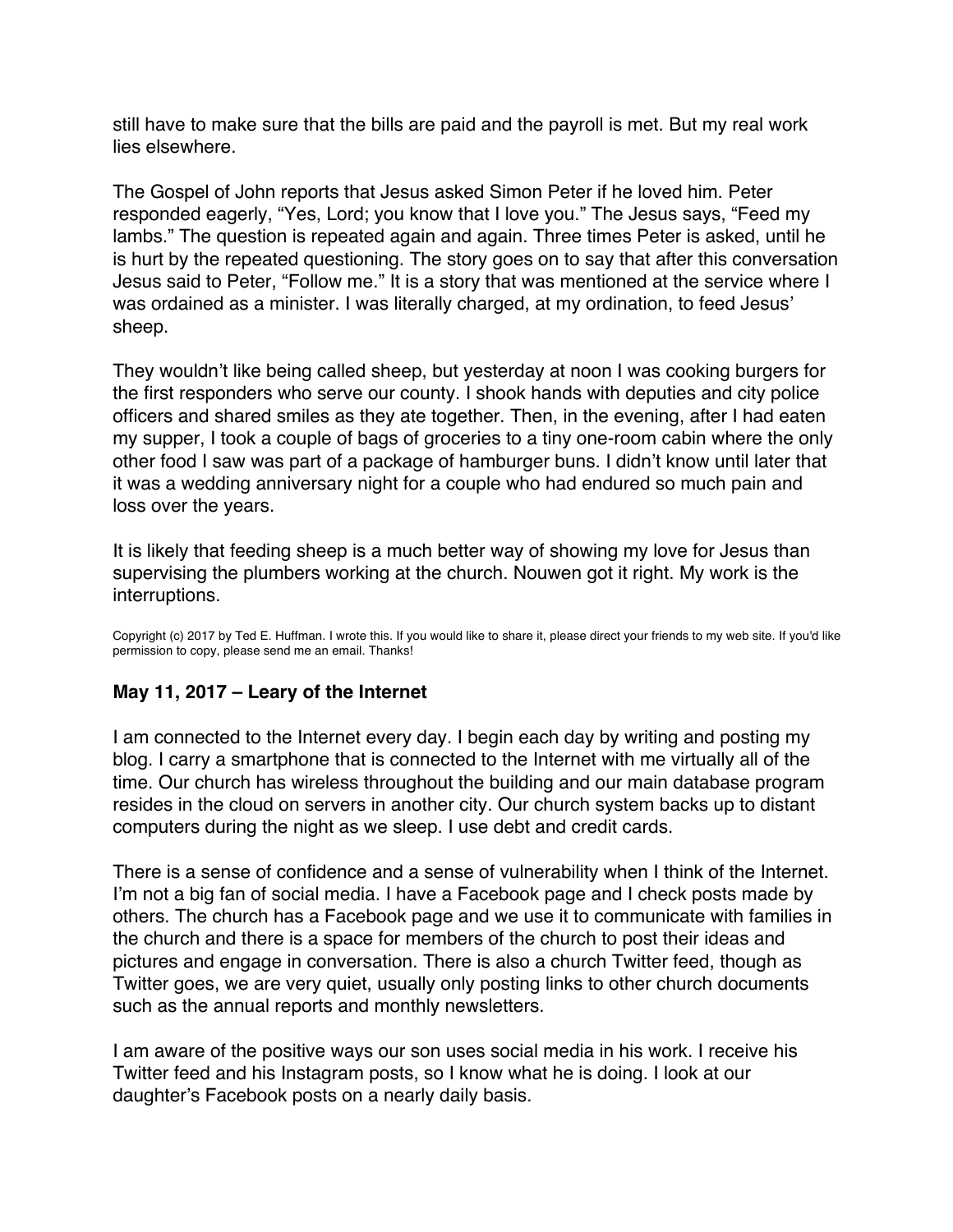still have to make sure that the bills are paid and the payroll is met. But my real work lies elsewhere.

The Gospel of John reports that Jesus asked Simon Peter if he loved him. Peter responded eagerly, “Yes, Lord; you know that I love you.” The Jesus says, “Feed my lambs.” The question is repeated again and again. Three times Peter is asked, until he is hurt by the repeated questioning. The story goes on to say that after this conversation Jesus said to Peter, “Follow me.” It is a story that was mentioned at the service where I was ordained as a minister. I was literally charged, at my ordination, to feed Jesus’ sheep.

They wouldn’t like being called sheep, but yesterday at noon I was cooking burgers for the first responders who serve our county. I shook hands with deputies and city police officers and shared smiles as they ate together. Then, in the evening, after I had eaten my supper, I took a couple of bags of groceries to a tiny one-room cabin where the only other food I saw was part of a package of hamburger buns. I didn’t know until later that it was a wedding anniversary night for a couple who had endured so much pain and loss over the years.

It is likely that feeding sheep is a much better way of showing my love for Jesus than supervising the plumbers working at the church. Nouwen got it right. My work is the interruptions.

Copyright (c) 2017 by Ted E. Huffman. I wrote this. If you would like to share it, please direct your friends to my web site. If you'd like permission to copy, please send me an email. Thanks!

### May 11, 2017 – Leary of the Internet

I am connected to the Internet every day. I begin each day by writing and posting my blog. I carry a smartphone that is connected to the Internet with me virtually all of the time. Our church has wireless throughout the building and our main database program resides in the cloud on servers in another city. Our church system backs up to distant computers during the night as we sleep. I use debt and credit cards.

There is a sense of confidence and a sense of vulnerability when I think of the Internet. I’m not a big fan of social media. I have a Facebook page and I check posts made by others. The church has a Facebook page and we use it to communicate with families in the church and there is a space for members of the church to post their ideas and pictures and engage in conversation. There is also a church Twitter feed, though as Twitter goes, we are very quiet, usually only posting links to other church documents such as the annual reports and monthly newsletters.

I am aware of the positive ways our son uses social media in his work. I receive his Twitter feed and his Instagram posts, so I know what he is doing. I look at our daughter’s Facebook posts on a nearly daily basis.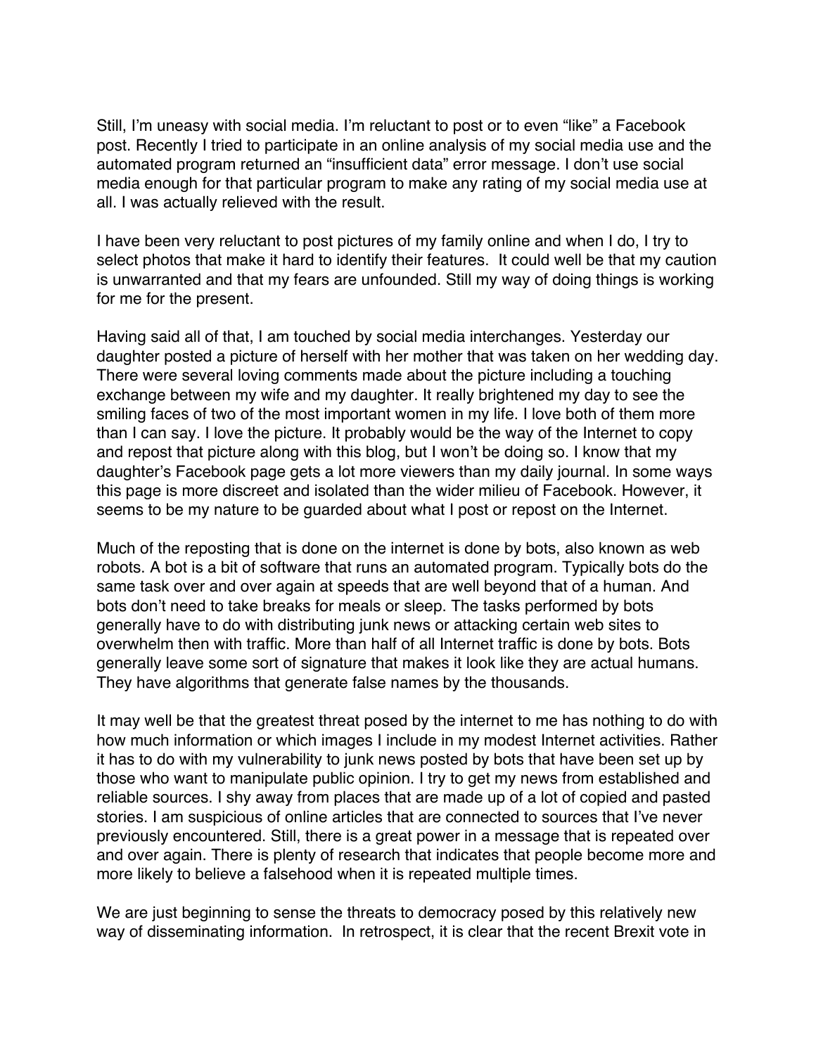Still, I'm uneasy with social media. I'm reluctant to post or to even "like" a Facebook post. Recently I tried to participate in an online analysis of my social media use and the automated program returned an "insufficient data" error message. I don't use social media enough for that particular program to make any rating of my social media use at all. I was actually relieved with the result.

I have been very reluctant to post pictures of my family online and when I do, I try to select photos that make it hard to identify their features. It could well be that my caution is unwarranted and that my fears are unfounded. Still my way of doing things is working for me for the present.

Having said all of that, I am touched by social media interchanges. Yesterday our daughter posted a picture of herself with her mother that was taken on her wedding day. There were several loving comments made about the picture including a touching exchange between my wife and my daughter. It really brightened my day to see the smiling faces of two of the most important women in my life. I love both of them more than I can say. I love the picture. It probably would be the way of the Internet to copy and repost that picture along with this blog, but I won't be doing so. I know that my daughter's Facebook page gets a lot more viewers than my daily journal. In some ways this page is more discreet and isolated than the wider milieu of Facebook. However, it seems to be my nature to be guarded about what I post or repost on the Internet.

Much of the reposting that is done on the internet is done by bots, also known as web robots. A bot is a bit of software that runs an automated program. Typically bots do the same task over and over again at speeds that are well beyond that of a human. And bots don't need to take breaks for meals or sleep. The tasks performed by bots generally have to do with distributing junk news or attacking certain web sites to overwhelm then with traffic. More than half of all Internet traffic is done by bots. Bots generally leave some sort of signature that makes it look like they are actual humans. They have algorithms that generate false names by the thousands.

It may well be that the greatest threat posed by the internet to me has nothing to do with how much information or which images I include in my modest Internet activities. Rather it has to do with my vulnerability to junk news posted by bots that have been set up by those who want to manipulate public opinion. I try to get my news from established and reliable sources. I shy away from places that are made up of a lot of copied and pasted stories. I am suspicious of online articles that are connected to sources that I've never previously encountered. Still, there is a great power in a message that is repeated over and over again. There is plenty of research that indicates that people become more and more likely to believe a falsehood when it is repeated multiple times.

We are just beginning to sense the threats to democracy posed by this relatively new way of disseminating information. In retrospect, it is clear that the recent Brexit vote in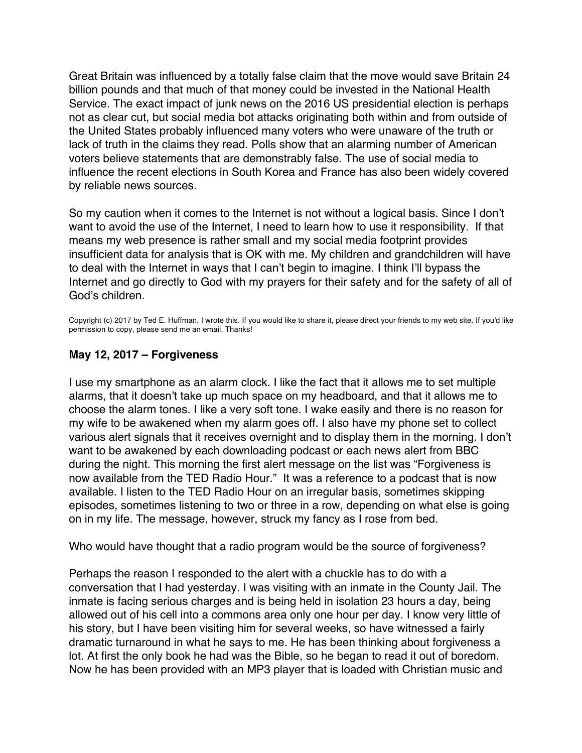Great Britain was influenced by a totally false claim that the move would save Britain 24 billion pounds and that much of that money could be invested in the National Health Service. The exact impact of junk news on the 2016 US presidential election is perhaps not as clear cut, but social media bot attacks originating both within and from outside of the United States probably influenced many voters who were unaware of the truth or lack of truth in the claims they read. Polls show that an alarming number of American voters believe statements that are demonstrably false. The use of social media to influence the recent elections in South Korea and France has also been widely covered by reliable news sources.

So my caution when it comes to the Internet is not without a logical basis. Since I don't want to avoid the use of the Internet, I need to learn how to use it responsibility. If that means my web presence is rather small and my social media footprint provides insufficient data for analysis that is OK with me. My children and grandchildren will have to deal with the Internet in ways that I can't begin to imagine. I think I'll bypass the Internet and go directly to God with my prayers for their safety and for the safety of all of God's children.

Copyright (c) 2017 by Ted E. Huffman. I wrote this. If you would like to share it, please direct your friends to my web site. If you'd like permission to copy, please send me an email. Thanks!

### May 12, 2017 – Forgiveness

I use my smartphone as an alarm clock. I like the fact that it allows me to set multiple alarms, that it doesn't take up much space on my headboard, and that it allows me to choose the alarm tones. I like a very soft tone. I wake easily and there is no reason for my wife to be awakened when my alarm goes off. I also have my phone set to collect various alert signals that it receives overnight and to display them in the morning. I don't want to be awakened by each downloading podcast or each news alert from BBC during the night. This morning the first alert message on the list was "Forgiveness is now available from the TED Radio Hour." It was a reference to a podcast that is now available. I listen to the TED Radio Hour on an irregular basis, sometimes skipping episodes, sometimes listening to two or three in a row, depending on what else is going on in my life. The message, however, struck my fancy as I rose from bed.

Who would have thought that a radio program would be the source of forgiveness?

Perhaps the reason I responded to the alert with a chuckle has to do with a conversation that I had yesterday. I was visiting with an inmate in the County Jail. The inmate is facing serious charges and is being held in isolation 23 hours a day, being allowed out of his cell into a commons area only one hour per day. I know very little of his story, but I have been visiting him for several weeks, so have witnessed a fairly dramatic turnaround in what he says to me. He has been thinking about forgiveness a lot. At first the only book he had was the Bible, so he began to read it out of boredom. Now he has been provided with an MP3 player that is loaded with Christian music and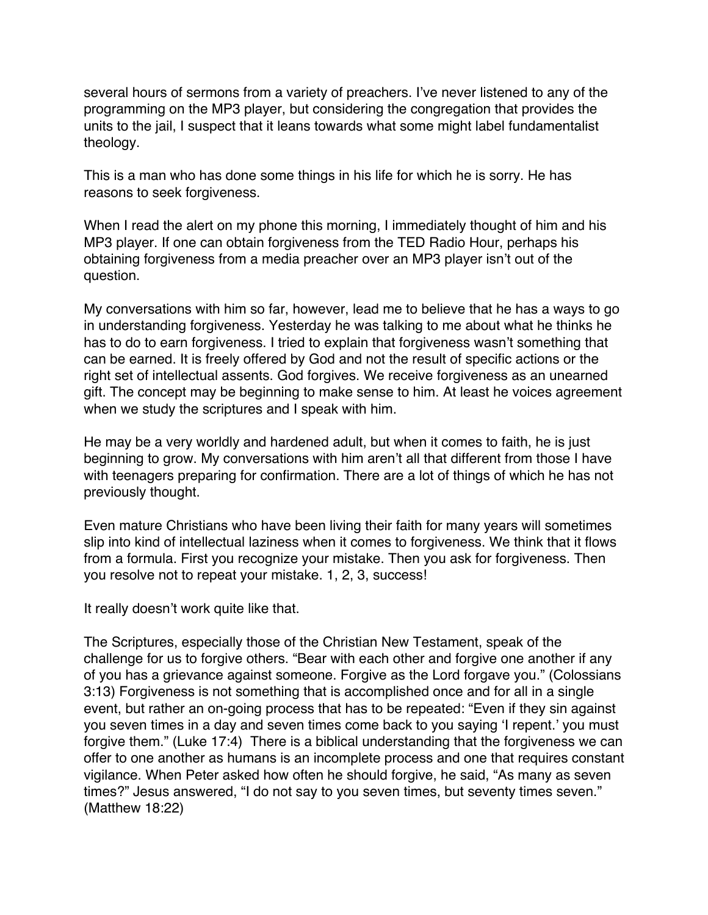several hours of sermons from a variety of preachers. I've never listened to any of the programming on the MP3 player, but considering the congregation that provides the units to the jail, I suspect that it leans towards what some might label fundamentalist theology.

This is a man who has done some things in his life for which he is sorry. He has reasons to seek forgiveness.

When I read the alert on my phone this morning, I immediately thought of him and his MP3 player. If one can obtain forgiveness from the TED Radio Hour, perhaps his obtaining forgiveness from a media preacher over an MP3 player isn't out of the question.

My conversations with him so far, however, lead me to believe that he has a ways to go in understanding forgiveness. Yesterday he was talking to me about what he thinks he has to do to earn forgiveness. I tried to explain that forgiveness wasn't something that can be earned. It is freely offered by God and not the result of specific actions or the right set of intellectual assents. God forgives. We receive forgiveness as an unearned gift. The concept may be beginning to make sense to him. At least he voices agreement when we study the scriptures and I speak with him.

He may be a very worldly and hardened adult, but when it comes to faith, he is just beginning to grow. My conversations with him aren't all that different from those I have with teenagers preparing for confirmation. There are a lot of things of which he has not previously thought.

Even mature Christians who have been living their faith for many years will sometimes slip into kind of intellectual laziness when it comes to forgiveness. We think that it flows from a formula. First you recognize your mistake. Then you ask for forgiveness. Then you resolve not to repeat your mistake. 1, 2, 3, success!

It really doesn't work quite like that.

The Scriptures, especially those of the Christian New Testament, speak of the challenge for us to forgive others. "Bear with each other and forgive one another if any of you has a grievance against someone. Forgive as the Lord forgave you." (Colossians 3:13) Forgiveness is not something that is accomplished once and for all in a single event, but rather an on-going process that has to be repeated: "Even if they sin against you seven times in a day and seven times come back to you saying 'I repent.' you must forgive them." (Luke 17:4) There is a biblical understanding that the forgiveness we can offer to one another as humans is an incomplete process and one that requires constant vigilance. When Peter asked how often he should forgive, he said, "As many as seven times?" Jesus answered, "I do not say to you seven times, but seventy times seven." (Matthew 18:22)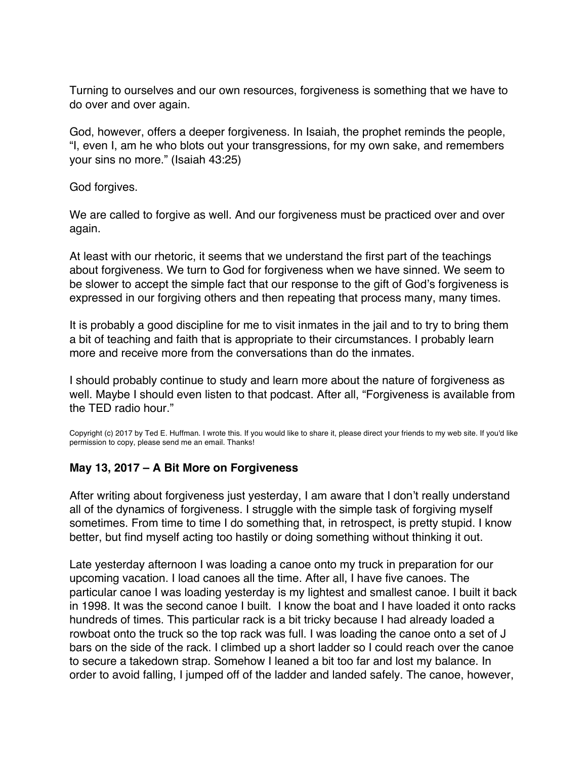Turning to ourselves and our own resources, forgiveness is something that we have to do over and over again.

God, however, offers a deeper forgiveness. In Isaiah, the prophet reminds the people, "I, even I, am he who blots out your transgressions, for my own sake, and remembers your sins no more." (Isaiah 43:25)

God forgives.

We are called to forgive as well. And our forgiveness must be practiced over and over again.

At least with our rhetoric, it seems that we understand the first part of the teachings about forgiveness. We turn to God for forgiveness when we have sinned. We seem to be slower to accept the simple fact that our response to the gift of God's forgiveness is expressed in our forgiving others and then repeating that process many, many times.

It is probably a good discipline for me to visit inmates in the jail and to try to bring them a bit of teaching and faith that is appropriate to their circumstances. I probably learn more and receive more from the conversations than do the inmates.

I should probably continue to study and learn more about the nature of forgiveness as well. Maybe I should even listen to that podcast. After all, "Forgiveness is available from the TED radio hour."

Copyright (c) 2017 by Ted E. Huffman. I wrote this. If you would like to share it, please direct your friends to my web site. If you'd like permission to copy, please send me an email. Thanks!

## May 13, 2017 – A Bit More on Forgiveness

After writing about forgiveness just yesterday, I am aware that I don't really understand all of the dynamics of forgiveness. I struggle with the simple task of forgiving myself sometimes. From time to time I do something that, in retrospect, is pretty stupid. I know better, but find myself acting too hastily or doing something without thinking it out.

Late yesterday afternoon I was loading a canoe onto my truck in preparation for our upcoming vacation. I load canoes all the time. After all, I have five canoes. The particular canoe I was loading yesterday is my lightest and smallest canoe. I built it back in 1998. It was the second canoe I built. I know the boat and I have loaded it onto racks hundreds of times. This particular rack is a bit tricky because I had already loaded a rowboat onto the truck so the top rack was full. I was loading the canoe onto a set of J bars on the side of the rack. I climbed up a short ladder so I could reach over the canoe to secure a takedown strap. Somehow I leaned a bit too far and lost my balance. In order to avoid falling, I jumped off of the ladder and landed safely. The canoe, however,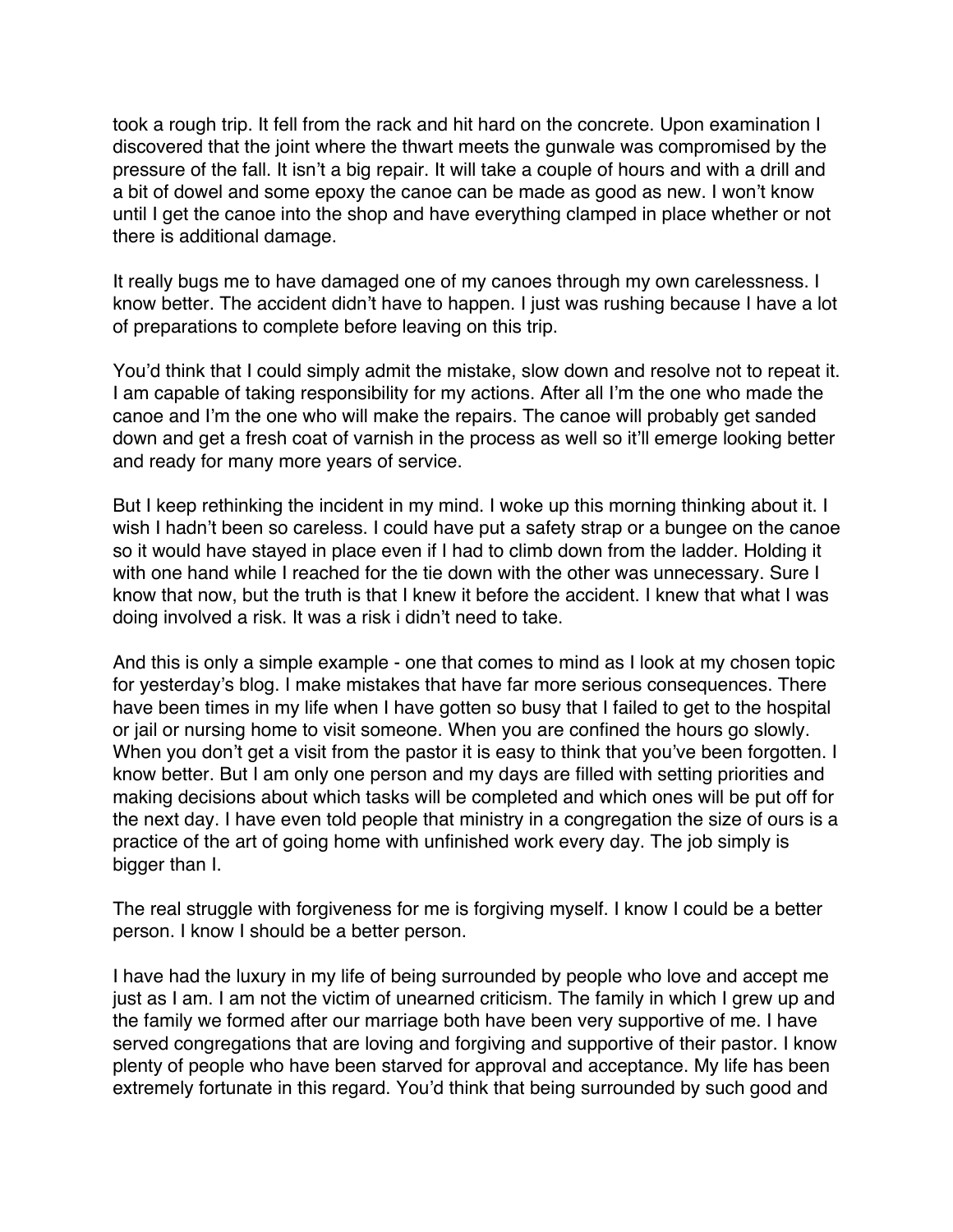took a rough trip. It fell from the rack and hit hard on the concrete. Upon examination I discovered that the joint where the thwart meets the gunwale was compromised by the pressure of the fall. It isn't a big repair. It will take a couple of hours and with a drill and a bit of dowel and some epoxy the canoe can be made as good as new. I won't know until I get the canoe into the shop and have everything clamped in place whether or not there is additional damage.

It really bugs me to have damaged one of my canoes through my own carelessness. I know better. The accident didn't have to happen. I just was rushing because I have a lot of preparations to complete before leaving on this trip.

You'd think that I could simply admit the mistake, slow down and resolve not to repeat it. I am capable of taking responsibility for my actions. After all I'm the one who made the canoe and I'm the one who will make the repairs. The canoe will probably get sanded down and get a fresh coat of varnish in the process as well so it'll emerge looking better and ready for many more years of service.

But I keep rethinking the incident in my mind. I woke up this morning thinking about it. I wish I hadn't been so careless. I could have put a safety strap or a bungee on the canoe so it would have stayed in place even if I had to climb down from the ladder. Holding it with one hand while I reached for the tie down with the other was unnecessary. Sure I know that now, but the truth is that I knew it before the accident. I knew that what I was doing involved a risk. It was a risk i didn't need to take.

And this is only a simple example - one that comes to mind as I look at my chosen topic for yesterday's blog. I make mistakes that have far more serious consequences. There have been times in my life when I have gotten so busy that I failed to get to the hospital or jail or nursing home to visit someone. When you are confined the hours go slowly. When you don't get a visit from the pastor it is easy to think that you've been forgotten. I know better. But I am only one person and my days are filled with setting priorities and making decisions about which tasks will be completed and which ones will be put off for the next day. I have even told people that ministry in a congregation the size of ours is a practice of the art of going home with unfinished work every day. The job simply is bigger than I.

The real struggle with forgiveness for me is forgiving myself. I know I could be a better person. I know I should be a better person.

I have had the luxury in my life of being surrounded by people who love and accept me just as I am. I am not the victim of unearned criticism. The family in which I grew up and the family we formed after our marriage both have been very supportive of me. I have served congregations that are loving and forgiving and supportive of their pastor. I know plenty of people who have been starved for approval and acceptance. My life has been extremely fortunate in this regard. You'd think that being surrounded by such good and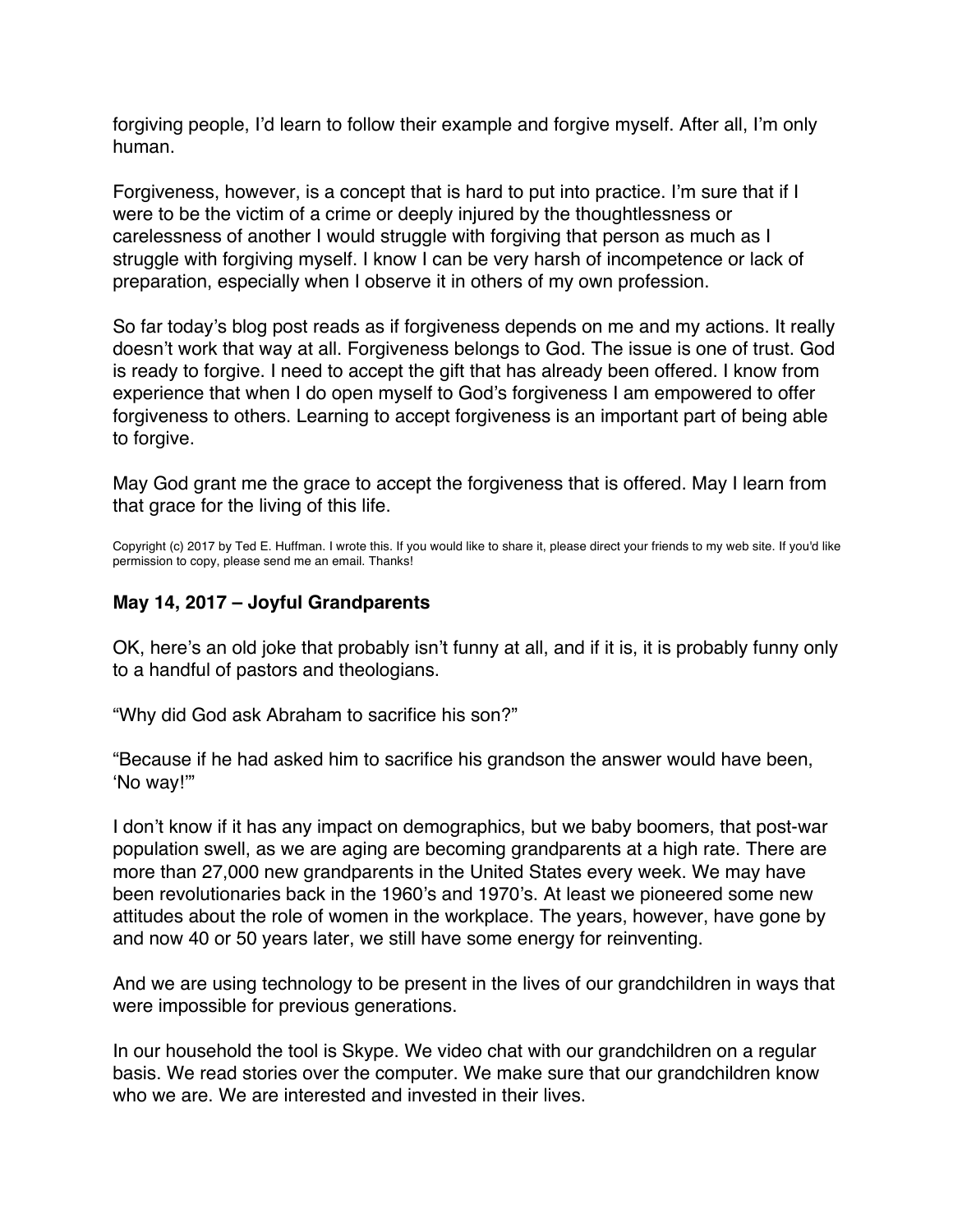forgiving people, I'd learn to follow their example and forgive myself. After all, I'm only human.

Forgiveness, however, is a concept that is hard to put into practice. I'm sure that if I were to be the victim of a crime or deeply injured by the thoughtlessness or carelessness of another I would struggle with forgiving that person as much as I struggle with forgiving myself. I know I can be very harsh of incompetence or lack of preparation, especially when I observe it in others of my own profession.

So far today's blog post reads as if forgiveness depends on me and my actions. It really doesn't work that way at all. Forgiveness belongs to God. The issue is one of trust. God is ready to forgive. I need to accept the gift that has already been offered. I know from experience that when I do open myself to God's forgiveness I am empowered to offer forgiveness to others. Learning to accept forgiveness is an important part of being able to forgive.

May God grant me the grace to accept the forgiveness that is offered. May I learn from that grace for the living of this life.

Copyright (c) 2017 by Ted E. Huffman. I wrote this. If you would like to share it, please direct your friends to my web site. If you'd like permission to copy, please send me an email. Thanks!

### May 14, 2017 – Joyful Grandparents

OK, here's an old joke that probably isn't funny at all, and if it is, it is probably funny only to a handful of pastors and theologians.

"Why did God ask Abraham to sacrifice his son?"

"Because if he had asked him to sacrifice his grandson the answer would have been, 'No way!'"

I don't know if it has any impact on demographics, but we baby boomers, that post-war population swell, as we are aging are becoming grandparents at a high rate. There are more than 27,000 new grandparents in the United States every week. We may have been revolutionaries back in the 1960's and 1970's. At least we pioneered some new attitudes about the role of women in the workplace. The years, however, have gone by and now 40 or 50 years later, we still have some energy for reinventing.

And we are using technology to be present in the lives of our grandchildren in ways that were impossible for previous generations.

In our household the tool is Skype. We video chat with our grandchildren on a regular basis. We read stories over the computer. We make sure that our grandchildren know who we are. We are interested and invested in their lives.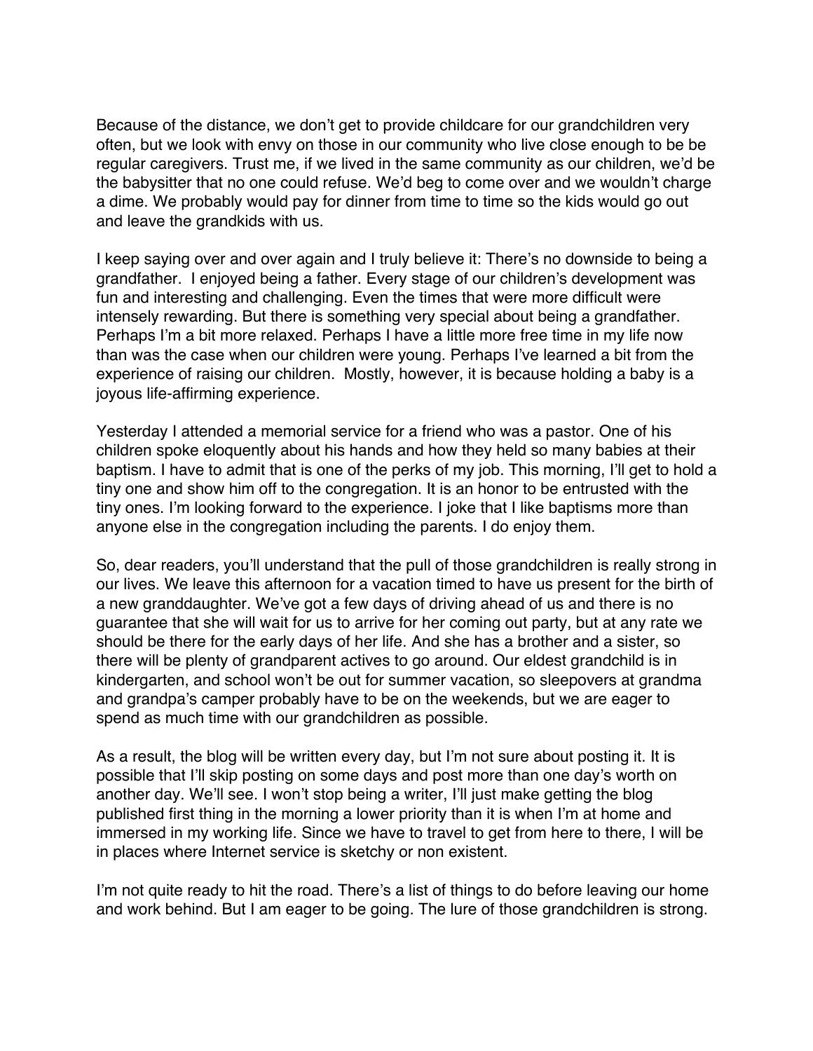Because of the distance, we don't get to provide childcare for our grandchildren very often, but we look with envy on those in our community who live close enough to be be regular caregivers. Trust me, if we lived in the same community as our children, we'd be the babysitter that no one could refuse. We'd beg to come over and we wouldn't charge a dime. We probably would pay for dinner from time to time so the kids would go out and leave the grandkids with us.

I keep saying over and over again and I truly believe it: There's no downside to being a grandfather. I enjoyed being a father. Every stage of our children's development was fun and interesting and challenging. Even the times that were more difficult were intensely rewarding. But there is something very special about being a grandfather. Perhaps I'm a bit more relaxed. Perhaps I have a little more free time in my life now than was the case when our children were young. Perhaps I've learned a bit from the experience of raising our children. Mostly, however, it is because holding a baby is a joyous life-affirming experience.

Yesterday I attended a memorial service for a friend who was a pastor. One of his children spoke eloquently about his hands and how they held so many babies at their baptism. I have to admit that is one of the perks of my job. This morning, I'll get to hold a tiny one and show him off to the congregation. It is an honor to be entrusted with the tiny ones. I'm looking forward to the experience. I joke that I like baptisms more than anyone else in the congregation including the parents. I do enjoy them.

So, dear readers, you'll understand that the pull of those grandchildren is really strong in our lives. We leave this afternoon for a vacation timed to have us present for the birth of a new granddaughter. We've got a few days of driving ahead of us and there is no guarantee that she will wait for us to arrive for her coming out party, but at any rate we should be there for the early days of her life. And she has a brother and a sister, so there will be plenty of grandparent actives to go around. Our eldest grandchild is in kindergarten, and school won't be out for summer vacation, so sleepovers at grandma and grandpa's camper probably have to be on the weekends, but we are eager to spend as much time with our grandchildren as possible.

As a result, the blog will be written every day, but I'm not sure about posting it. It is possible that I'll skip posting on some days and post more than one day's worth on another day. We'll see. I won't stop being a writer, I'll just make getting the blog published first thing in the morning a lower priority than it is when I'm at home and immersed in my working life. Since we have to travel to get from here to there, I will be in places where Internet service is sketchy or non existent.

I'm not quite ready to hit the road. There's a list of things to do before leaving our home and work behind. But I am eager to be going. The lure of those grandchildren is strong.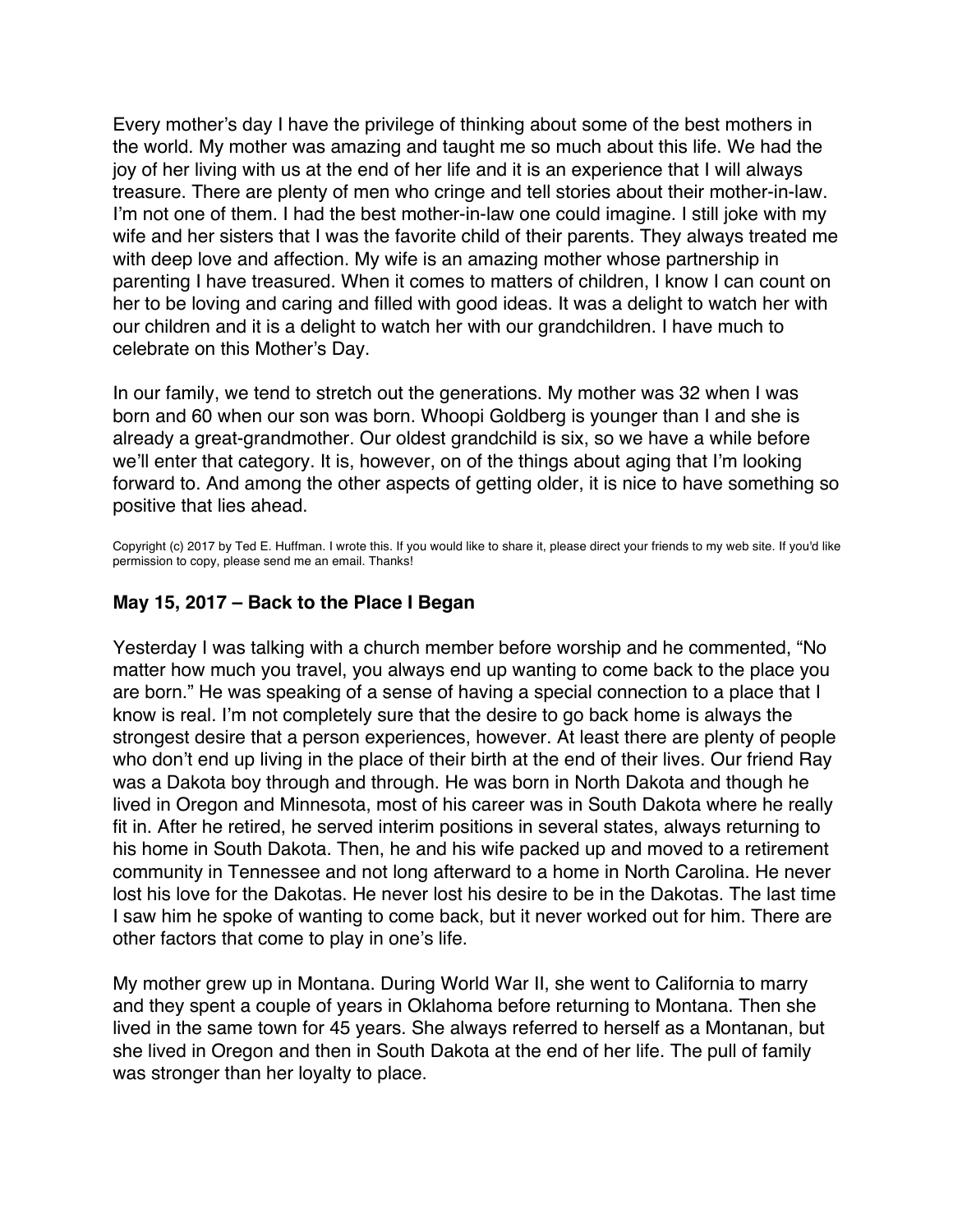Every mother's day I have the privilege of thinking about some of the best mothers in the world. My mother was amazing and taught me so much about this life. We had the joy of her living with us at the end of her life and it is an experience that I will always treasure. There are plenty of men who cringe and tell stories about their mother-in-law. I'm not one of them. I had the best mother-in-law one could imagine. I still joke with my wife and her sisters that I was the favorite child of their parents. They always treated me with deep love and affection. My wife is an amazing mother whose partnership in parenting I have treasured. When it comes to matters of children, I know I can count on her to be loving and caring and filled with good ideas. It was a delight to watch her with our children and it is a delight to watch her with our grandchildren. I have much to celebrate on this Mother's Day.

In our family, we tend to stretch out the generations. My mother was 32 when I was born and 60 when our son was born. Whoopi Goldberg is younger than I and she is already a great-grandmother. Our oldest grandchild is six, so we have a while before we'll enter that category. It is, however, on of the things about aging that I'm looking forward to. And among the other aspects of getting older, it is nice to have something so positive that lies ahead.

Copyright (c) 2017 by Ted E. Huffman. I wrote this. If you would like to share it, please direct your friends to my web site. If you'd like permission to copy, please send me an email. Thanks!

### May 15, 2017 – Back to the Place I Began

Yesterday I was talking with a church member before worship and he commented, "No matter how much you travel, you always end up wanting to come back to the place you are born." He was speaking of a sense of having a special connection to a place that I know is real. I'm not completely sure that the desire to go back home is always the strongest desire that a person experiences, however. At least there are plenty of people who don't end up living in the place of their birth at the end of their lives. Our friend Ray was a Dakota boy through and through. He was born in North Dakota and though he lived in Oregon and Minnesota, most of his career was in South Dakota where he really fit in. After he retired, he served interim positions in several states, always returning to his home in South Dakota. Then, he and his wife packed up and moved to a retirement community in Tennessee and not long afterward to a home in North Carolina. He never lost his love for the Dakotas. He never lost his desire to be in the Dakotas. The last time I saw him he spoke of wanting to come back, but it never worked out for him. There are other factors that come to play in one's life.

My mother grew up in Montana. During World War II, she went to California to marry and they spent a couple of years in Oklahoma before returning to Montana. Then she lived in the same town for 45 years. She always referred to herself as a Montanan, but she lived in Oregon and then in South Dakota at the end of her life. The pull of family was stronger than her loyalty to place.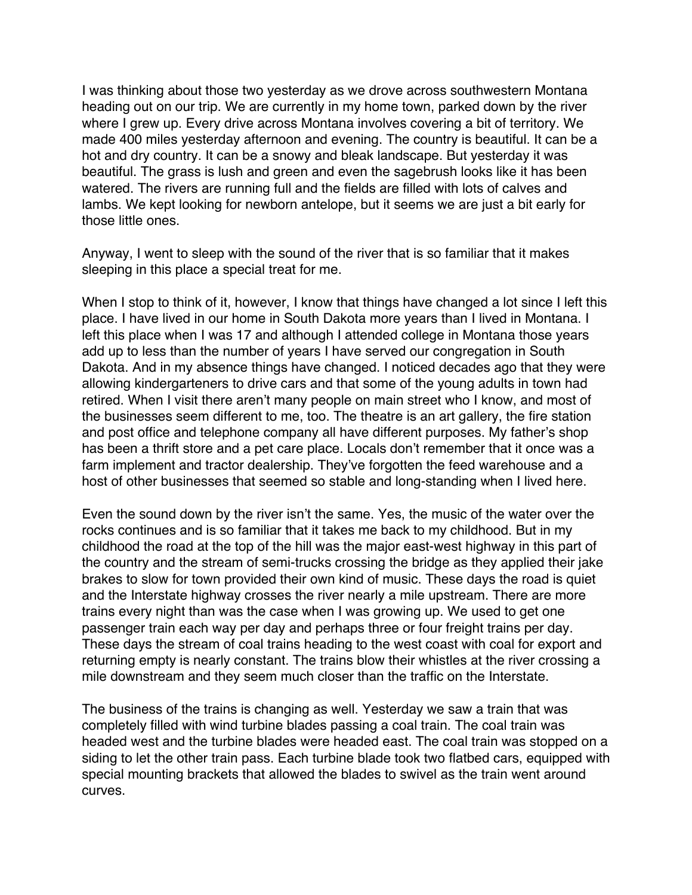I was thinking about those two yesterday as we drove across southwestern Montana heading out on our trip. We are currently in my home town, parked down by the river where I grew up. Every drive across Montana involves covering a bit of territory. We made 400 miles yesterday afternoon and evening. The country is beautiful. It can be a hot and dry country. It can be a snowy and bleak landscape. But yesterday it was beautiful. The grass is lush and green and even the sagebrush looks like it has been watered. The rivers are running full and the fields are filled with lots of calves and lambs. We kept looking for newborn antelope, but it seems we are just a bit early for those little ones.

Anyway, I went to sleep with the sound of the river that is so familiar that it makes sleeping in this place a special treat for me.

When I stop to think of it, however, I know that things have changed a lot since I left this place. I have lived in our home in South Dakota more years than I lived in Montana. I left this place when I was 17 and although I attended college in Montana those years add up to less than the number of years I have served our congregation in South Dakota. And in my absence things have changed. I noticed decades ago that they were allowing kindergarteners to drive cars and that some of the young adults in town had retired. When I visit there aren't many people on main street who I know, and most of the businesses seem different to me, too. The theatre is an art gallery, the fire station and post office and telephone company all have different purposes. My father's shop has been a thrift store and a pet care place. Locals don't remember that it once was a farm implement and tractor dealership. They've forgotten the feed warehouse and a host of other businesses that seemed so stable and long-standing when I lived here.

Even the sound down by the river isn't the same. Yes, the music of the water over the rocks continues and is so familiar that it takes me back to my childhood. But in my childhood the road at the top of the hill was the major east-west highway in this part of the country and the stream of semi-trucks crossing the bridge as they applied their jake brakes to slow for town provided their own kind of music. These days the road is quiet and the Interstate highway crosses the river nearly a mile upstream. There are more trains every night than was the case when I was growing up. We used to get one passenger train each way per day and perhaps three or four freight trains per day. These days the stream of coal trains heading to the west coast with coal for export and returning empty is nearly constant. The trains blow their whistles at the river crossing a mile downstream and they seem much closer than the traffic on the Interstate.

The business of the trains is changing as well. Yesterday we saw a train that was completely filled with wind turbine blades passing a coal train. The coal train was headed west and the turbine blades were headed east. The coal train was stopped on a siding to let the other train pass. Each turbine blade took two flatbed cars, equipped with special mounting brackets that allowed the blades to swivel as the train went around curves.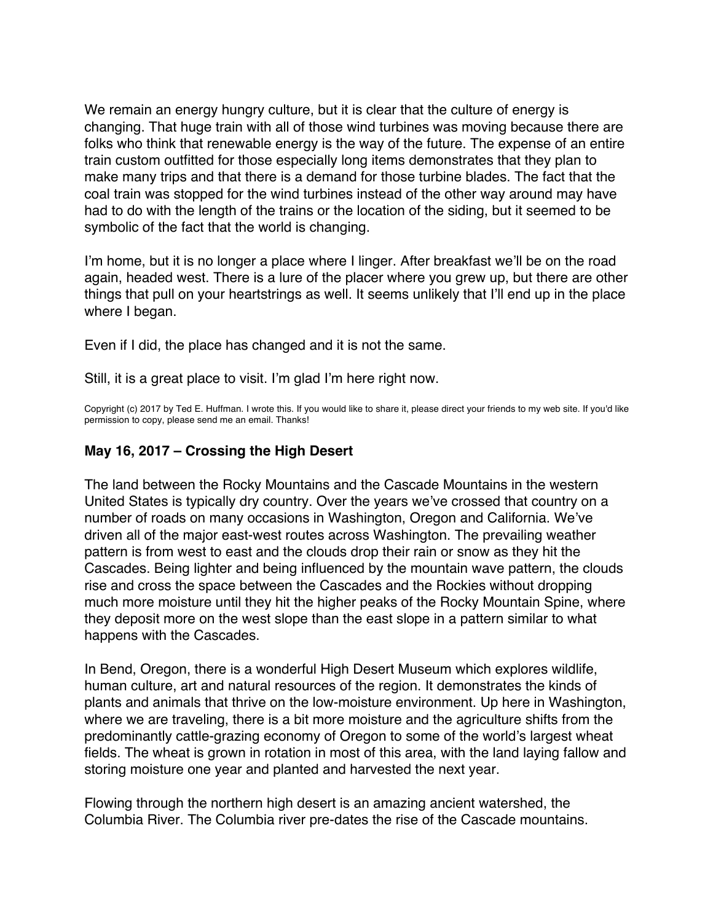We remain an energy hungry culture, but it is clear that the culture of energy is changing. That huge train with all of those wind turbines was moving because there are folks who think that renewable energy is the way of the future. The expense of an entire train custom outfitted for those especially long items demonstrates that they plan to make many trips and that there is a demand for those turbine blades. The fact that the coal train was stopped for the wind turbines instead of the other way around may have had to do with the length of the trains or the location of the siding, but it seemed to be symbolic of the fact that the world is changing.

I'm home, but it is no longer a place where I linger. After breakfast we'll be on the road again, headed west. There is a lure of the placer where you grew up, but there are other things that pull on your heartstrings as well. It seems unlikely that I'll end up in the place where I began.

Even if I did, the place has changed and it is not the same.

Still, it is a great place to visit. I'm glad I'm here right now.

Copyright (c) 2017 by Ted E. Huffman. I wrote this. If you would like to share it, please direct your friends to my web site. If you'd like permission to copy, please send me an email. Thanks!

### May 16, 2017 – Crossing the High Desert

The land between the Rocky Mountains and the Cascade Mountains in the western United States is typically dry country. Over the years we've crossed that country on a number of roads on many occasions in Washington, Oregon and California. We've driven all of the major east-west routes across Washington. The prevailing weather pattern is from west to east and the clouds drop their rain or snow as they hit the Cascades. Being lighter and being influenced by the mountain wave pattern, the clouds rise and cross the space between the Cascades and the Rockies without dropping much more moisture until they hit the higher peaks of the Rocky Mountain Spine, where they deposit more on the west slope than the east slope in a pattern similar to what happens with the Cascades.

In Bend, Oregon, there is a wonderful High Desert Museum which explores wildlife, human culture, art and natural resources of the region. It demonstrates the kinds of plants and animals that thrive on the low-moisture environment. Up here in Washington, where we are traveling, there is a bit more moisture and the agriculture shifts from the predominantly cattle-grazing economy of Oregon to some of the world's largest wheat fields. The wheat is grown in rotation in most of this area, with the land laying fallow and storing moisture one year and planted and harvested the next year.

Flowing through the northern high desert is an amazing ancient watershed, the Columbia River. The Columbia river pre-dates the rise of the Cascade mountains.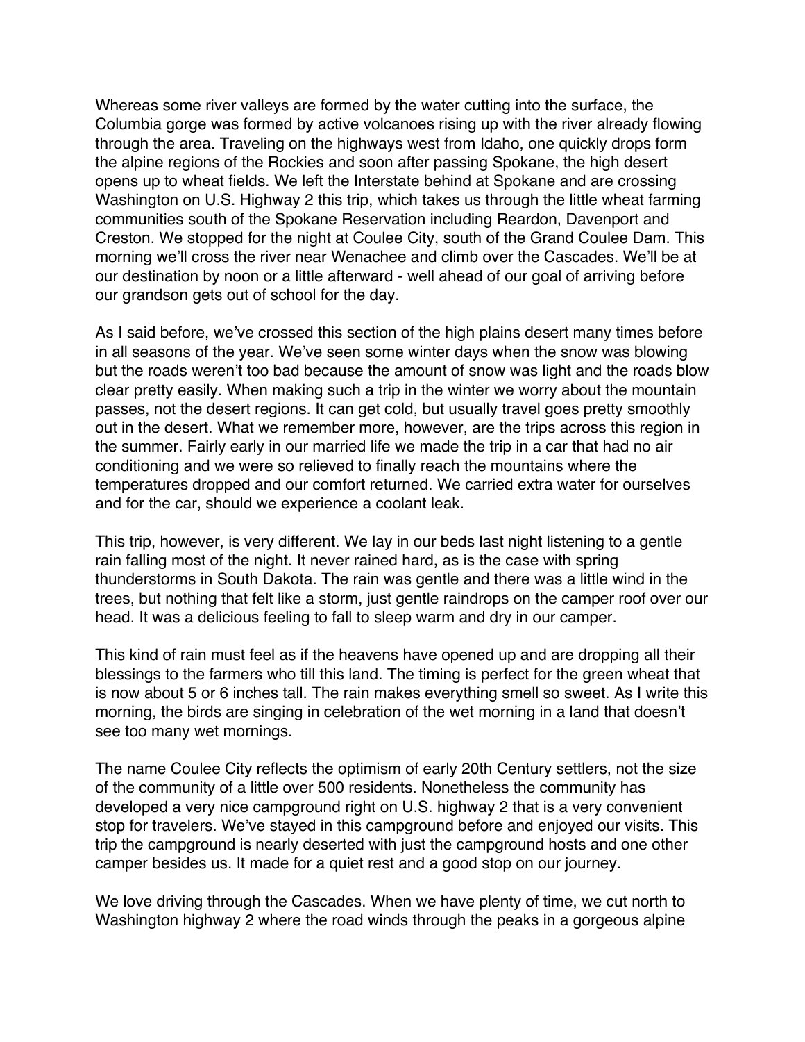Whereas some river valleys are formed by the water cutting into the surface, the Columbia gorge was formed by active volcanoes rising up with the river already flowing through the area. Traveling on the highways west from Idaho, one quickly drops form the alpine regions of the Rockies and soon after passing Spokane, the high desert opens up to wheat fields. We left the Interstate behind at Spokane and are crossing Washington on U.S. Highway 2 this trip, which takes us through the little wheat farming communities south of the Spokane Reservation including Reardon, Davenport and Creston. We stopped for the night at Coulee City, south of the Grand Coulee Dam. This morning we'll cross the river near Wenachee and climb over the Cascades. We'll be at our destination by noon or a little afterward - well ahead of our goal of arriving before our grandson gets out of school for the day.

As I said before, we've crossed this section of the high plains desert many times before in all seasons of the year. We've seen some winter days when the snow was blowing but the roads weren't too bad because the amount of snow was light and the roads blow clear pretty easily. When making such a trip in the winter we worry about the mountain passes, not the desert regions. It can get cold, but usually travel goes pretty smoothly out in the desert. What we remember more, however, are the trips across this region in the summer. Fairly early in our married life we made the trip in a car that had no air conditioning and we were so relieved to finally reach the mountains where the temperatures dropped and our comfort returned. We carried extra water for ourselves and for the car, should we experience a coolant leak.

This trip, however, is very different. We lay in our beds last night listening to a gentle rain falling most of the night. It never rained hard, as is the case with spring thunderstorms in South Dakota. The rain was gentle and there was a little wind in the trees, but nothing that felt like a storm, just gentle raindrops on the camper roof over our head. It was a delicious feeling to fall to sleep warm and dry in our camper.

This kind of rain must feel as if the heavens have opened up and are dropping all their blessings to the farmers who till this land. The timing is perfect for the green wheat that is now about 5 or 6 inches tall. The rain makes everything smell so sweet. As I write this morning, the birds are singing in celebration of the wet morning in a land that doesn't see too many wet mornings.

The name Coulee City reflects the optimism of early 20th Century settlers, not the size of the community of a little over 500 residents. Nonetheless the community has developed a very nice campground right on U.S. highway 2 that is a very convenient stop for travelers. We've stayed in this campground before and enjoyed our visits. This trip the campground is nearly deserted with just the campground hosts and one other camper besides us. It made for a quiet rest and a good stop on our journey.

We love driving through the Cascades. When we have plenty of time, we cut north to Washington highway 2 where the road winds through the peaks in a gorgeous alpine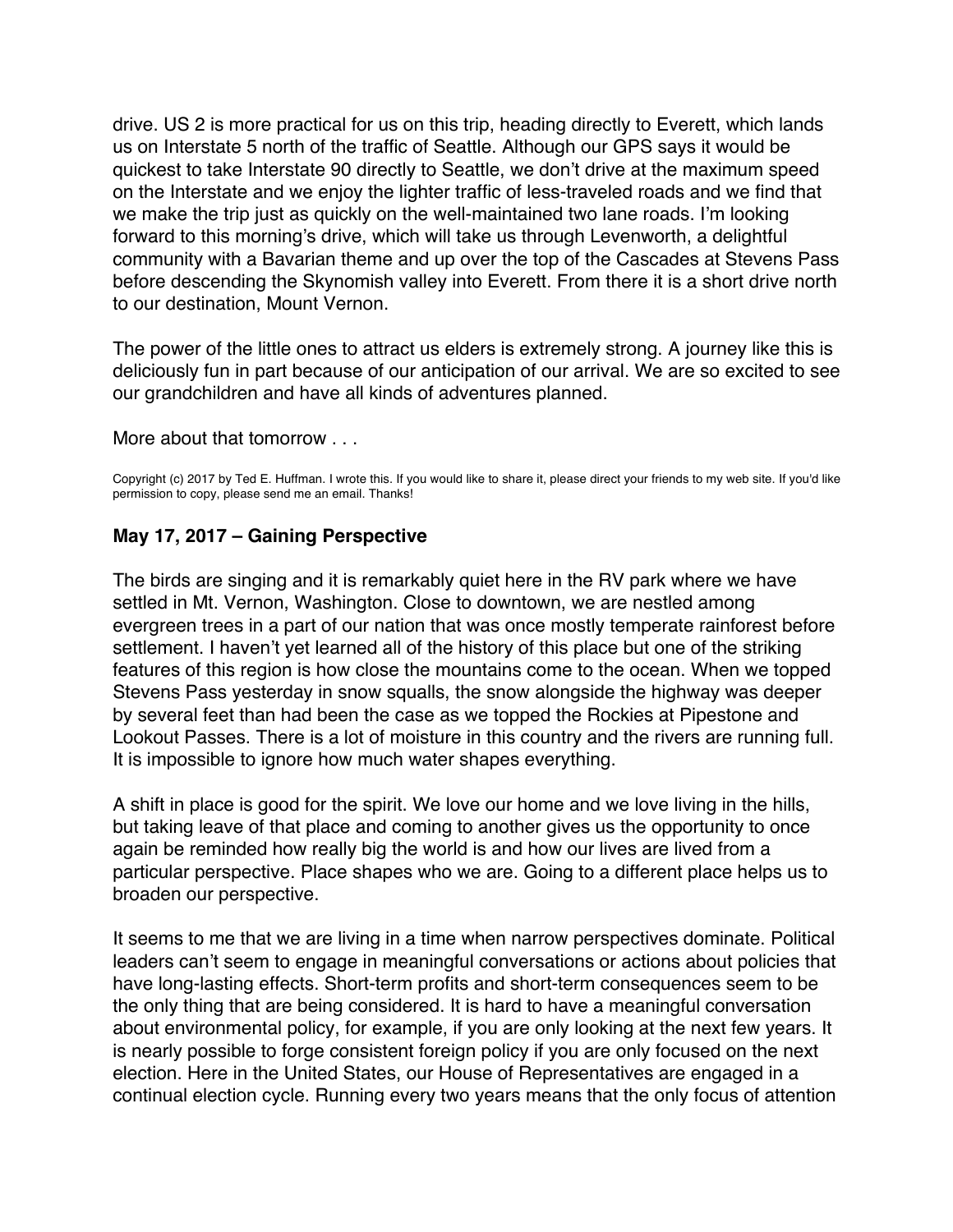drive. US 2 is more practical for us on this trip, heading directly to Everett, which lands us on Interstate 5 north of the traffic of Seattle. Although our GPS says it would be quickest to take Interstate 90 directly to Seattle, we don't drive at the maximum speed on the Interstate and we enjoy the lighter traffic of less-traveled roads and we find that we make the trip just as quickly on the well-maintained two lane roads. I'm looking forward to this morning's drive, which will take us through Levenworth, a delightful community with a Bavarian theme and up over the top of the Cascades at Stevens Pass before descending the Skynomish valley into Everett. From there it is a short drive north to our destination, Mount Vernon.

The power of the little ones to attract us elders is extremely strong. A journey like this is deliciously fun in part because of our anticipation of our arrival. We are so excited to see our grandchildren and have all kinds of adventures planned.

More about that tomorrow . . .

Copyright (c) 2017 by Ted E. Huffman. I wrote this. If you would like to share it, please direct your friends to my web site. If you'd like permission to copy, please send me an email. Thanks!

### May 17, 2017 – Gaining Perspective

The birds are singing and it is remarkably quiet here in the RV park where we have settled in Mt. Vernon, Washington. Close to downtown, we are nestled among evergreen trees in a part of our nation that was once mostly temperate rainforest before settlement. I haven't yet learned all of the history of this place but one of the striking features of this region is how close the mountains come to the ocean. When we topped Stevens Pass yesterday in snow squalls, the snow alongside the highway was deeper by several feet than had been the case as we topped the Rockies at Pipestone and Lookout Passes. There is a lot of moisture in this country and the rivers are running full. It is impossible to ignore how much water shapes everything.

A shift in place is good for the spirit. We love our home and we love living in the hills, but taking leave of that place and coming to another gives us the opportunity to once again be reminded how really big the world is and how our lives are lived from a particular perspective. Place shapes who we are. Going to a different place helps us to broaden our perspective.

It seems to me that we are living in a time when narrow perspectives dominate. Political leaders can't seem to engage in meaningful conversations or actions about policies that have long-lasting effects. Short-term profits and short-term consequences seem to be the only thing that are being considered. It is hard to have a meaningful conversation about environmental policy, for example, if you are only looking at the next few years. It is nearly possible to forge consistent foreign policy if you are only focused on the next election. Here in the United States, our House of Representatives are engaged in a continual election cycle. Running every two years means that the only focus of attention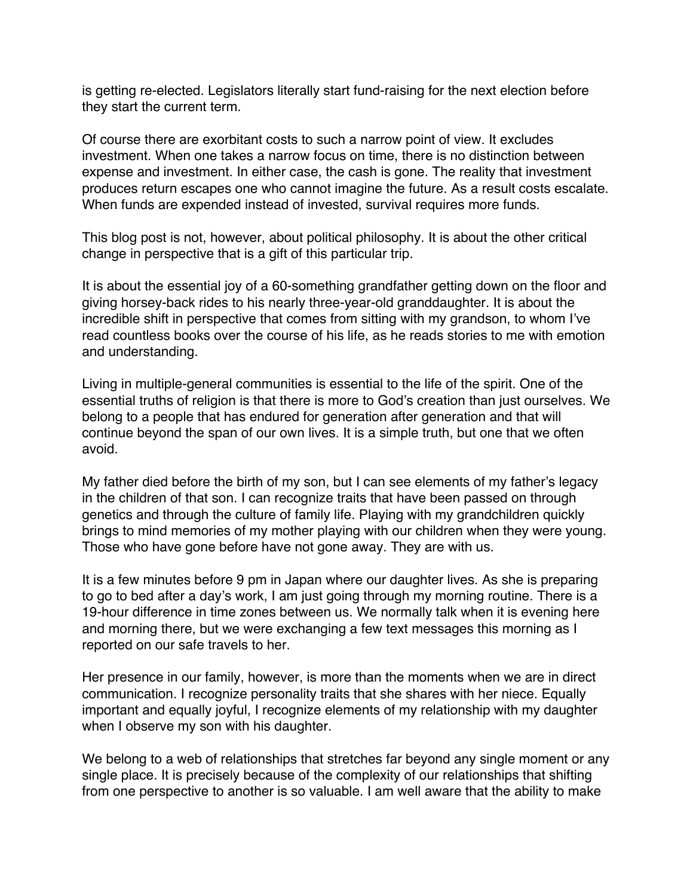is getting re-elected. Legislators literally start fund-raising for the next election before they start the current term.

Of course there are exorbitant costs to such a narrow point of view. It excludes investment. When one takes a narrow focus on time, there is no distinction between expense and investment. In either case, the cash is gone. The reality that investment produces return escapes one who cannot imagine the future. As a result costs escalate. When funds are expended instead of invested, survival requires more funds.

This blog post is not, however, about political philosophy. It is about the other critical change in perspective that is a gift of this particular trip.

It is about the essential joy of a 60-something grandfather getting down on the floor and giving horsey-back rides to his nearly three-year-old granddaughter. It is about the incredible shift in perspective that comes from sitting with my grandson, to whom I've read countless books over the course of his life, as he reads stories to me with emotion and understanding.

Living in multiple-general communities is essential to the life of the spirit. One of the essential truths of religion is that there is more to God's creation than just ourselves. We belong to a people that has endured for generation after generation and that will continue beyond the span of our own lives. It is a simple truth, but one that we often avoid.

My father died before the birth of my son, but I can see elements of my father's legacy in the children of that son. I can recognize traits that have been passed on through genetics and through the culture of family life. Playing with my grandchildren quickly brings to mind memories of my mother playing with our children when they were young. Those who have gone before have not gone away. They are with us.

It is a few minutes before 9 pm in Japan where our daughter lives. As she is preparing to go to bed after a day's work, I am just going through my morning routine. There is a 19-hour difference in time zones between us. We normally talk when it is evening here and morning there, but we were exchanging a few text messages this morning as I reported on our safe travels to her.

Her presence in our family, however, is more than the moments when we are in direct communication. I recognize personality traits that she shares with her niece. Equally important and equally joyful, I recognize elements of my relationship with my daughter when I observe my son with his daughter.

We belong to a web of relationships that stretches far beyond any single moment or any single place. It is precisely because of the complexity of our relationships that shifting from one perspective to another is so valuable. I am well aware that the ability to make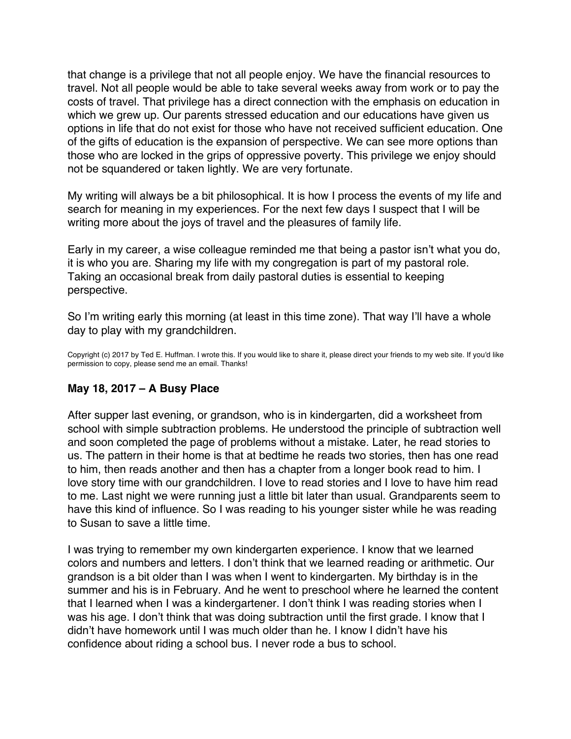that change is a privilege that not all people enjoy. We have the financial resources to travel. Not all people would be able to take several weeks away from work or to pay the costs of travel. That privilege has a direct connection with the emphasis on education in which we grew up. Our parents stressed education and our educations have given us options in life that do not exist for those who have not received sufficient education. One of the gifts of education is the expansion of perspective. We can see more options than those who are locked in the grips of oppressive poverty. This privilege we enjoy should not be squandered or taken lightly. We are very fortunate.

My writing will always be a bit philosophical. It is how I process the events of my life and search for meaning in my experiences. For the next few days I suspect that I will be writing more about the joys of travel and the pleasures of family life.

Early in my career, a wise colleague reminded me that being a pastor isn't what you do, it is who you are. Sharing my life with my congregation is part of my pastoral role. Taking an occasional break from daily pastoral duties is essential to keeping perspective.

So I'm writing early this morning (at least in this time zone). That way I'll have a whole day to play with my grandchildren.

Copyright (c) 2017 by Ted E. Huffman. I wrote this. If you would like to share it, please direct your friends to my web site. If you'd like permission to copy, please send me an email. Thanks!

### May 18, 2017 – A Busy Place

After supper last evening, or grandson, who is in kindergarten, did a worksheet from school with simple subtraction problems. He understood the principle of subtraction well and soon completed the page of problems without a mistake. Later, he read stories to us. The pattern in their home is that at bedtime he reads two stories, then has one read to him, then reads another and then has a chapter from a longer book read to him. I love story time with our grandchildren. I love to read stories and I love to have him read to me. Last night we were running just a little bit later than usual. Grandparents seem to have this kind of influence. So I was reading to his younger sister while he was reading to Susan to save a little time.

I was trying to remember my own kindergarten experience. I know that we learned colors and numbers and letters. I don't think that we learned reading or arithmetic. Our grandson is a bit older than I was when I went to kindergarten. My birthday is in the summer and his is in February. And he went to preschool where he learned the content that I learned when I was a kindergartener. I don't think I was reading stories when I was his age. I don't think that was doing subtraction until the first grade. I know that I didn't have homework until I was much older than he. I know I didn't have his confidence about riding a school bus. I never rode a bus to school.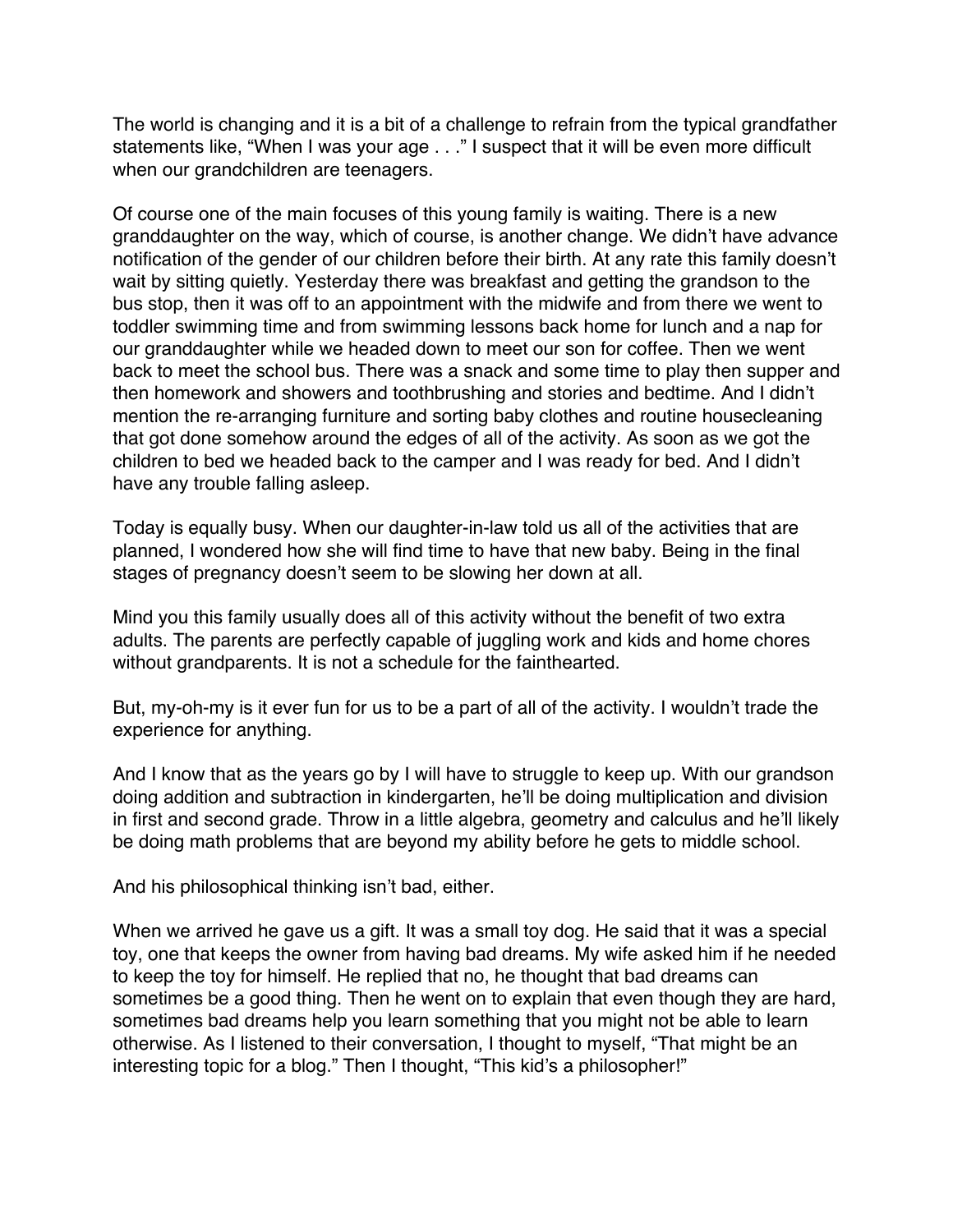The world is changing and it is a bit of a challenge to refrain from the typical grandfather statements like, "When I was your age . . ." I suspect that it will be even more difficult when our grandchildren are teenagers.

Of course one of the main focuses of this young family is waiting. There is a new granddaughter on the way, which of course, is another change. We didn't have advance notification of the gender of our children before their birth. At any rate this family doesn't wait by sitting quietly. Yesterday there was breakfast and getting the grandson to the bus stop, then it was off to an appointment with the midwife and from there we went to toddler swimming time and from swimming lessons back home for lunch and a nap for our granddaughter while we headed down to meet our son for coffee. Then we went back to meet the school bus. There was a snack and some time to play then supper and then homework and showers and toothbrushing and stories and bedtime. And I didn't mention the re-arranging furniture and sorting baby clothes and routine housecleaning that got done somehow around the edges of all of the activity. As soon as we got the children to bed we headed back to the camper and I was ready for bed. And I didn't have any trouble falling asleep.

Today is equally busy. When our daughter-in-law told us all of the activities that are planned, I wondered how she will find time to have that new baby. Being in the final stages of pregnancy doesn't seem to be slowing her down at all.

Mind you this family usually does all of this activity without the benefit of two extra adults. The parents are perfectly capable of juggling work and kids and home chores without grandparents. It is not a schedule for the fainthearted.

But, my-oh-my is it ever fun for us to be a part of all of the activity. I wouldn't trade the experience for anything.

And I know that as the years go by I will have to struggle to keep up. With our grandson doing addition and subtraction in kindergarten, he'll be doing multiplication and division in first and second grade. Throw in a little algebra, geometry and calculus and he'll likely be doing math problems that are beyond my ability before he gets to middle school.

And his philosophical thinking isn't bad, either.

When we arrived he gave us a gift. It was a small toy dog. He said that it was a special toy, one that keeps the owner from having bad dreams. My wife asked him if he needed to keep the toy for himself. He replied that no, he thought that bad dreams can sometimes be a good thing. Then he went on to explain that even though they are hard, sometimes bad dreams help you learn something that you might not be able to learn otherwise. As I listened to their conversation, I thought to myself, "That might be an interesting topic for a blog." Then I thought, "This kid's a philosopher!"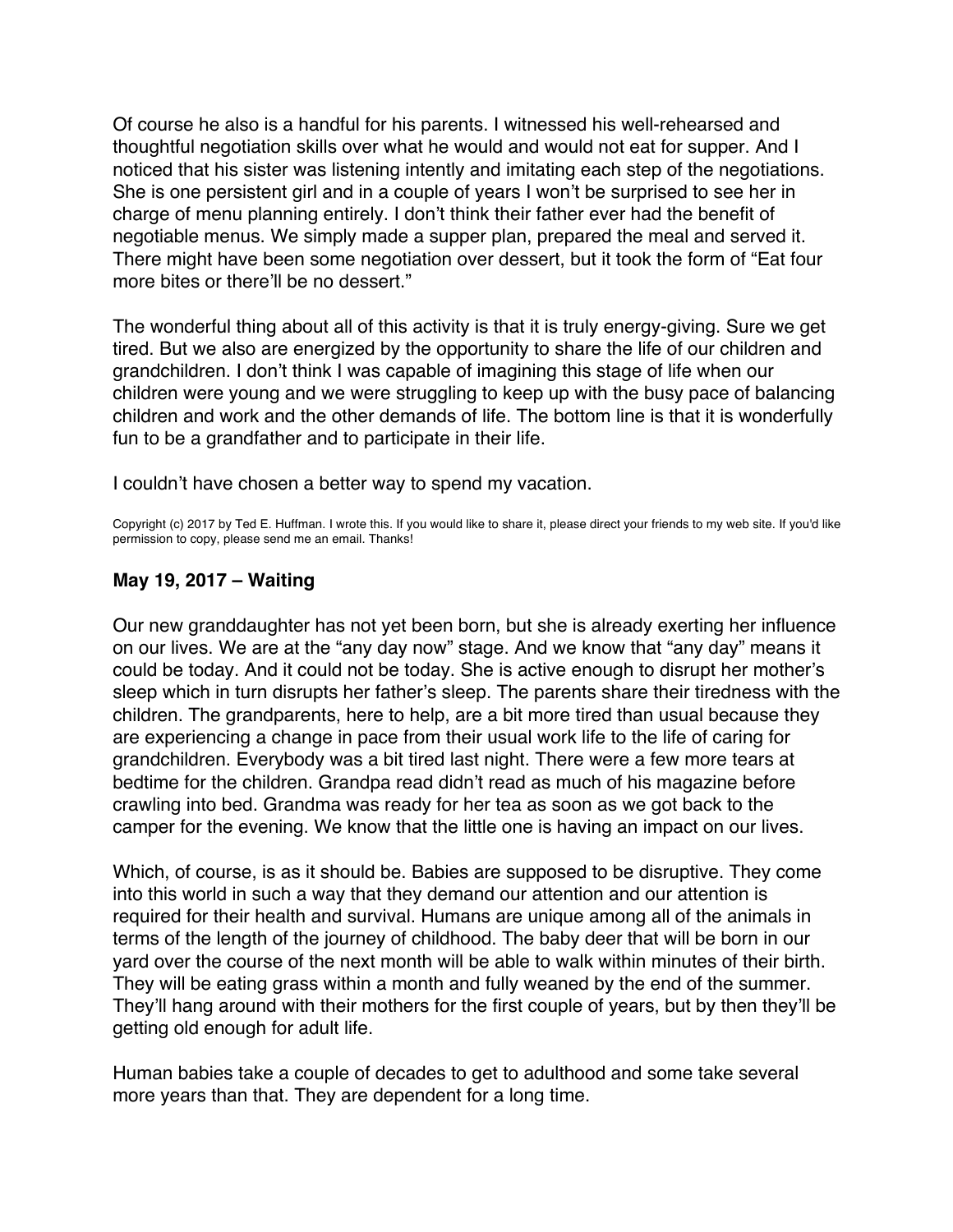Of course he also is a handful for his parents. I witnessed his well-rehearsed and thoughtful negotiation skills over what he would and would not eat for supper. And I noticed that his sister was listening intently and imitating each step of the negotiations. She is one persistent girl and in a couple of years I won't be surprised to see her in charge of menu planning entirely. I don't think their father ever had the benefit of negotiable menus. We simply made a supper plan, prepared the meal and served it. There might have been some negotiation over dessert, but it took the form of "Eat four more bites or there'll be no dessert."

The wonderful thing about all of this activity is that it is truly energy-giving. Sure we get tired. But we also are energized by the opportunity to share the life of our children and grandchildren. I don't think I was capable of imagining this stage of life when our children were young and we were struggling to keep up with the busy pace of balancing children and work and the other demands of life. The bottom line is that it is wonderfully fun to be a grandfather and to participate in their life.

I couldn't have chosen a better way to spend my vacation.

Copyright (c) 2017 by Ted E. Huffman. I wrote this. If you would like to share it, please direct your friends to my web site. If you'd like permission to copy, please send me an email. Thanks!

### May 19, 2017 – Waiting

Our new granddaughter has not yet been born, but she is already exerting her influence on our lives. We are at the "any day now" stage. And we know that "any day" means it could be today. And it could not be today. She is active enough to disrupt her mother's sleep which in turn disrupts her father's sleep. The parents share their tiredness with the children. The grandparents, here to help, are a bit more tired than usual because they are experiencing a change in pace from their usual work life to the life of caring for grandchildren. Everybody was a bit tired last night. There were a few more tears at bedtime for the children. Grandpa read didn't read as much of his magazine before crawling into bed. Grandma was ready for her tea as soon as we got back to the camper for the evening. We know that the little one is having an impact on our lives.

Which, of course, is as it should be. Babies are supposed to be disruptive. They come into this world in such a way that they demand our attention and our attention is required for their health and survival. Humans are unique among all of the animals in terms of the length of the journey of childhood. The baby deer that will be born in our yard over the course of the next month will be able to walk within minutes of their birth. They will be eating grass within a month and fully weaned by the end of the summer. They'll hang around with their mothers for the first couple of years, but by then they'll be getting old enough for adult life.

Human babies take a couple of decades to get to adulthood and some take several more years than that. They are dependent for a long time.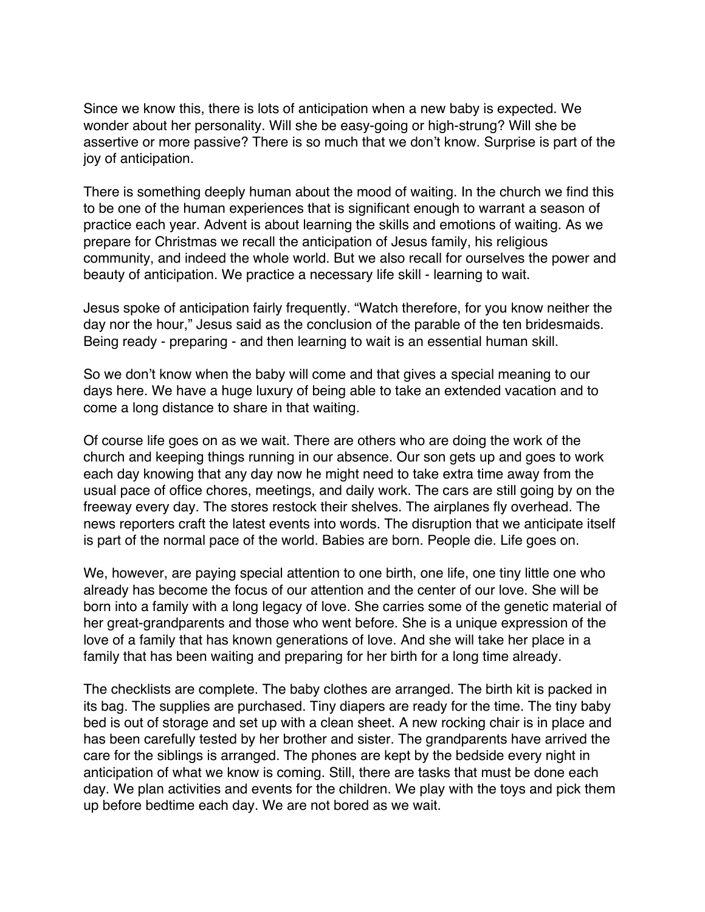Since we know this, there is lots of anticipation when a new baby is expected. We wonder about her personality. Will she be easy-going or high-strung? Will she be assertive or more passive? There is so much that we don't know. Surprise is part of the joy of anticipation.

There is something deeply human about the mood of waiting. In the church we find this to be one of the human experiences that is significant enough to warrant a season of practice each year. Advent is about learning the skills and emotions of waiting. As we prepare for Christmas we recall the anticipation of Jesus family, his religious community, and indeed the whole world. But we also recall for ourselves the power and beauty of anticipation. We practice a necessary life skill - learning to wait.

Jesus spoke of anticipation fairly frequently. "Watch therefore, for you know neither the day nor the hour," Jesus said as the conclusion of the parable of the ten bridesmaids. Being ready - preparing - and then learning to wait is an essential human skill.

So we don't know when the baby will come and that gives a special meaning to our days here. We have a huge luxury of being able to take an extended vacation and to come a long distance to share in that waiting.

Of course life goes on as we wait. There are others who are doing the work of the church and keeping things running in our absence. Our son gets up and goes to work each day knowing that any day now he might need to take extra time away from the usual pace of office chores, meetings, and daily work. The cars are still going by on the freeway every day. The stores restock their shelves. The airplanes fly overhead. The news reporters craft the latest events into words. The disruption that we anticipate itself is part of the normal pace of the world. Babies are born. People die. Life goes on.

We, however, are paying special attention to one birth, one life, one tiny little one who already has become the focus of our attention and the center of our love. She will be born into a family with a long legacy of love. She carries some of the genetic material of her great-grandparents and those who went before. She is a unique expression of the love of a family that has known generations of love. And she will take her place in a family that has been waiting and preparing for her birth for a long time already.

The checklists are complete. The baby clothes are arranged. The birth kit is packed in its bag. The supplies are purchased. Tiny diapers are ready for the time. The tiny baby bed is out of storage and set up with a clean sheet. A new rocking chair is in place and has been carefully tested by her brother and sister. The grandparents have arrived the care for the siblings is arranged. The phones are kept by the bedside every night in anticipation of what we know is coming. Still, there are tasks that must be done each day. We plan activities and events for the children. We play with the toys and pick them up before bedtime each day. We are not bored as we wait.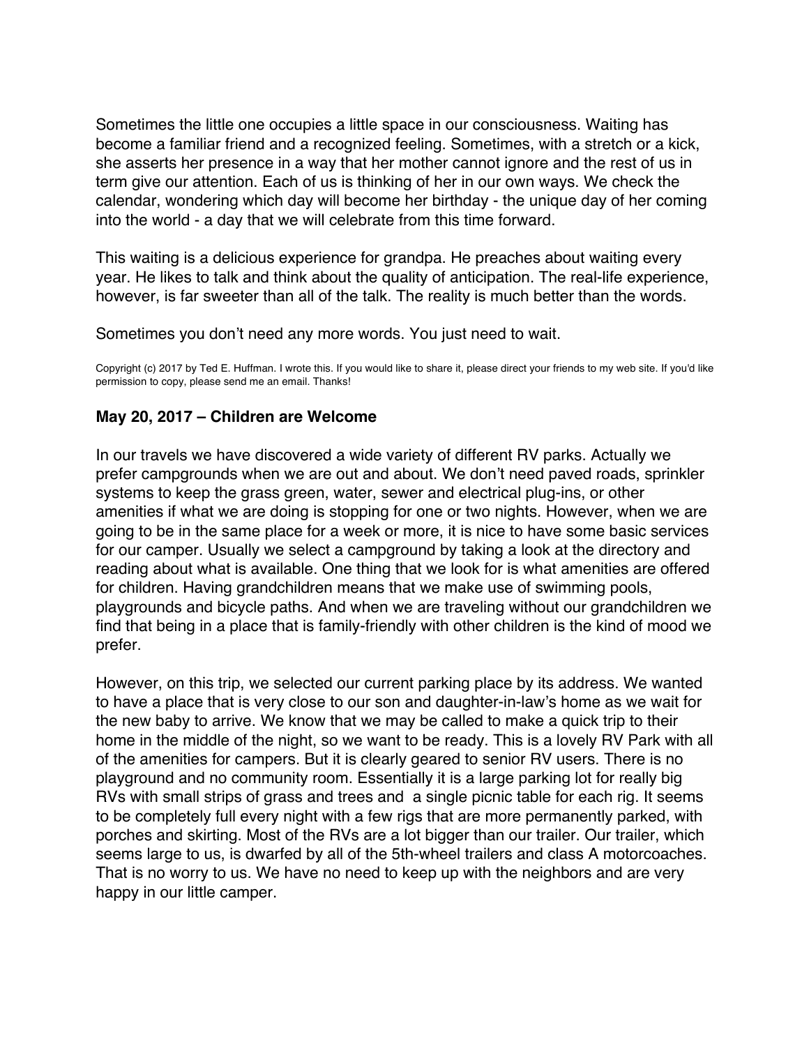Sometimes the little one occupies a little space in our consciousness. Waiting has become a familiar friend and a recognized feeling. Sometimes, with a stretch or a kick, she asserts her presence in a way that her mother cannot ignore and the rest of us in term give our attention. Each of us is thinking of her in our own ways. We check the calendar, wondering which day will become her birthday - the unique day of her coming into the world - a day that we will celebrate from this time forward.

This waiting is a delicious experience for grandpa. He preaches about waiting every year. He likes to talk and think about the quality of anticipation. The real-life experience, however, is far sweeter than all of the talk. The reality is much better than the words.

Sometimes you don't need any more words. You just need to wait.

Copyright (c) 2017 by Ted E. Huffman. I wrote this. If you would like to share it, please direct your friends to my web site. If you'd like permission to copy, please send me an email. Thanks!

### May 20, 2017 – Children are Welcome

In our travels we have discovered a wide variety of different RV parks. Actually we prefer campgrounds when we are out and about. We don't need paved roads, sprinkler systems to keep the grass green, water, sewer and electrical plug-ins, or other amenities if what we are doing is stopping for one or two nights. However, when we are going to be in the same place for a week or more, it is nice to have some basic services for our camper. Usually we select a campground by taking a look at the directory and reading about what is available. One thing that we look for is what amenities are offered for children. Having grandchildren means that we make use of swimming pools, playgrounds and bicycle paths. And when we are traveling without our grandchildren we find that being in a place that is family-friendly with other children is the kind of mood we prefer.

However, on this trip, we selected our current parking place by its address. We wanted to have a place that is very close to our son and daughter-in-law's home as we wait for the new baby to arrive. We know that we may be called to make a quick trip to their home in the middle of the night, so we want to be ready. This is a lovely RV Park with all of the amenities for campers. But it is clearly geared to senior RV users. There is no playground and no community room. Essentially it is a large parking lot for really big RVs with small strips of grass and trees and a single picnic table for each rig. It seems to be completely full every night with a few rigs that are more permanently parked, with porches and skirting. Most of the RVs are a lot bigger than our trailer. Our trailer, which seems large to us, is dwarfed by all of the 5th-wheel trailers and class A motorcoaches. That is no worry to us. We have no need to keep up with the neighbors and are very happy in our little camper.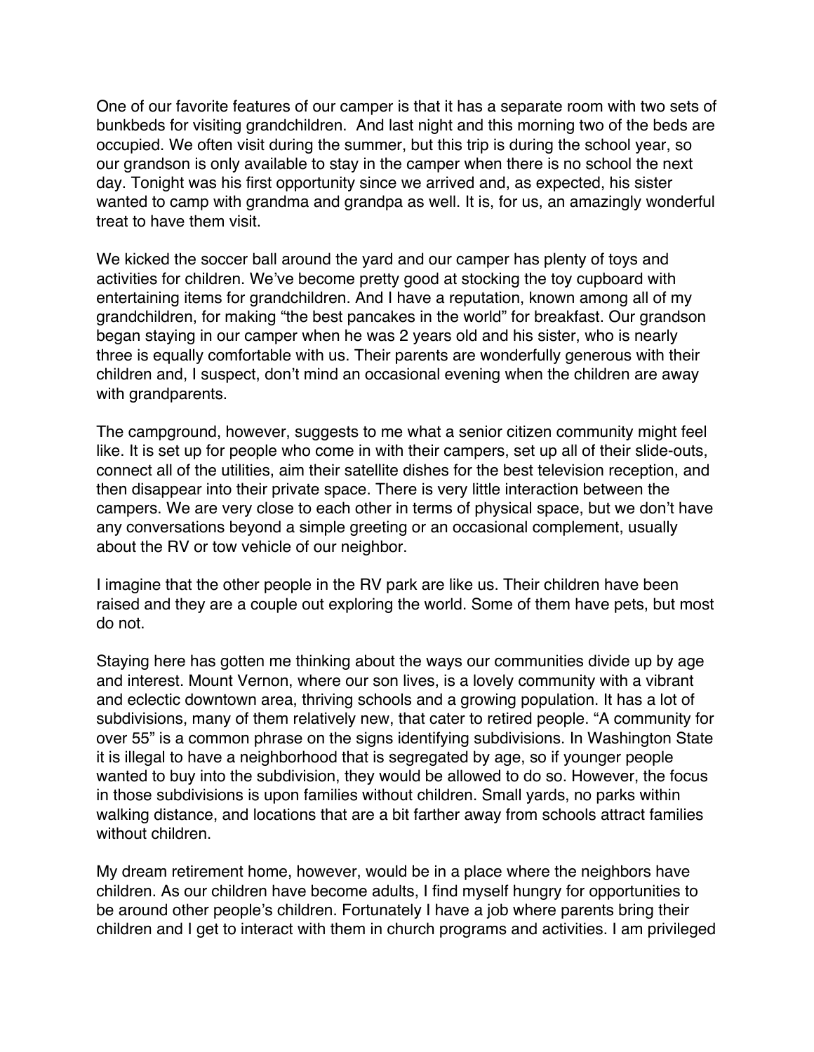One of our favorite features of our camper is that it has a separate room with two sets of bunkbeds for visiting grandchildren. And last night and this morning two of the beds are occupied. We often visit during the summer, but this trip is during the school year, so our grandson is only available to stay in the camper when there is no school the next day. Tonight was his first opportunity since we arrived and, as expected, his sister wanted to camp with grandma and grandpa as well. It is, for us, an amazingly wonderful treat to have them visit.

We kicked the soccer ball around the yard and our camper has plenty of toys and activities for children. We've become pretty good at stocking the toy cupboard with entertaining items for grandchildren. And I have a reputation, known among all of my grandchildren, for making "the best pancakes in the world" for breakfast. Our grandson began staying in our camper when he was 2 years old and his sister, who is nearly three is equally comfortable with us. Their parents are wonderfully generous with their children and, I suspect, don't mind an occasional evening when the children are away with grandparents.

The campground, however, suggests to me what a senior citizen community might feel like. It is set up for people who come in with their campers, set up all of their slide-outs, connect all of the utilities, aim their satellite dishes for the best television reception, and then disappear into their private space. There is very little interaction between the campers. We are very close to each other in terms of physical space, but we don't have any conversations beyond a simple greeting or an occasional complement, usually about the RV or tow vehicle of our neighbor.

I imagine that the other people in the RV park are like us. Their children have been raised and they are a couple out exploring the world. Some of them have pets, but most do not.

Staying here has gotten me thinking about the ways our communities divide up by age and interest. Mount Vernon, where our son lives, is a lovely community with a vibrant and eclectic downtown area, thriving schools and a growing population. It has a lot of subdivisions, many of them relatively new, that cater to retired people. "A community for over 55" is a common phrase on the signs identifying subdivisions. In Washington State it is illegal to have a neighborhood that is segregated by age, so if younger people wanted to buy into the subdivision, they would be allowed to do so. However, the focus in those subdivisions is upon families without children. Small yards, no parks within walking distance, and locations that are a bit farther away from schools attract families without children.

My dream retirement home, however, would be in a place where the neighbors have children. As our children have become adults, I find myself hungry for opportunities to be around other people's children. Fortunately I have a job where parents bring their children and I get to interact with them in church programs and activities. I am privileged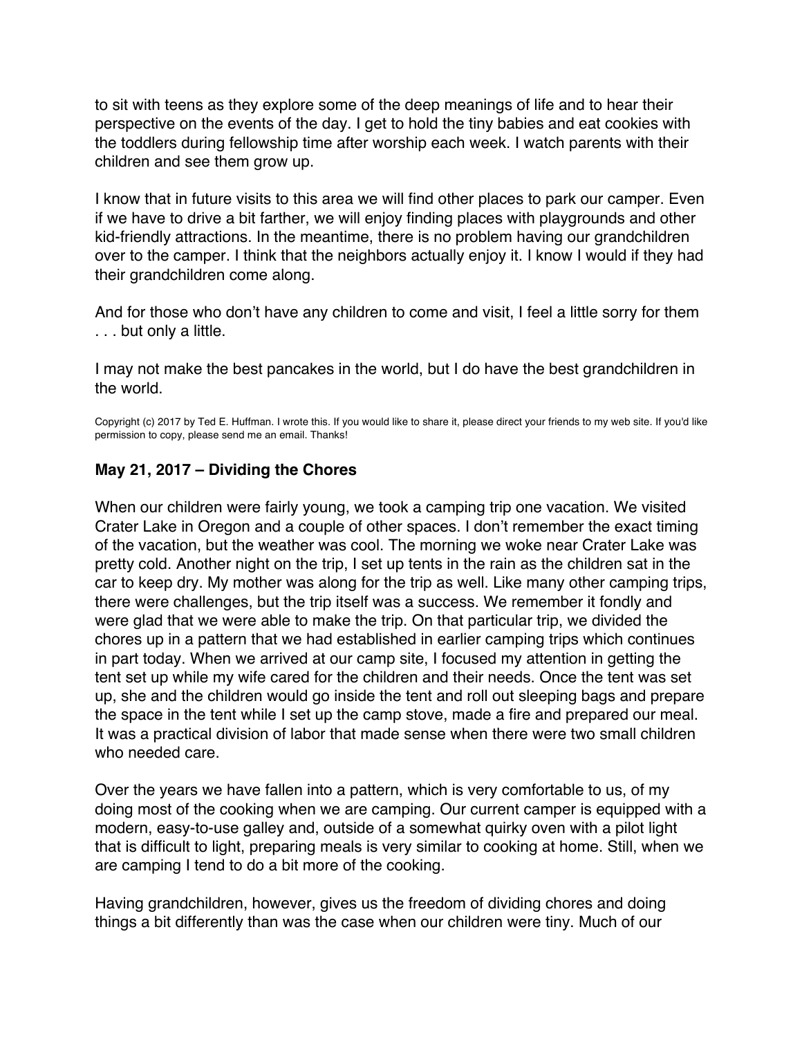to sit with teens as they explore some of the deep meanings of life and to hear their perspective on the events of the day. I get to hold the tiny babies and eat cookies with the toddlers during fellowship time after worship each week. I watch parents with their children and see them grow up.

I know that in future visits to this area we will find other places to park our camper. Even if we have to drive a bit farther, we will enjoy finding places with playgrounds and other kid-friendly attractions. In the meantime, there is no problem having our grandchildren over to the camper. I think that the neighbors actually enjoy it. I know I would if they had their grandchildren come along.

And for those who don't have any children to come and visit, I feel a little sorry for them . . . but only a little.

I may not make the best pancakes in the world, but I do have the best grandchildren in the world.

Copyright (c) 2017 by Ted E. Huffman. I wrote this. If you would like to share it, please direct your friends to my web site. If you'd like permission to copy, please send me an email. Thanks!

### May 21, 2017 – Dividing the Chores

When our children were fairly young, we took a camping trip one vacation. We visited Crater Lake in Oregon and a couple of other spaces. I don't remember the exact timing of the vacation, but the weather was cool. The morning we woke near Crater Lake was pretty cold. Another night on the trip, I set up tents in the rain as the children sat in the car to keep dry. My mother was along for the trip as well. Like many other camping trips, there were challenges, but the trip itself was a success. We remember it fondly and were glad that we were able to make the trip. On that particular trip, we divided the chores up in a pattern that we had established in earlier camping trips which continues in part today. When we arrived at our camp site, I focused my attention in getting the tent set up while my wife cared for the children and their needs. Once the tent was set up, she and the children would go inside the tent and roll out sleeping bags and prepare the space in the tent while I set up the camp stove, made a fire and prepared our meal. It was a practical division of labor that made sense when there were two small children who needed care.

Over the years we have fallen into a pattern, which is very comfortable to us, of my doing most of the cooking when we are camping. Our current camper is equipped with a modern, easy-to-use galley and, outside of a somewhat quirky oven with a pilot light that is difficult to light, preparing meals is very similar to cooking at home. Still, when we are camping I tend to do a bit more of the cooking.

Having grandchildren, however, gives us the freedom of dividing chores and doing things a bit differently than was the case when our children were tiny. Much of our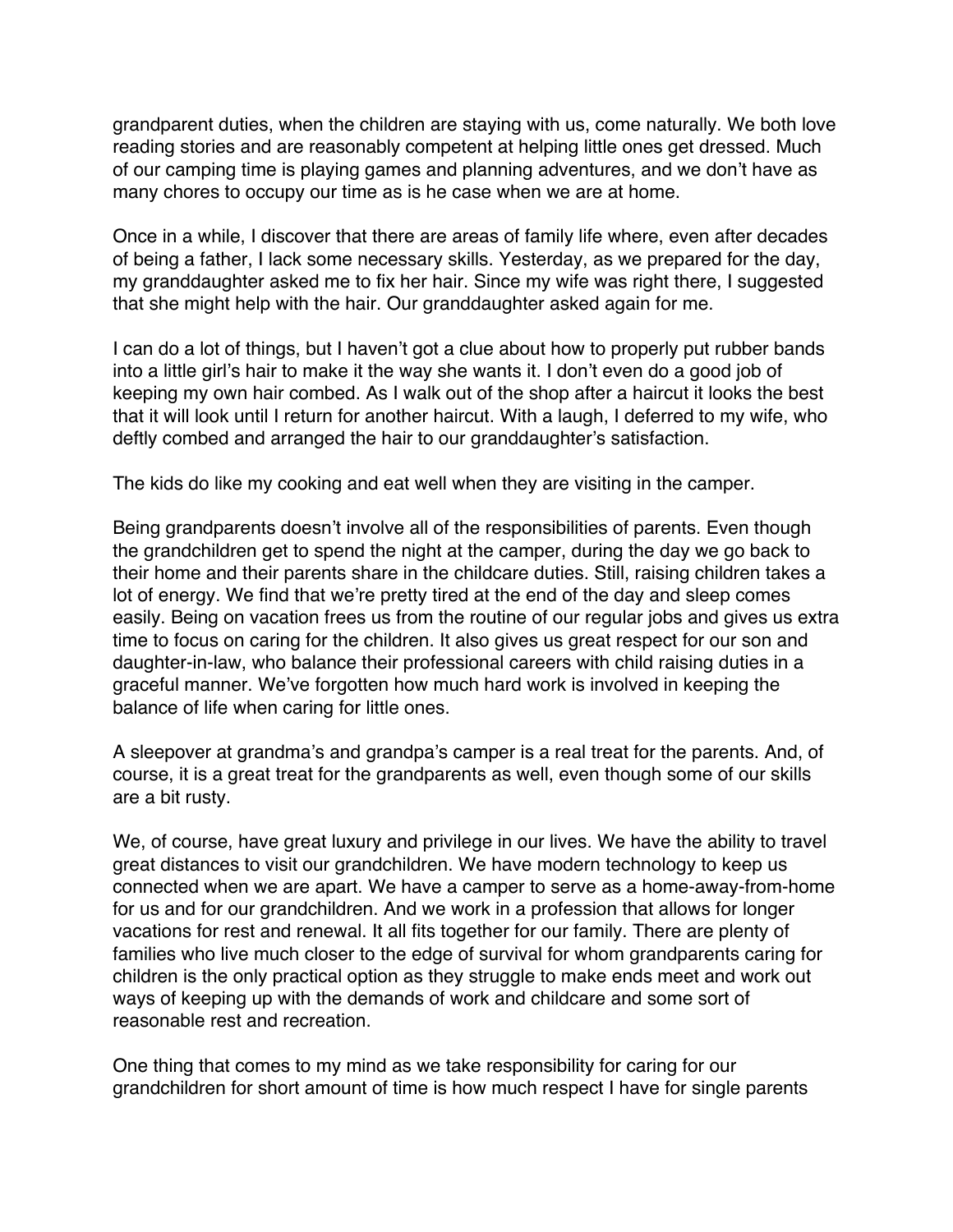grandparent duties, when the children are staying with us, come naturally. We both love reading stories and are reasonably competent at helping little ones get dressed. Much of our camping time is playing games and planning adventures, and we don't have as many chores to occupy our time as is he case when we are at home.

Once in a while, I discover that there are areas of family life where, even after decades of being a father, I lack some necessary skills. Yesterday, as we prepared for the day, my granddaughter asked me to fix her hair. Since my wife was right there, I suggested that she might help with the hair. Our granddaughter asked again for me.

I can do a lot of things, but I haven't got a clue about how to properly put rubber bands into a little girl's hair to make it the way she wants it. I don't even do a good job of keeping my own hair combed. As I walk out of the shop after a haircut it looks the best that it will look until I return for another haircut. With a laugh, I deferred to my wife, who deftly combed and arranged the hair to our granddaughter's satisfaction.

The kids do like my cooking and eat well when they are visiting in the camper.

Being grandparents doesn't involve all of the responsibilities of parents. Even though the grandchildren get to spend the night at the camper, during the day we go back to their home and their parents share in the childcare duties. Still, raising children takes a lot of energy. We find that we're pretty tired at the end of the day and sleep comes easily. Being on vacation frees us from the routine of our regular jobs and gives us extra time to focus on caring for the children. It also gives us great respect for our son and daughter-in-law, who balance their professional careers with child raising duties in a graceful manner. We've forgotten how much hard work is involved in keeping the balance of life when caring for little ones.

A sleepover at grandma's and grandpa's camper is a real treat for the parents. And, of course, it is a great treat for the grandparents as well, even though some of our skills are a bit rusty.

We, of course, have great luxury and privilege in our lives. We have the ability to travel great distances to visit our grandchildren. We have modern technology to keep us connected when we are apart. We have a camper to serve as a home-away-from-home for us and for our grandchildren. And we work in a profession that allows for longer vacations for rest and renewal. It all fits together for our family. There are plenty of families who live much closer to the edge of survival for whom grandparents caring for children is the only practical option as they struggle to make ends meet and work out ways of keeping up with the demands of work and childcare and some sort of reasonable rest and recreation.

One thing that comes to my mind as we take responsibility for caring for our grandchildren for short amount of time is how much respect I have for single parents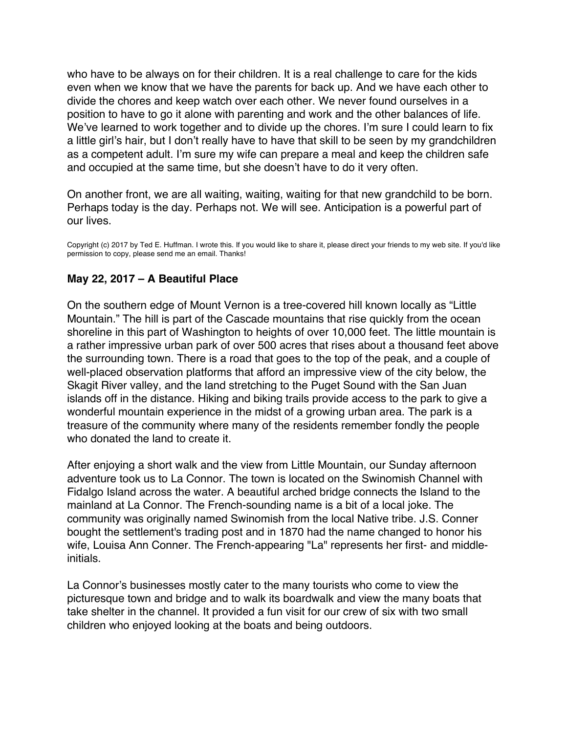who have to be always on for their children. It is a real challenge to care for the kids even when we know that we have the parents for back up. And we have each other to divide the chores and keep watch over each other. We never found ourselves in a position to have to go it alone with parenting and work and the other balances of life. We've learned to work together and to divide up the chores. I'm sure I could learn to fix a little girl's hair, but I don't really have to have that skill to be seen by my grandchildren as a competent adult. I'm sure my wife can prepare a meal and keep the children safe and occupied at the same time, but she doesn't have to do it very often.

On another front, we are all waiting, waiting, waiting for that new grandchild to be born. Perhaps today is the day. Perhaps not. We will see. Anticipation is a powerful part of our lives.

Copyright (c) 2017 by Ted E. Huffman. I wrote this. If you would like to share it, please direct your friends to my web site. If you'd like permission to copy, please send me an email. Thanks!

### May 22, 2017 – A Beautiful Place

On the southern edge of Mount Vernon is a tree-covered hill known locally as "Little Mountain." The hill is part of the Cascade mountains that rise quickly from the ocean shoreline in this part of Washington to heights of over 10,000 feet. The little mountain is a rather impressive urban park of over 500 acres that rises about a thousand feet above the surrounding town. There is a road that goes to the top of the peak, and a couple of well-placed observation platforms that afford an impressive view of the city below, the Skagit River valley, and the land stretching to the Puget Sound with the San Juan islands off in the distance. Hiking and biking trails provide access to the park to give a wonderful mountain experience in the midst of a growing urban area. The park is a treasure of the community where many of the residents remember fondly the people who donated the land to create it.

After enjoying a short walk and the view from Little Mountain, our Sunday afternoon adventure took us to La Connor. The town is located on the Swinomish Channel with Fidalgo Island across the water. A beautiful arched bridge connects the Island to the mainland at La Connor. The French-sounding name is a bit of a local joke. The community was originally named Swinomish from the local Native tribe. J.S. Conner bought the settlement's trading post and in 1870 had the name changed to honor his wife, Louisa Ann Conner. The French-appearing "La" represents her first- and middle-initials.

La Connor's businesses mostly cater to the many tourists who come to view the picturesque town and bridge and to walk its boardwalk and view the many boats that take shelter in the channel. It provided a fun visit for our crew of six with two small children who enjoyed looking at the boats and being outdoors.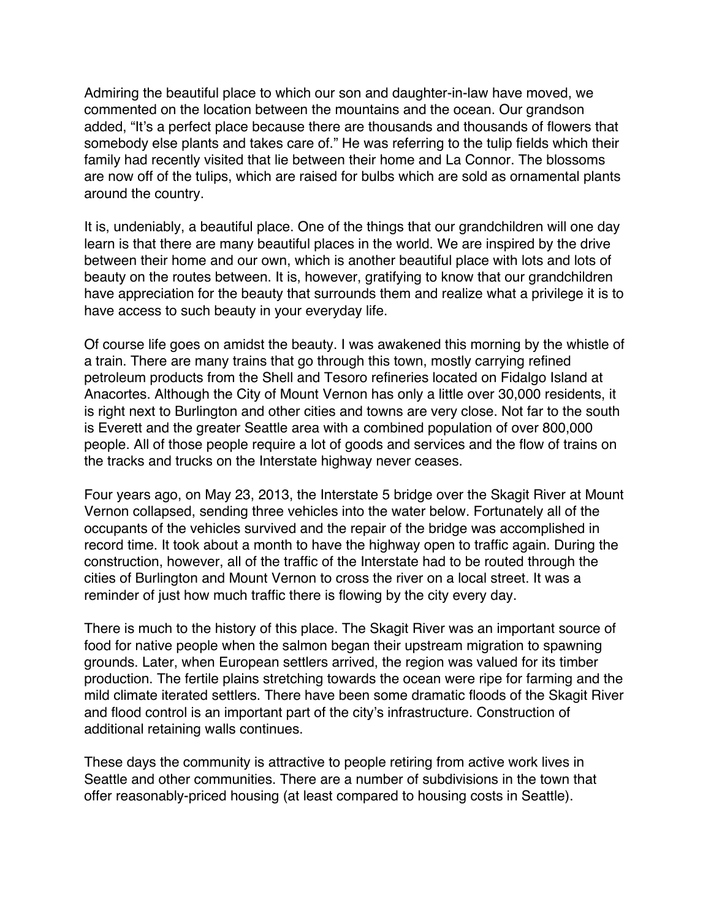Admiring the beautiful place to which our son and daughter-in-law have moved, we commented on the location between the mountains and the ocean. Our grandson added, "It's a perfect place because there are thousands and thousands of flowers that somebody else plants and takes care of." He was referring to the tulip fields which their family had recently visited that lie between their home and La Connor. The blossoms are now off of the tulips, which are raised for bulbs which are sold as ornamental plants around the country.

It is, undeniably, a beautiful place. One of the things that our grandchildren will one day learn is that there are many beautiful places in the world. We are inspired by the drive between their home and our own, which is another beautiful place with lots and lots of beauty on the routes between. It is, however, gratifying to know that our grandchildren have appreciation for the beauty that surrounds them and realize what a privilege it is to have access to such beauty in your everyday life.

Of course life goes on amidst the beauty. I was awakened this morning by the whistle of a train. There are many trains that go through this town, mostly carrying refined petroleum products from the Shell and Tesoro refineries located on Fidalgo Island at Anacortes. Although the City of Mount Vernon has only a little over 30,000 residents, it is right next to Burlington and other cities and towns are very close. Not far to the south is Everett and the greater Seattle area with a combined population of over 800,000 people. All of those people require a lot of goods and services and the flow of trains on the tracks and trucks on the Interstate highway never ceases.

Four years ago, on May 23, 2013, the Interstate 5 bridge over the Skagit River at Mount Vernon collapsed, sending three vehicles into the water below. Fortunately all of the occupants of the vehicles survived and the repair of the bridge was accomplished in record time. It took about a month to have the highway open to traffic again. During the construction, however, all of the traffic of the Interstate had to be routed through the cities of Burlington and Mount Vernon to cross the river on a local street. It was a reminder of just how much traffic there is flowing by the city every day.

There is much to the history of this place. The Skagit River was an important source of food for native people when the salmon began their upstream migration to spawning grounds. Later, when European settlers arrived, the region was valued for its timber production. The fertile plains stretching towards the ocean were ripe for farming and the mild climate iterated settlers. There have been some dramatic floods of the Skagit River and flood control is an important part of the city's infrastructure. Construction of additional retaining walls continues.

These days the community is attractive to people retiring from active work lives in Seattle and other communities. There are a number of subdivisions in the town that offer reasonably-priced housing (at least compared to housing costs in Seattle).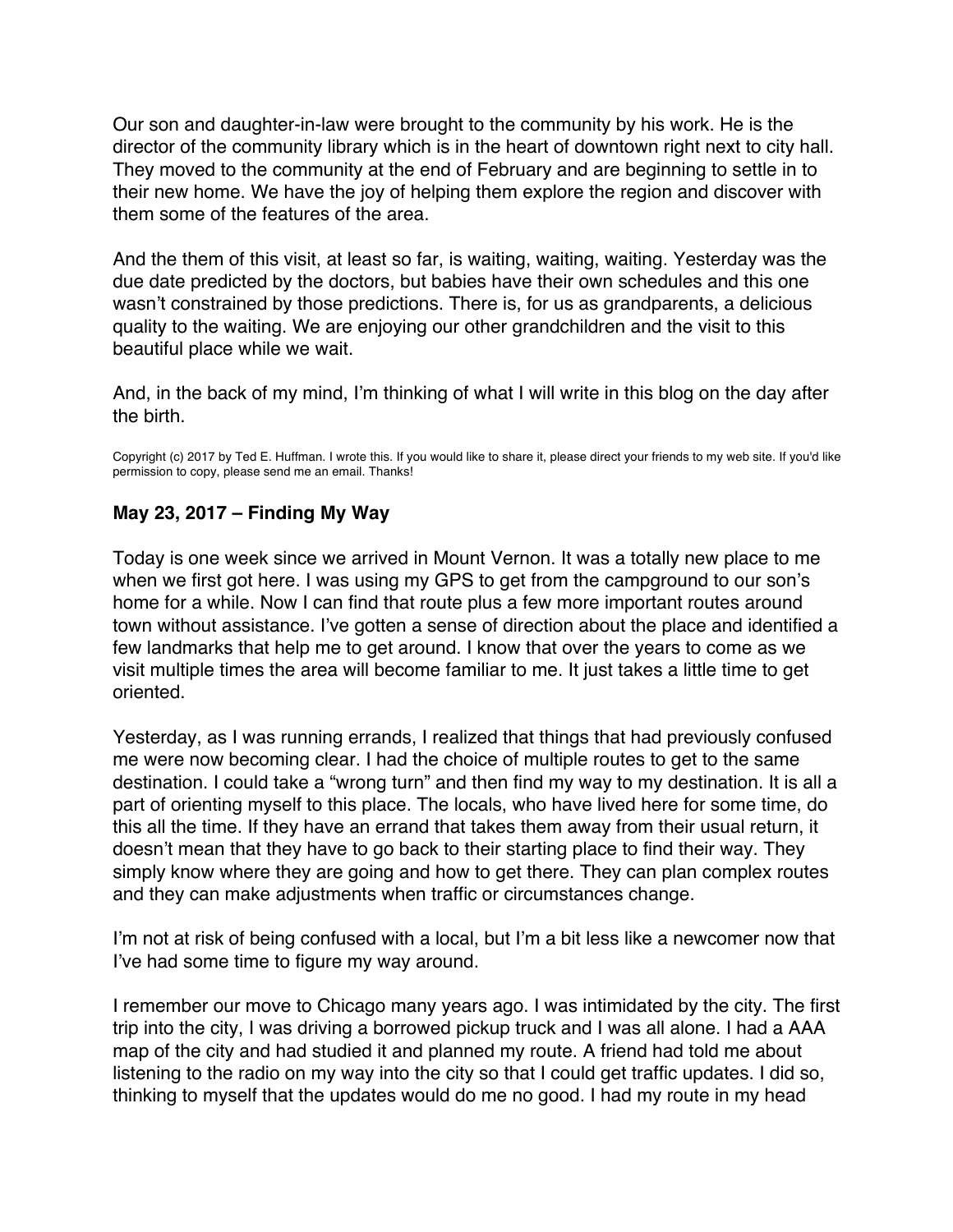Our son and daughter-in-law were brought to the community by his work. He is the director of the community library which is in the heart of downtown right next to city hall. They moved to the community at the end of February and are beginning to settle in to their new home. We have the joy of helping them explore the region and discover with them some of the features of the area.

And the them of this visit, at least so far, is waiting, waiting, waiting. Yesterday was the due date predicted by the doctors, but babies have their own schedules and this one wasn't constrained by those predictions. There is, for us as grandparents, a delicious quality to the waiting. We are enjoying our other grandchildren and the visit to this beautiful place while we wait.

And, in the back of my mind, I'm thinking of what I will write in this blog on the day after the birth.

Copyright (c) 2017 by Ted E. Huffman. I wrote this. If you would like to share it, please direct your friends to my web site. If you'd like permission to copy, please send me an email. Thanks!

### May 23, 2017 – Finding My Way

Today is one week since we arrived in Mount Vernon. It was a totally new place to me when we first got here. I was using my GPS to get from the campground to our son's home for a while. Now I can find that route plus a few more important routes around town without assistance. I've gotten a sense of direction about the place and identified a few landmarks that help me to get around. I know that over the years to come as we visit multiple times the area will become familiar to me. It just takes a little time to get oriented.

Yesterday, as I was running errands, I realized that things that had previously confused me were now becoming clear. I had the choice of multiple routes to get to the same destination. I could take a "wrong turn" and then find my way to my destination. It is all a part of orienting myself to this place. The locals, who have lived here for some time, do this all the time. If they have an errand that takes them away from their usual return, it doesn't mean that they have to go back to their starting place to find their way. They simply know where they are going and how to get there. They can plan complex routes and they can make adjustments when traffic or circumstances change.

I'm not at risk of being confused with a local, but I'm a bit less like a newcomer now that I've had some time to figure my way around.

I remember our move to Chicago many years ago. I was intimidated by the city. The first trip into the city, I was driving a borrowed pickup truck and I was all alone. I had a AAA map of the city and had studied it and planned my route. A friend had told me about listening to the radio on my way into the city so that I could get traffic updates. I did so, thinking to myself that the updates would do me no good. I had my route in my head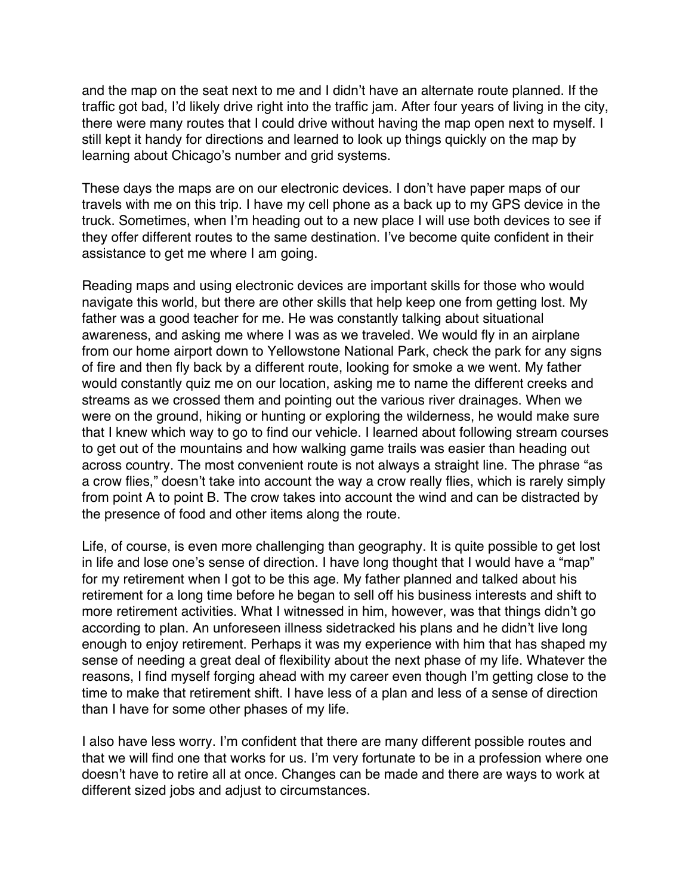and the map on the seat next to me and I didn't have an alternate route planned. If the traffic got bad, I'd likely drive right into the traffic jam. After four years of living in the city, there were many routes that I could drive without having the map open next to myself. I still kept it handy for directions and learned to look up things quickly on the map by learning about Chicago's number and grid systems.

These days the maps are on our electronic devices. I don't have paper maps of our travels with me on this trip. I have my cell phone as a back up to my GPS device in the truck. Sometimes, when I'm heading out to a new place I will use both devices to see if they offer different routes to the same destination. I've become quite confident in their assistance to get me where I am going.

Reading maps and using electronic devices are important skills for those who would navigate this world, but there are other skills that help keep one from getting lost. My father was a good teacher for me. He was constantly talking about situational awareness, and asking me where I was as we traveled. We would fly in an airplane from our home airport down to Yellowstone National Park, check the park for any signs of fire and then fly back by a different route, looking for smoke a we went. My father would constantly quiz me on our location, asking me to name the different creeks and streams as we crossed them and pointing out the various river drainages. When we were on the ground, hiking or hunting or exploring the wilderness, he would make sure that I knew which way to go to find our vehicle. I learned about following stream courses to get out of the mountains and how walking game trails was easier than heading out across country. The most convenient route is not always a straight line. The phrase "as a crow flies," doesn't take into account the way a crow really flies, which is rarely simply from point A to point B. The crow takes into account the wind and can be distracted by the presence of food and other items along the route.

Life, of course, is even more challenging than geography. It is quite possible to get lost in life and lose one's sense of direction. I have long thought that I would have a "map" for my retirement when I got to be this age. My father planned and talked about his retirement for a long time before he began to sell off his business interests and shift to more retirement activities. What I witnessed in him, however, was that things didn't go according to plan. An unforeseen illness sidetracked his plans and he didn't live long enough to enjoy retirement. Perhaps it was my experience with him that has shaped my sense of needing a great deal of flexibility about the next phase of my life. Whatever the reasons, I find myself forging ahead with my career even though I'm getting close to the time to make that retirement shift. I have less of a plan and less of a sense of direction than I have for some other phases of my life.

I also have less worry. I'm confident that there are many different possible routes and that we will find one that works for us. I'm very fortunate to be in a profession where one doesn't have to retire all at once. Changes can be made and there are ways to work at different sized jobs and adjust to circumstances.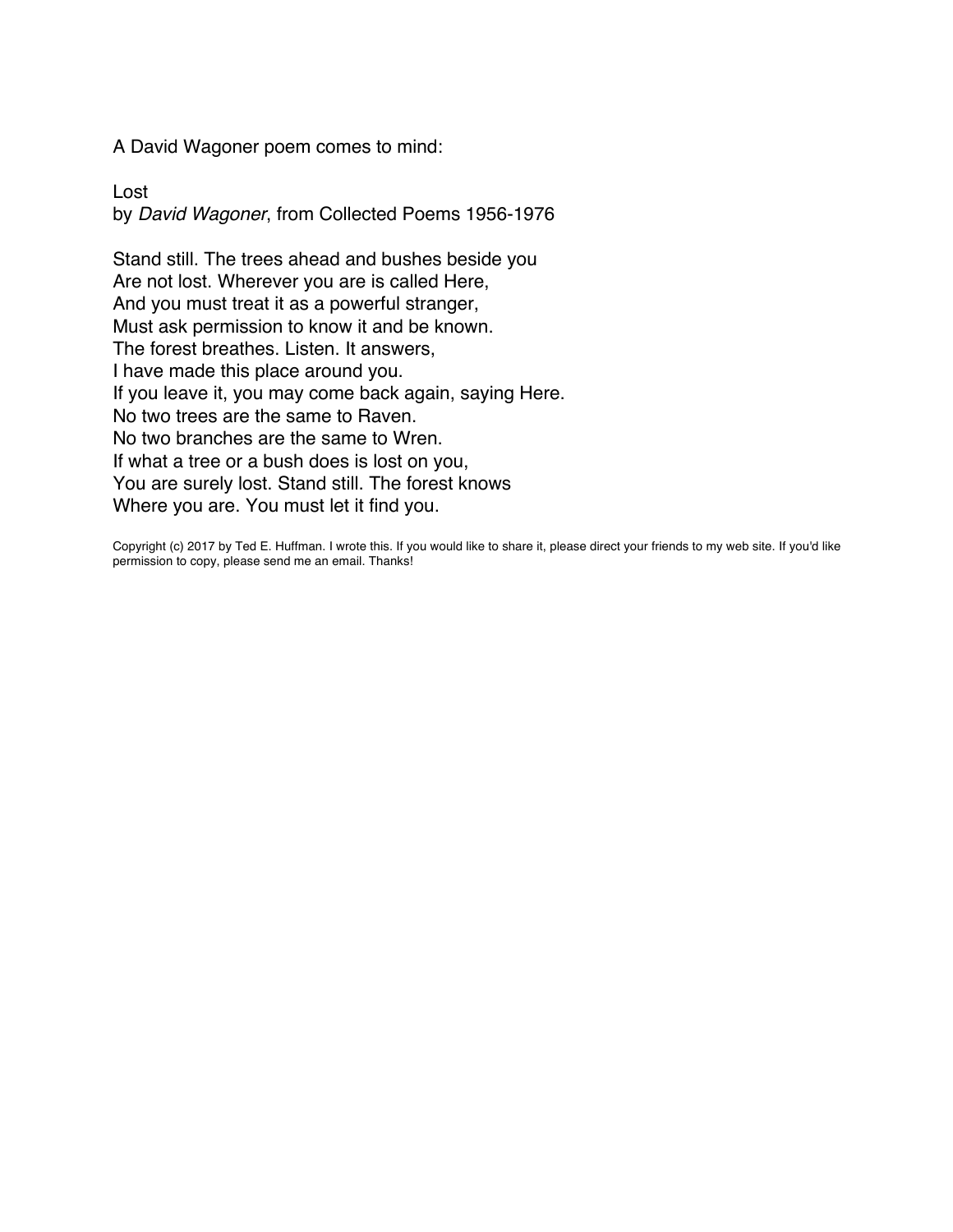A David Wagoner poem comes to mind:

Lost
by *David Wagoner*, from Collected Poems 1956-1976

Stand still. The trees ahead and bushes beside you
Are not lost. Wherever you are is called Here,
And you must treat it as a powerful stranger,
Must ask permission to know it and be known.
The forest breathes. Listen. It answers,
I have made this place around you.
If you leave it, you may come back again, saying Here.
No two trees are the same to Raven.
No two branches are the same to Wren.
If what a tree or a bush does is lost on you,
You are surely lost. Stand still. The forest knows
Where you are. You must let it find you.

Copyright (c) 2017 by Ted E. Huffman. I wrote this. If you would like to share it, please direct your friends to my web site. If you'd like permission to copy, please send me an email. Thanks!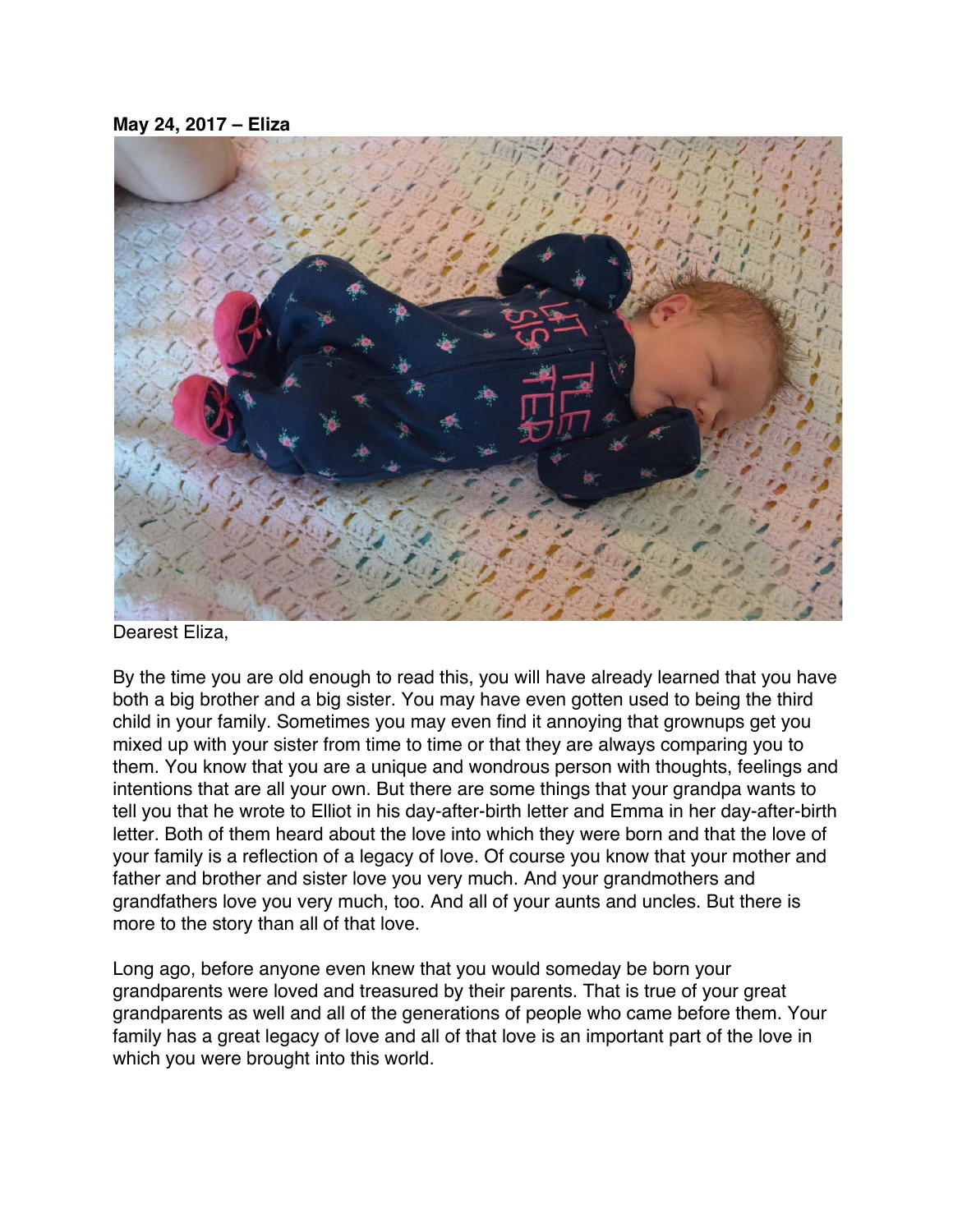**May 24, 2017 – Eliza**

Dearest Eliza,

By the time you are old enough to read this, you will have already learned that you have both a big brother and a big sister. You may have even gotten used to being the third child in your family. Sometimes you may even find it annoying that grownups get you mixed up with your sister from time to time or that they are always comparing you to them. You know that you are a unique and wondrous person with thoughts, feelings and intentions that are all your own. But there are some things that your grandpa wants to tell you that he wrote to Elliot in his day-after-birth letter and Emma in her day-after-birth letter. Both of them heard about the love into which they were born and that the love of your family is a reflection of a legacy of love. Of course you know that your mother and father and brother and sister love you very much. And your grandmothers and grandfathers love you very much, too. And all of your aunts and uncles. But there is more to the story than all of that love.

Long ago, before anyone even knew that you would someday be born your grandparents were loved and treasured by their parents. That is true of your great grandparents as well and all of the generations of people who came before them. Your family has a great legacy of love and all of that love is an important part of the love in which you were brought into this world.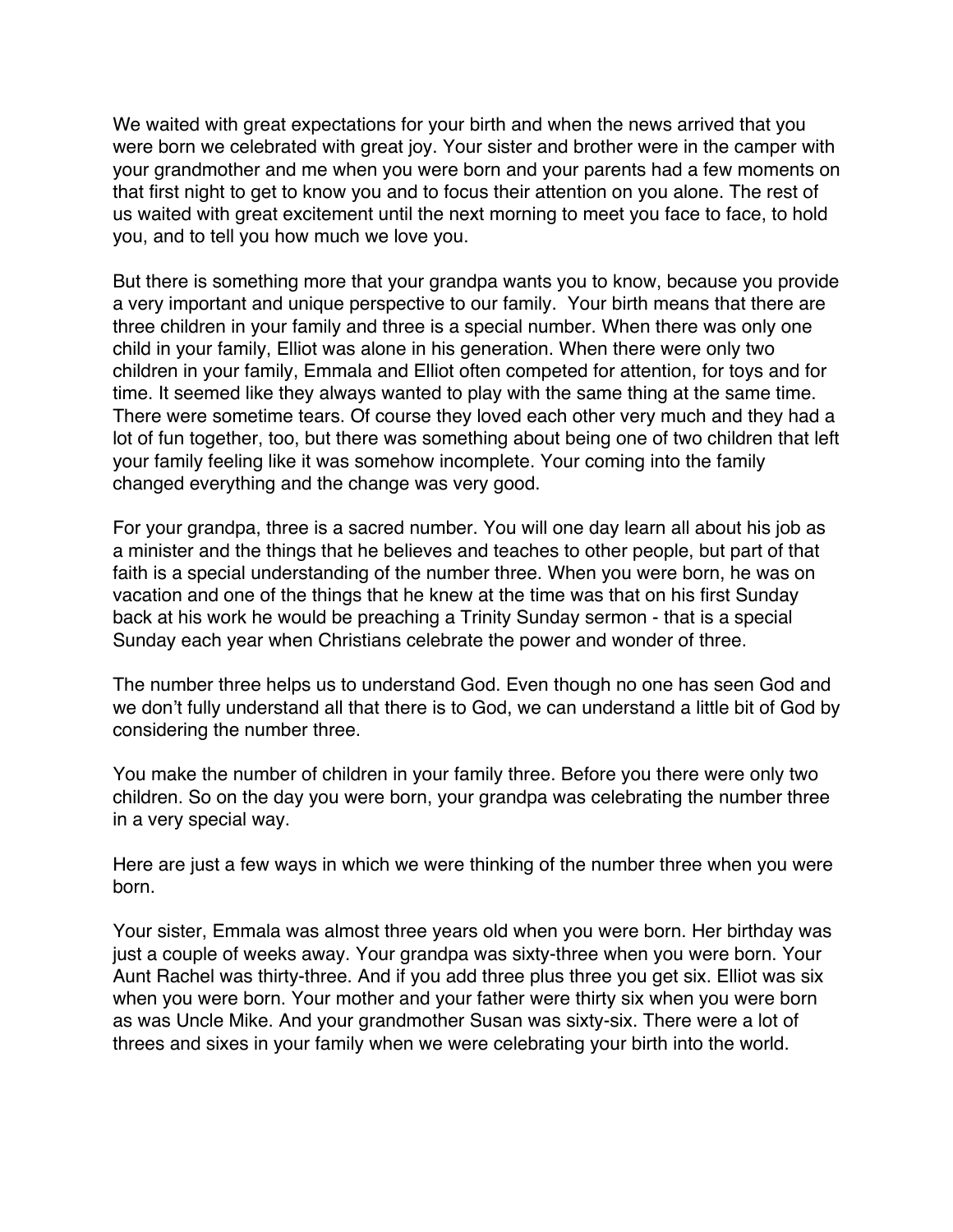We waited with great expectations for your birth and when the news arrived that you were born we celebrated with great joy. Your sister and brother were in the camper with your grandmother and me when you were born and your parents had a few moments on that first night to get to know you and to focus their attention on you alone. The rest of us waited with great excitement until the next morning to meet you face to face, to hold you, and to tell you how much we love you.

But there is something more that your grandpa wants you to know, because you provide a very important and unique perspective to our family. Your birth means that there are three children in your family and three is a special number. When there was only one child in your family, Elliot was alone in his generation. When there were only two children in your family, Emmala and Elliot often competed for attention, for toys and for time. It seemed like they always wanted to play with the same thing at the same time. There were sometime tears. Of course they loved each other very much and they had a lot of fun together, too, but there was something about being one of two children that left your family feeling like it was somehow incomplete. Your coming into the family changed everything and the change was very good.

For your grandpa, three is a sacred number. You will one day learn all about his job as a minister and the things that he believes and teaches to other people, but part of that faith is a special understanding of the number three. When you were born, he was on vacation and one of the things that he knew at the time was that on his first Sunday back at his work he would be preaching a Trinity Sunday sermon - that is a special Sunday each year when Christians celebrate the power and wonder of three.

The number three helps us to understand God. Even though no one has seen God and we don't fully understand all that there is to God, we can understand a little bit of God by considering the number three.

You make the number of children in your family three. Before you there were only two children. So on the day you were born, your grandpa was celebrating the number three in a very special way.

Here are just a few ways in which we were thinking of the number three when you were born.

Your sister, Emmala was almost three years old when you were born. Her birthday was just a couple of weeks away. Your grandpa was sixty-three when you were born. Your Aunt Rachel was thirty-three. And if you add three plus three you get six. Elliot was six when you were born. Your mother and your father were thirty six when you were born as was Uncle Mike. And your grandmother Susan was sixty-six. There were a lot of threes and sixes in your family when we were celebrating your birth into the world.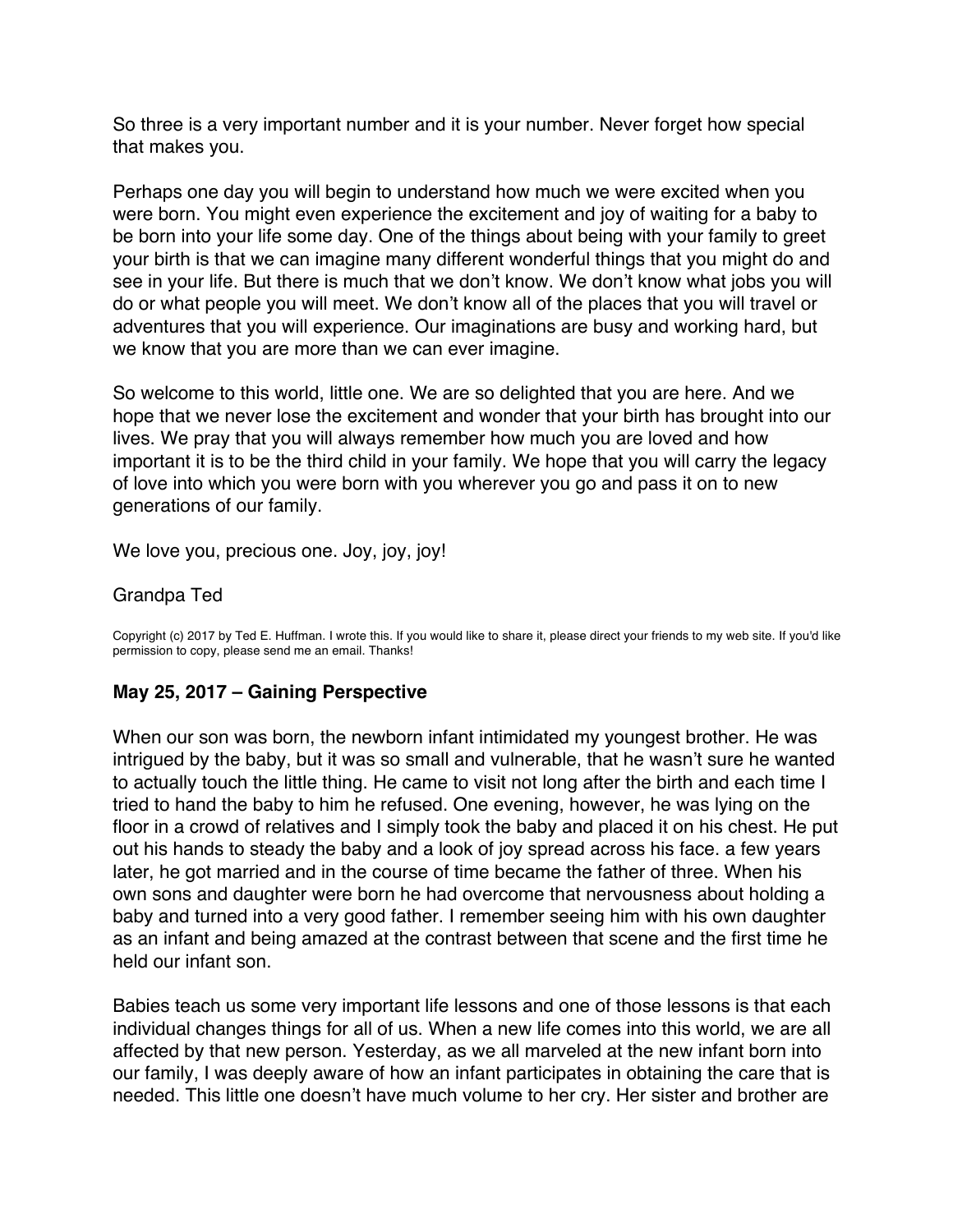So three is a very important number and it is your number. Never forget how special that makes you.

Perhaps one day you will begin to understand how much we were excited when you were born. You might even experience the excitement and joy of waiting for a baby to be born into your life some day. One of the things about being with your family to greet your birth is that we can imagine many different wonderful things that you might do and see in your life. But there is much that we don't know. We don't know what jobs you will do or what people you will meet. We don't know all of the places that you will travel or adventures that you will experience. Our imaginations are busy and working hard, but we know that you are more than we can ever imagine.

So welcome to this world, little one. We are so delighted that you are here. And we hope that we never lose the excitement and wonder that your birth has brought into our lives. We pray that you will always remember how much you are loved and how important it is to be the third child in your family. We hope that you will carry the legacy of love into which you were born with you wherever you go and pass it on to new generations of our family.

We love you, precious one. Joy, joy, joy!

Grandpa Ted

Copyright (c) 2017 by Ted E. Huffman. I wrote this. If you would like to share it, please direct your friends to my web site. If you'd like permission to copy, please send me an email. Thanks!

### May 25, 2017 – Gaining Perspective

When our son was born, the newborn infant intimidated my youngest brother. He was intrigued by the baby, but it was so small and vulnerable, that he wasn't sure he wanted to actually touch the little thing. He came to visit not long after the birth and each time I tried to hand the baby to him he refused. One evening, however, he was lying on the floor in a crowd of relatives and I simply took the baby and placed it on his chest. He put out his hands to steady the baby and a look of joy spread across his face. a few years later, he got married and in the course of time became the father of three. When his own sons and daughter were born he had overcome that nervousness about holding a baby and turned into a very good father. I remember seeing him with his own daughter as an infant and being amazed at the contrast between that scene and the first time he held our infant son.

Babies teach us some very important life lessons and one of those lessons is that each individual changes things for all of us. When a new life comes into this world, we are all affected by that new person. Yesterday, as we all marveled at the new infant born into our family, I was deeply aware of how an infant participates in obtaining the care that is needed. This little one doesn't have much volume to her cry. Her sister and brother are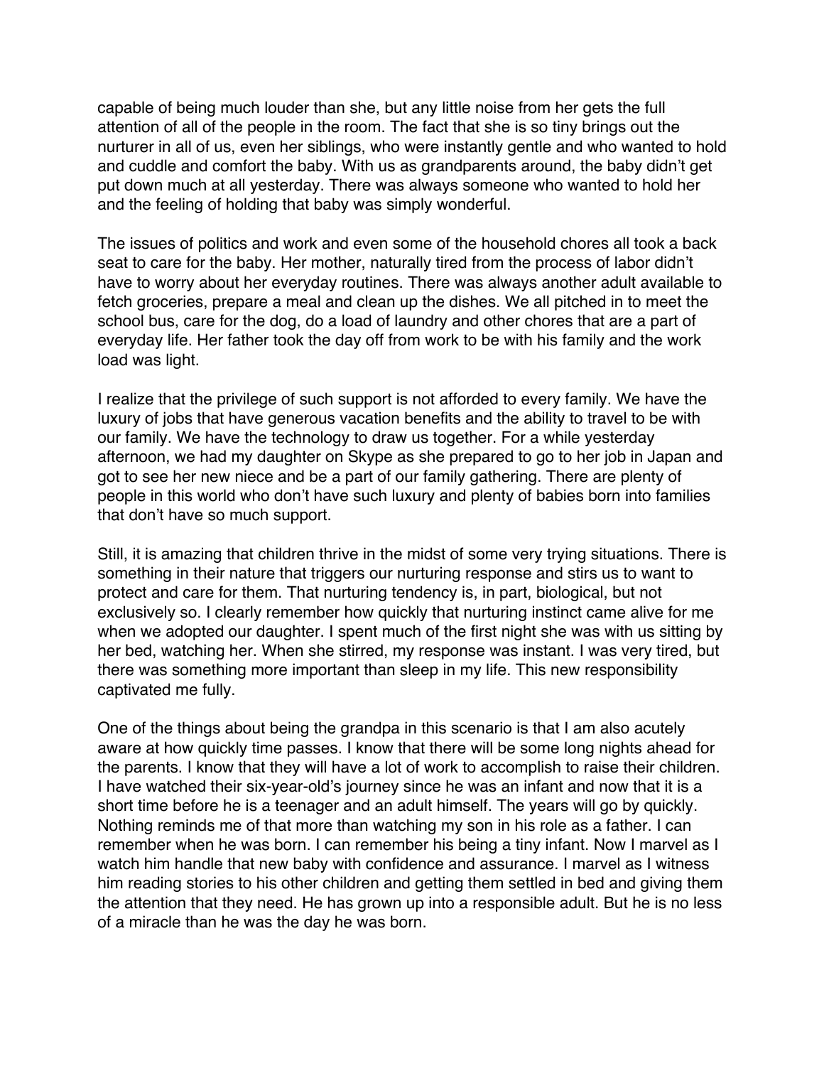capable of being much louder than she, but any little noise from her gets the full attention of all of the people in the room. The fact that she is so tiny brings out the nurturer in all of us, even her siblings, who were instantly gentle and who wanted to hold and cuddle and comfort the baby. With us as grandparents around, the baby didn't get put down much at all yesterday. There was always someone who wanted to hold her and the feeling of holding that baby was simply wonderful.

The issues of politics and work and even some of the household chores all took a back seat to care for the baby. Her mother, naturally tired from the process of labor didn't have to worry about her everyday routines. There was always another adult available to fetch groceries, prepare a meal and clean up the dishes. We all pitched in to meet the school bus, care for the dog, do a load of laundry and other chores that are a part of everyday life. Her father took the day off from work to be with his family and the work load was light.

I realize that the privilege of such support is not afforded to every family. We have the luxury of jobs that have generous vacation benefits and the ability to travel to be with our family. We have the technology to draw us together. For a while yesterday afternoon, we had my daughter on Skype as she prepared to go to her job in Japan and got to see her new niece and be a part of our family gathering. There are plenty of people in this world who don't have such luxury and plenty of babies born into families that don't have so much support.

Still, it is amazing that children thrive in the midst of some very trying situations. There is something in their nature that triggers our nurturing response and stirs us to want to protect and care for them. That nurturing tendency is, in part, biological, but not exclusively so. I clearly remember how quickly that nurturing instinct came alive for me when we adopted our daughter. I spent much of the first night she was with us sitting by her bed, watching her. When she stirred, my response was instant. I was very tired, but there was something more important than sleep in my life. This new responsibility captivated me fully.

One of the things about being the grandpa in this scenario is that I am also acutely aware at how quickly time passes. I know that there will be some long nights ahead for the parents. I know that they will have a lot of work to accomplish to raise their children. I have watched their six-year-old's journey since he was an infant and now that it is a short time before he is a teenager and an adult himself. The years will go by quickly. Nothing reminds me of that more than watching my son in his role as a father. I can remember when he was born. I can remember his being a tiny infant. Now I marvel as I watch him handle that new baby with confidence and assurance. I marvel as I witness him reading stories to his other children and getting them settled in bed and giving them the attention that they need. He has grown up into a responsible adult. But he is no less of a miracle than he was the day he was born.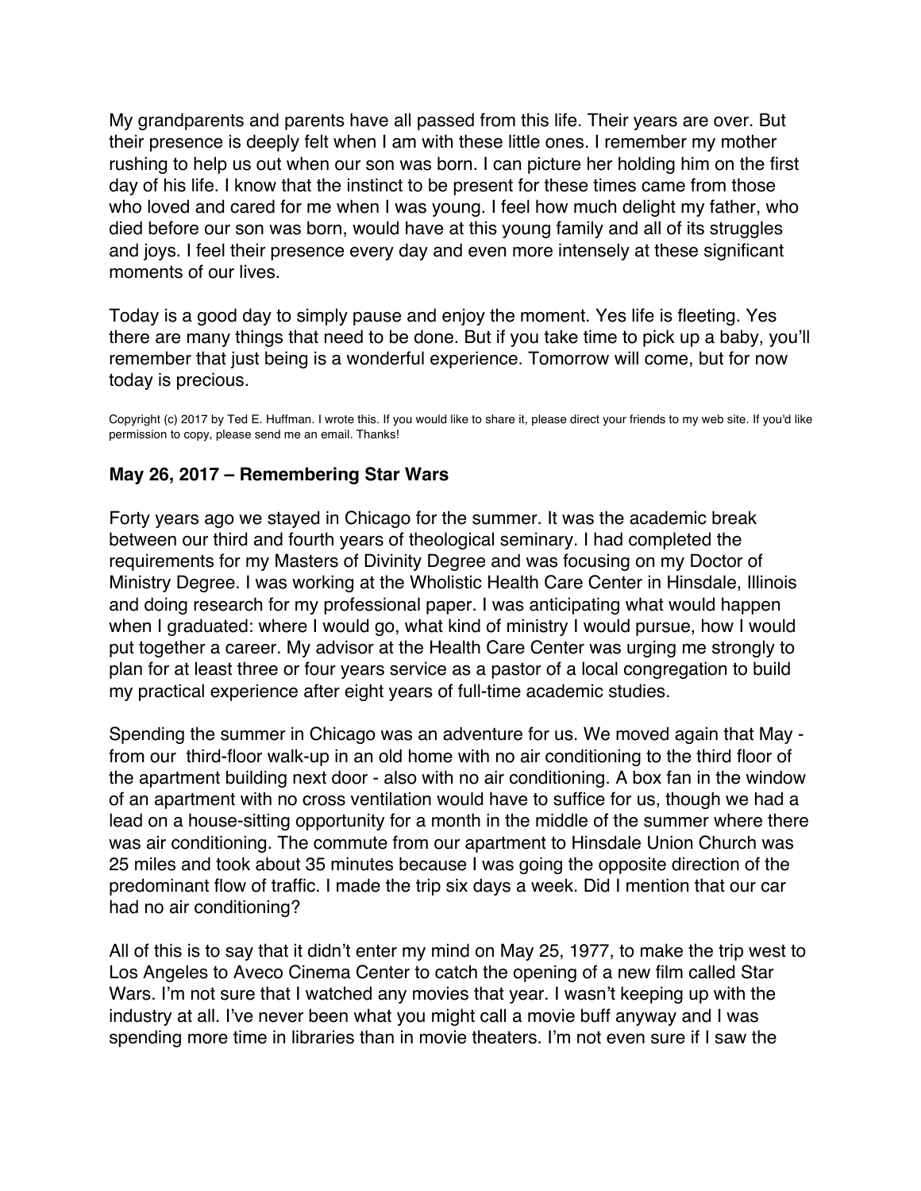My grandparents and parents have all passed from this life. Their years are over. But their presence is deeply felt when I am with these little ones. I remember my mother rushing to help us out when our son was born. I can picture her holding him on the first day of his life. I know that the instinct to be present for these times came from those who loved and cared for me when I was young. I feel how much delight my father, who died before our son was born, would have at this young family and all of its struggles and joys. I feel their presence every day and even more intensely at these significant moments of our lives.

Today is a good day to simply pause and enjoy the moment. Yes life is fleeting. Yes there are many things that need to be done. But if you take time to pick up a baby, you'll remember that just being is a wonderful experience. Tomorrow will come, but for now today is precious.

Copyright (c) 2017 by Ted E. Huffman. I wrote this. If you would like to share it, please direct your friends to my web site. If you'd like permission to copy, please send me an email. Thanks!

### May 26, 2017 – Remembering Star Wars

Forty years ago we stayed in Chicago for the summer. It was the academic break between our third and fourth years of theological seminary. I had completed the requirements for my Masters of Divinity Degree and was focusing on my Doctor of Ministry Degree. I was working at the Wholistic Health Care Center in Hinsdale, Illinois and doing research for my professional paper. I was anticipating what would happen when I graduated: where I would go, what kind of ministry I would pursue, how I would put together a career. My advisor at the Health Care Center was urging me strongly to plan for at least three or four years service as a pastor of a local congregation to build my practical experience after eight years of full-time academic studies.

Spending the summer in Chicago was an adventure for us. We moved again that May - from our third-floor walk-up in an old home with no air conditioning to the third floor of the apartment building next door - also with no air conditioning. A box fan in the window of an apartment with no cross ventilation would have to suffice for us, though we had a lead on a house-sitting opportunity for a month in the middle of the summer where there was air conditioning. The commute from our apartment to Hinsdale Union Church was 25 miles and took about 35 minutes because I was going the opposite direction of the predominant flow of traffic. I made the trip six days a week. Did I mention that our car had no air conditioning?

All of this is to say that it didn't enter my mind on May 25, 1977, to make the trip west to Los Angeles to Aveco Cinema Center to catch the opening of a new film called Star Wars. I'm not sure that I watched any movies that year. I wasn't keeping up with the industry at all. I've never been what you might call a movie buff anyway and I was spending more time in libraries than in movie theaters. I'm not even sure if I saw the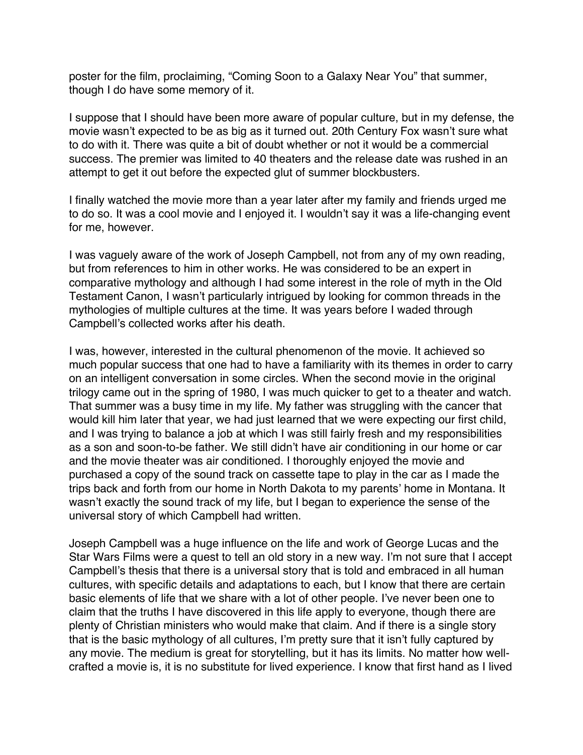poster for the film, proclaiming, "Coming Soon to a Galaxy Near You" that summer, though I do have some memory of it.

I suppose that I should have been more aware of popular culture, but in my defense, the movie wasn't expected to be as big as it turned out. 20th Century Fox wasn't sure what to do with it. There was quite a bit of doubt whether or not it would be a commercial success. The premier was limited to 40 theaters and the release date was rushed in an attempt to get it out before the expected glut of summer blockbusters.

I finally watched the movie more than a year later after my family and friends urged me to do so. It was a cool movie and I enjoyed it. I wouldn't say it was a life-changing event for me, however.

I was vaguely aware of the work of Joseph Campbell, not from any of my own reading, but from references to him in other works. He was considered to be an expert in comparative mythology and although I had some interest in the role of myth in the Old Testament Canon, I wasn't particularly intrigued by looking for common threads in the mythologies of multiple cultures at the time. It was years before I waded through Campbell's collected works after his death.

I was, however, interested in the cultural phenomenon of the movie. It achieved so much popular success that one had to have a familiarity with its themes in order to carry on an intelligent conversation in some circles. When the second movie in the original trilogy came out in the spring of 1980, I was much quicker to get to a theater and watch. That summer was a busy time in my life. My father was struggling with the cancer that would kill him later that year, we had just learned that we were expecting our first child, and I was trying to balance a job at which I was still fairly fresh and my responsibilities as a son and soon-to-be father. We still didn't have air conditioning in our home or car and the movie theater was air conditioned. I thoroughly enjoyed the movie and purchased a copy of the sound track on cassette tape to play in the car as I made the trips back and forth from our home in North Dakota to my parents' home in Montana. It wasn't exactly the sound track of my life, but I began to experience the sense of the universal story of which Campbell had written.

Joseph Campbell was a huge influence on the life and work of George Lucas and the Star Wars Films were a quest to tell an old story in a new way. I'm not sure that I accept Campbell's thesis that there is a universal story that is told and embraced in all human cultures, with specific details and adaptations to each, but I know that there are certain basic elements of life that we share with a lot of other people. I've never been one to claim that the truths I have discovered in this life apply to everyone, though there are plenty of Christian ministers who would make that claim. And if there is a single story that is the basic mythology of all cultures, I'm pretty sure that it isn't fully captured by any movie. The medium is great for storytelling, but it has its limits. No matter how well-crafted a movie is, it is no substitute for lived experience. I know that first hand as I lived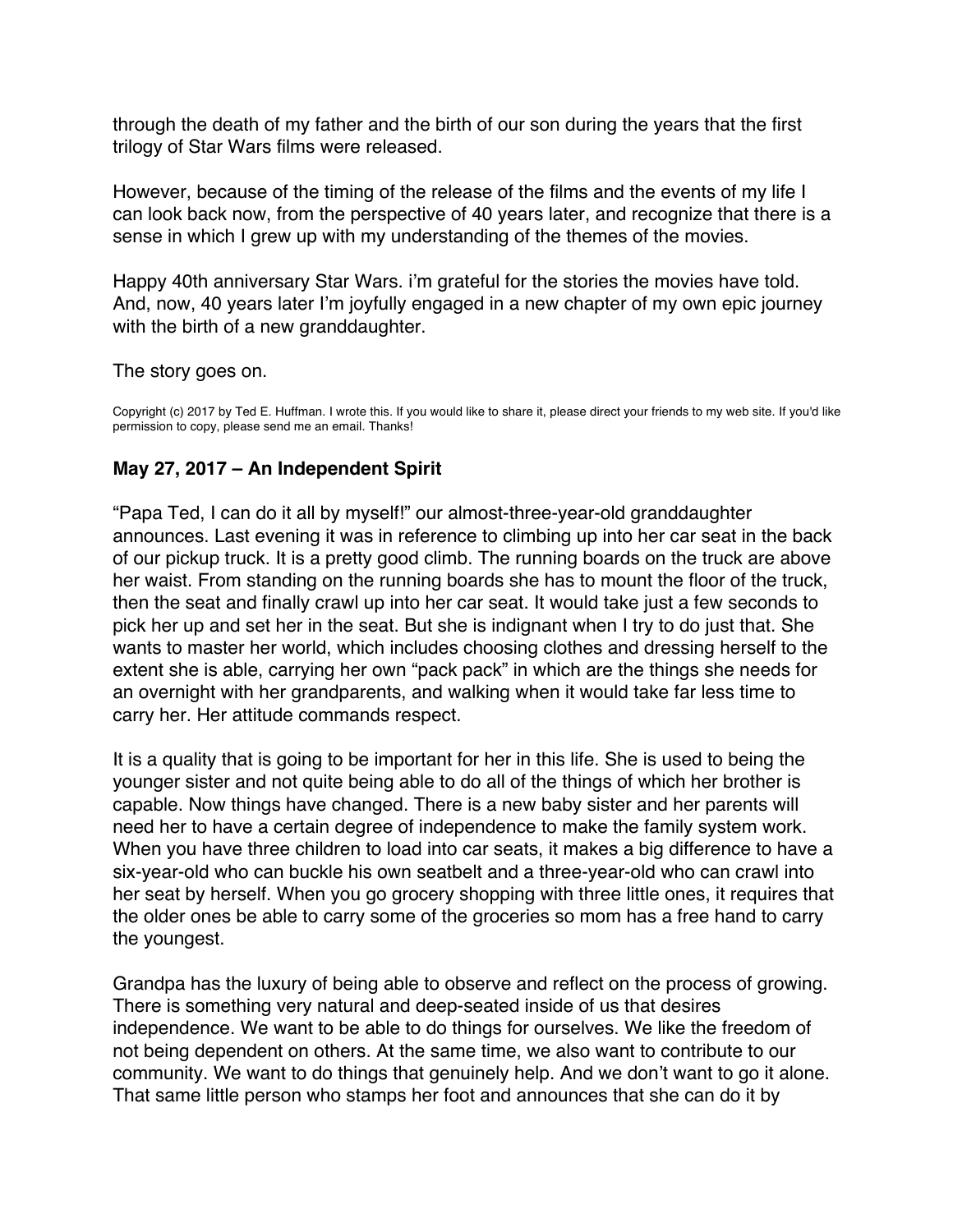through the death of my father and the birth of our son during the years that the first trilogy of Star Wars films were released.

However, because of the timing of the release of the films and the events of my life I can look back now, from the perspective of 40 years later, and recognize that there is a sense in which I grew up with my understanding of the themes of the movies.

Happy 40th anniversary Star Wars. i'm grateful for the stories the movies have told. And, now, 40 years later I'm joyfully engaged in a new chapter of my own epic journey with the birth of a new granddaughter.

The story goes on.

Copyright (c) 2017 by Ted E. Huffman. I wrote this. If you would like to share it, please direct your friends to my web site. If you'd like permission to copy, please send me an email. Thanks!

### May 27, 2017 – An Independent Spirit

"Papa Ted, I can do it all by myself!" our almost-three-year-old granddaughter announces. Last evening it was in reference to climbing up into her car seat in the back of our pickup truck. It is a pretty good climb. The running boards on the truck are above her waist. From standing on the running boards she has to mount the floor of the truck, then the seat and finally crawl up into her car seat. It would take just a few seconds to pick her up and set her in the seat. But she is indignant when I try to do just that. She wants to master her world, which includes choosing clothes and dressing herself to the extent she is able, carrying her own "pack pack" in which are the things she needs for an overnight with her grandparents, and walking when it would take far less time to carry her. Her attitude commands respect.

It is a quality that is going to be important for her in this life. She is used to being the younger sister and not quite being able to do all of the things of which her brother is capable. Now things have changed. There is a new baby sister and her parents will need her to have a certain degree of independence to make the family system work. When you have three children to load into car seats, it makes a big difference to have a six-year-old who can buckle his own seatbelt and a three-year-old who can crawl into her seat by herself. When you go grocery shopping with three little ones, it requires that the older ones be able to carry some of the groceries so mom has a free hand to carry the youngest.

Grandpa has the luxury of being able to observe and reflect on the process of growing. There is something very natural and deep-seated inside of us that desires independence. We want to be able to do things for ourselves. We like the freedom of not being dependent on others. At the same time, we also want to contribute to our community. We want to do things that genuinely help. And we don't want to go it alone. That same little person who stamps her foot and announces that she can do it by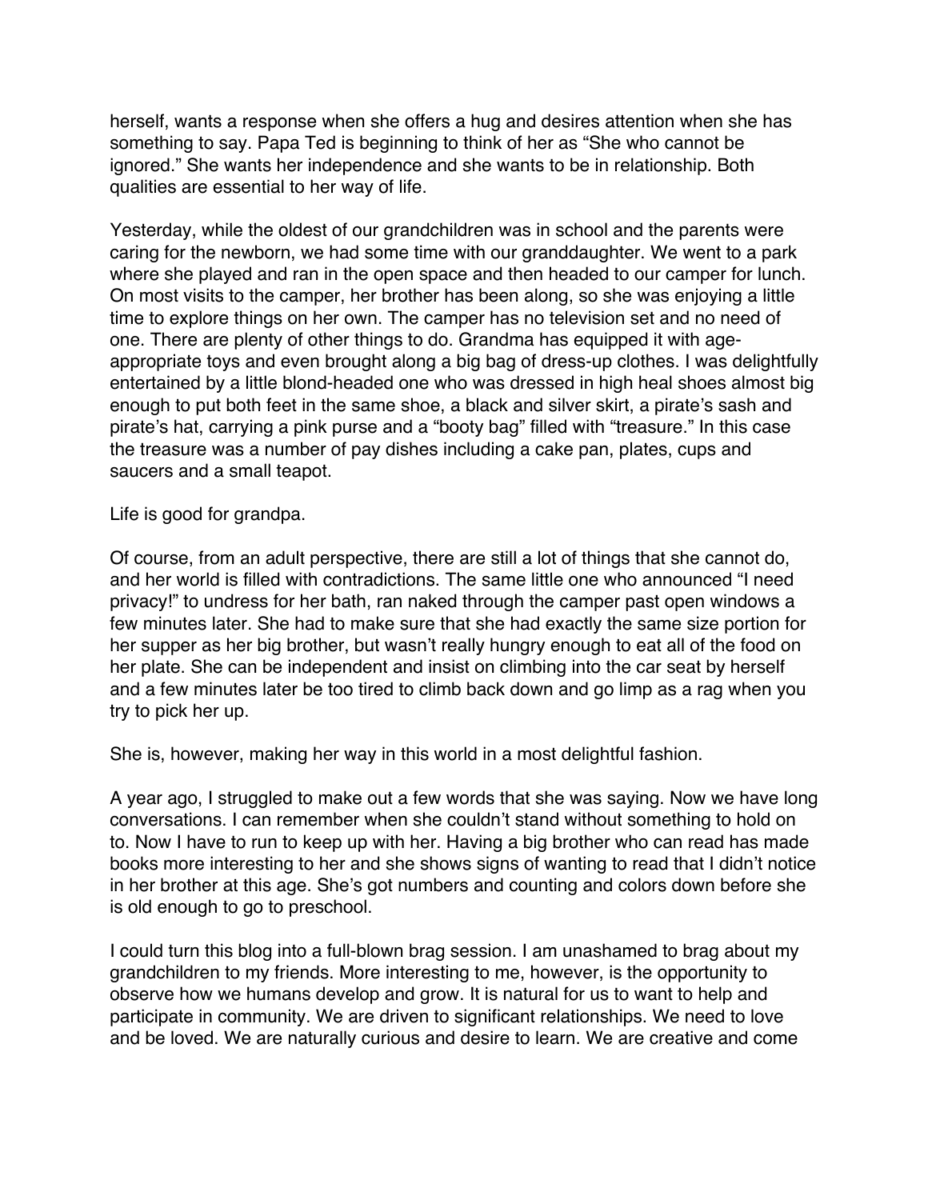herself, wants a response when she offers a hug and desires attention when she has something to say. Papa Ted is beginning to think of her as "She who cannot be ignored." She wants her independence and she wants to be in relationship. Both qualities are essential to her way of life.

Yesterday, while the oldest of our grandchildren was in school and the parents were caring for the newborn, we had some time with our granddaughter. We went to a park where she played and ran in the open space and then headed to our camper for lunch. On most visits to the camper, her brother has been along, so she was enjoying a little time to explore things on her own. The camper has no television set and no need of one. There are plenty of other things to do. Grandma has equipped it with age-appropriate toys and even brought along a big bag of dress-up clothes. I was delightfully entertained by a little blond-headed one who was dressed in high heal shoes almost big enough to put both feet in the same shoe, a black and silver skirt, a pirate's sash and pirate's hat, carrying a pink purse and a "booty bag" filled with "treasure." In this case the treasure was a number of pay dishes including a cake pan, plates, cups and saucers and a small teapot.

Life is good for grandpa.

Of course, from an adult perspective, there are still a lot of things that she cannot do, and her world is filled with contradictions. The same little one who announced "I need privacy!" to undress for her bath, ran naked through the camper past open windows a few minutes later. She had to make sure that she had exactly the same size portion for her supper as her big brother, but wasn't really hungry enough to eat all of the food on her plate. She can be independent and insist on climbing into the car seat by herself and a few minutes later be too tired to climb back down and go limp as a rag when you try to pick her up.

She is, however, making her way in this world in a most delightful fashion.

A year ago, I struggled to make out a few words that she was saying. Now we have long conversations. I can remember when she couldn't stand without something to hold on to. Now I have to run to keep up with her. Having a big brother who can read has made books more interesting to her and she shows signs of wanting to read that I didn't notice in her brother at this age. She's got numbers and counting and colors down before she is old enough to go to preschool.

I could turn this blog into a full-blown brag session. I am unashamed to brag about my grandchildren to my friends. More interesting to me, however, is the opportunity to observe how we humans develop and grow. It is natural for us to want to help and participate in community. We are driven to significant relationships. We need to love and be loved. We are naturally curious and desire to learn. We are creative and come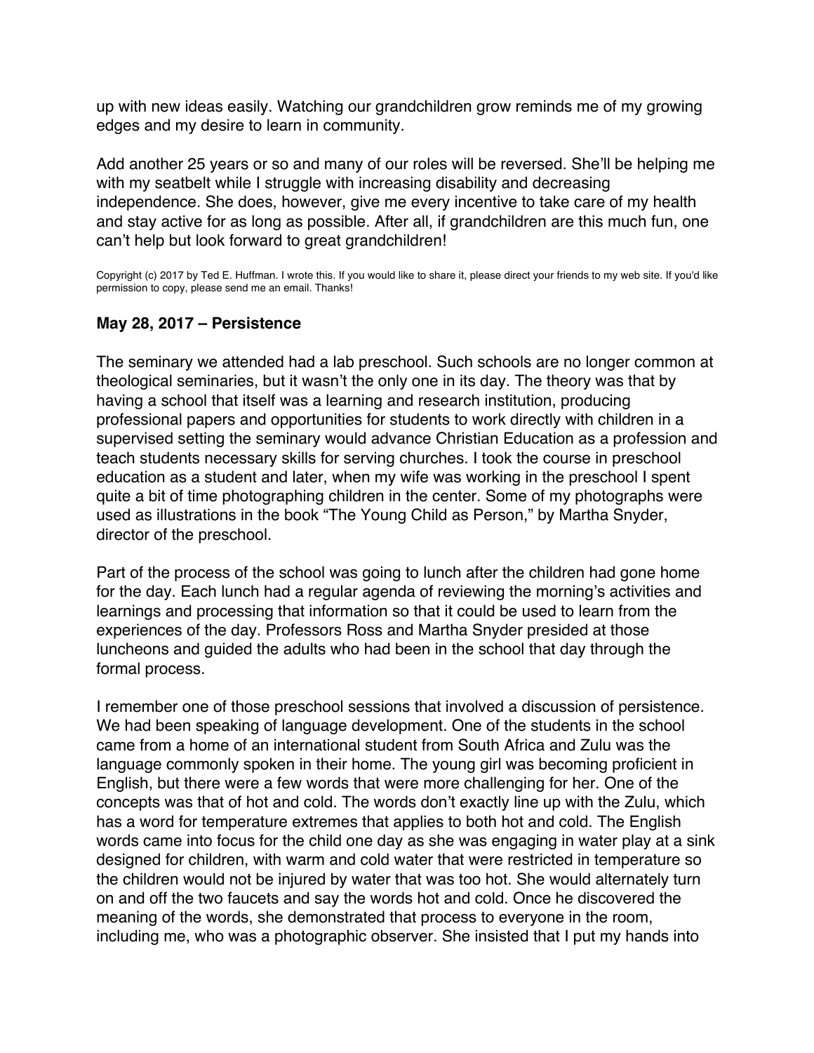up with new ideas easily. Watching our grandchildren grow reminds me of my growing edges and my desire to learn in community.

Add another 25 years or so and many of our roles will be reversed. She'll be helping me with my seatbelt while I struggle with increasing disability and decreasing independence. She does, however, give me every incentive to take care of my health and stay active for as long as possible. After all, if grandchildren are this much fun, one can't help but look forward to great grandchildren!

Copyright (c) 2017 by Ted E. Huffman. I wrote this. If you would like to share it, please direct your friends to my web site. If you'd like permission to copy, please send me an email. Thanks!

### May 28, 2017 – Persistence

The seminary we attended had a lab preschool. Such schools are no longer common at theological seminaries, but it wasn't the only one in its day. The theory was that by having a school that itself was a learning and research institution, producing professional papers and opportunities for students to work directly with children in a supervised setting the seminary would advance Christian Education as a profession and teach students necessary skills for serving churches. I took the course in preschool education as a student and later, when my wife was working in the preschool I spent quite a bit of time photographing children in the center. Some of my photographs were used as illustrations in the book "The Young Child as Person," by Martha Snyder, director of the preschool.

Part of the process of the school was going to lunch after the children had gone home for the day. Each lunch had a regular agenda of reviewing the morning's activities and learnings and processing that information so that it could be used to learn from the experiences of the day. Professors Ross and Martha Snyder presided at those luncheons and guided the adults who had been in the school that day through the formal process.

I remember one of those preschool sessions that involved a discussion of persistence. We had been speaking of language development. One of the students in the school came from a home of an international student from South Africa and Zulu was the language commonly spoken in their home. The young girl was becoming proficient in English, but there were a few words that were more challenging for her. One of the concepts was that of hot and cold. The words don't exactly line up with the Zulu, which has a word for temperature extremes that applies to both hot and cold. The English words came into focus for the child one day as she was engaging in water play at a sink designed for children, with warm and cold water that were restricted in temperature so the children would not be injured by water that was too hot. She would alternately turn on and off the two faucets and say the words hot and cold. Once he discovered the meaning of the words, she demonstrated that process to everyone in the room, including me, who was a photographic observer. She insisted that I put my hands into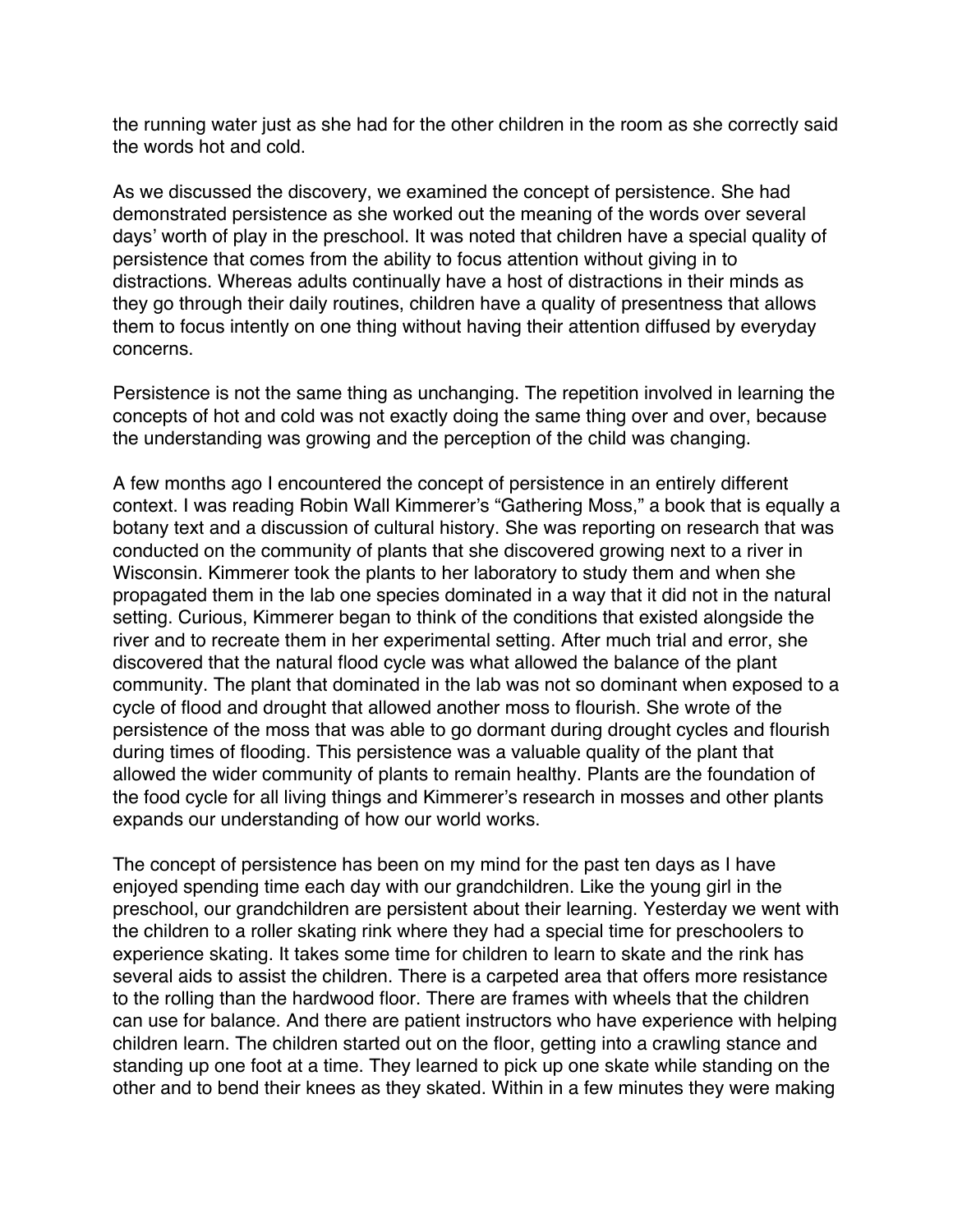the running water just as she had for the other children in the room as she correctly said the words hot and cold.

As we discussed the discovery, we examined the concept of persistence. She had demonstrated persistence as she worked out the meaning of the words over several days' worth of play in the preschool. It was noted that children have a special quality of persistence that comes from the ability to focus attention without giving in to distractions. Whereas adults continually have a host of distractions in their minds as they go through their daily routines, children have a quality of presentness that allows them to focus intently on one thing without having their attention diffused by everyday concerns.

Persistence is not the same thing as unchanging. The repetition involved in learning the concepts of hot and cold was not exactly doing the same thing over and over, because the understanding was growing and the perception of the child was changing.

A few months ago I encountered the concept of persistence in an entirely different context. I was reading Robin Wall Kimmerer's "Gathering Moss," a book that is equally a botany text and a discussion of cultural history. She was reporting on research that was conducted on the community of plants that she discovered growing next to a river in Wisconsin. Kimmerer took the plants to her laboratory to study them and when she propagated them in the lab one species dominated in a way that it did not in the natural setting. Curious, Kimmerer began to think of the conditions that existed alongside the river and to recreate them in her experimental setting. After much trial and error, she discovered that the natural flood cycle was what allowed the balance of the plant community. The plant that dominated in the lab was not so dominant when exposed to a cycle of flood and drought that allowed another moss to flourish. She wrote of the persistence of the moss that was able to go dormant during drought cycles and flourish during times of flooding. This persistence was a valuable quality of the plant that allowed the wider community of plants to remain healthy. Plants are the foundation of the food cycle for all living things and Kimmerer's research in mosses and other plants expands our understanding of how our world works.

The concept of persistence has been on my mind for the past ten days as I have enjoyed spending time each day with our grandchildren. Like the young girl in the preschool, our grandchildren are persistent about their learning. Yesterday we went with the children to a roller skating rink where they had a special time for preschoolers to experience skating. It takes some time for children to learn to skate and the rink has several aids to assist the children. There is a carpeted area that offers more resistance to the rolling than the hardwood floor. There are frames with wheels that the children can use for balance. And there are patient instructors who have experience with helping children learn. The children started out on the floor, getting into a crawling stance and standing up one foot at a time. They learned to pick up one skate while standing on the other and to bend their knees as they skated. Within in a few minutes they were making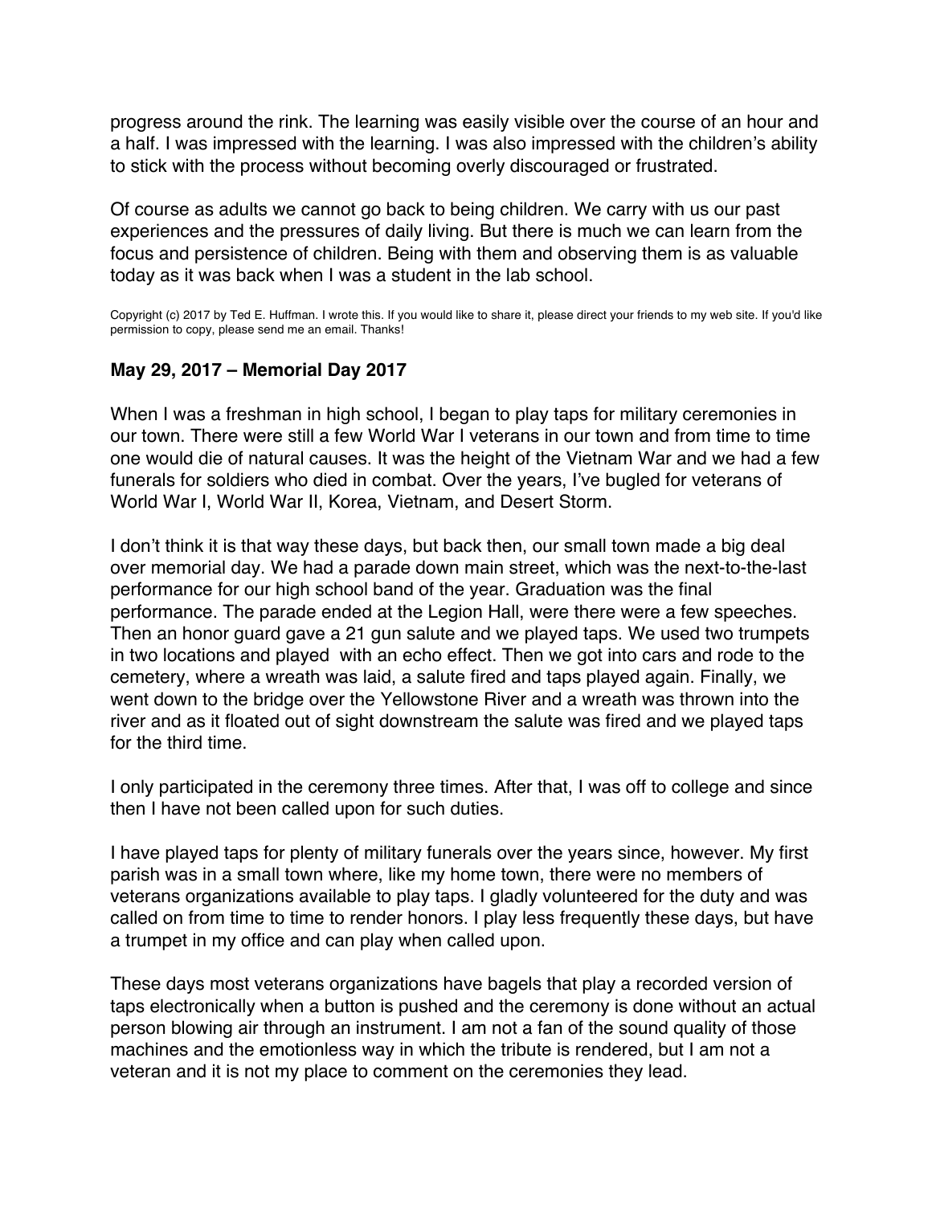progress around the rink. The learning was easily visible over the course of an hour and a half. I was impressed with the learning. I was also impressed with the children's ability to stick with the process without becoming overly discouraged or frustrated.

Of course as adults we cannot go back to being children. We carry with us our past experiences and the pressures of daily living. But there is much we can learn from the focus and persistence of children. Being with them and observing them is as valuable today as it was back when I was a student in the lab school.

Copyright (c) 2017 by Ted E. Huffman. I wrote this. If you would like to share it, please direct your friends to my web site. If you'd like permission to copy, please send me an email. Thanks!

**May 29, 2017 – Memorial Day 2017**

When I was a freshman in high school, I began to play taps for military ceremonies in our town. There were still a few World War I veterans in our town and from time to time one would die of natural causes. It was the height of the Vietnam War and we had a few funerals for soldiers who died in combat. Over the years, I've bugled for veterans of World War I, World War II, Korea, Vietnam, and Desert Storm.

I don't think it is that way these days, but back then, our small town made a big deal over memorial day. We had a parade down main street, which was the next-to-the-last performance for our high school band of the year. Graduation was the final performance. The parade ended at the Legion Hall, were there were a few speeches. Then an honor guard gave a 21 gun salute and we played taps. We used two trumpets in two locations and played with an echo effect. Then we got into cars and rode to the cemetery, where a wreath was laid, a salute fired and taps played again. Finally, we went down to the bridge over the Yellowstone River and a wreath was thrown into the river and as it floated out of sight downstream the salute was fired and we played taps for the third time.

I only participated in the ceremony three times. After that, I was off to college and since then I have not been called upon for such duties.

I have played taps for plenty of military funerals over the years since, however. My first parish was in a small town where, like my home town, there were no members of veterans organizations available to play taps. I gladly volunteered for the duty and was called on from time to time to render honors. I play less frequently these days, but have a trumpet in my office and can play when called upon.

These days most veterans organizations have bagels that play a recorded version of taps electronically when a button is pushed and the ceremony is done without an actual person blowing air through an instrument. I am not a fan of the sound quality of those machines and the emotionless way in which the tribute is rendered, but I am not a veteran and it is not my place to comment on the ceremonies they lead.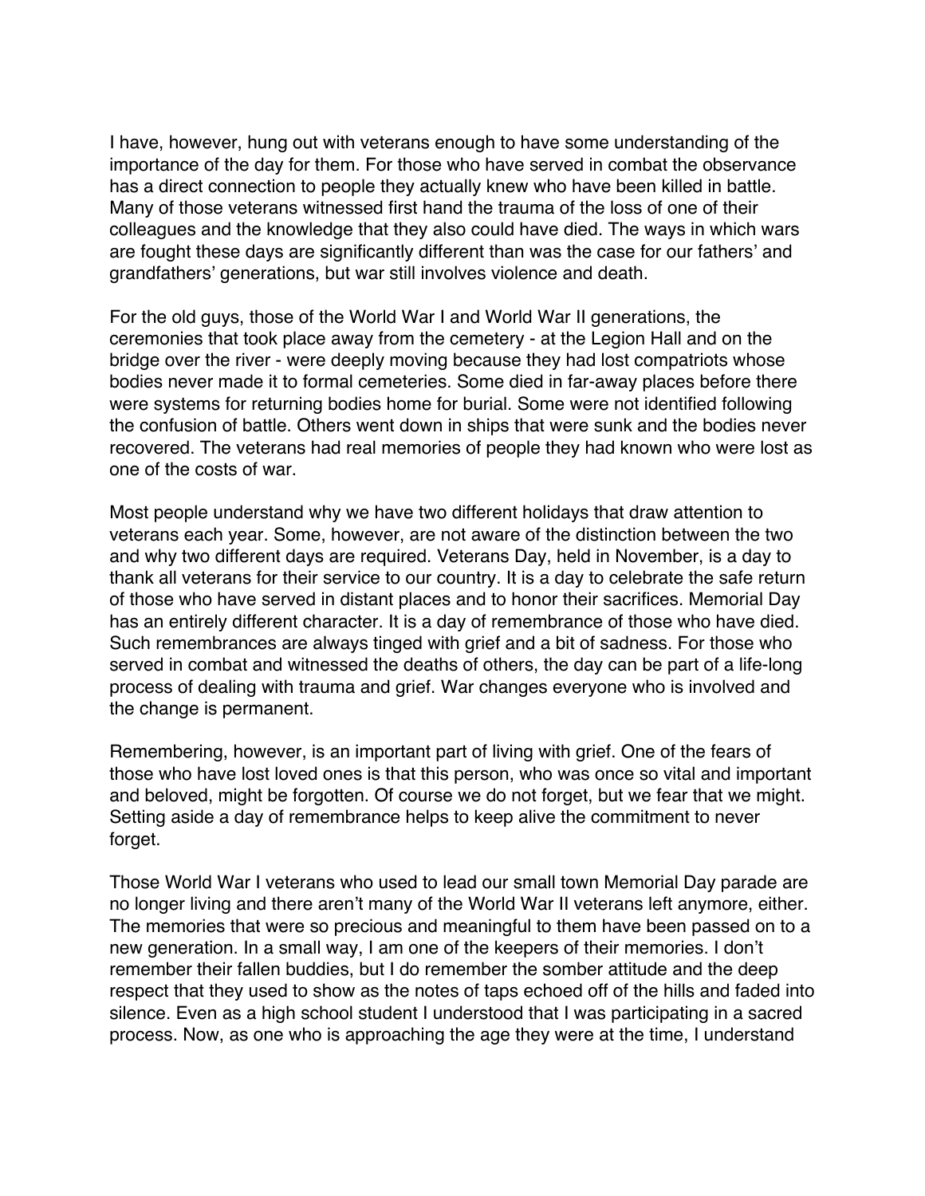I have, however, hung out with veterans enough to have some understanding of the importance of the day for them. For those who have served in combat the observance has a direct connection to people they actually knew who have been killed in battle. Many of those veterans witnessed first hand the trauma of the loss of one of their colleagues and the knowledge that they also could have died. The ways in which wars are fought these days are significantly different than was the case for our fathers' and grandfathers' generations, but war still involves violence and death.

For the old guys, those of the World War I and World War II generations, the ceremonies that took place away from the cemetery - at the Legion Hall and on the bridge over the river - were deeply moving because they had lost compatriots whose bodies never made it to formal cemeteries. Some died in far-away places before there were systems for returning bodies home for burial. Some were not identified following the confusion of battle. Others went down in ships that were sunk and the bodies never recovered. The veterans had real memories of people they had known who were lost as one of the costs of war.

Most people understand why we have two different holidays that draw attention to veterans each year. Some, however, are not aware of the distinction between the two and why two different days are required. Veterans Day, held in November, is a day to thank all veterans for their service to our country. It is a day to celebrate the safe return of those who have served in distant places and to honor their sacrifices. Memorial Day has an entirely different character. It is a day of remembrance of those who have died. Such remembrances are always tinged with grief and a bit of sadness. For those who served in combat and witnessed the deaths of others, the day can be part of a life-long process of dealing with trauma and grief. War changes everyone who is involved and the change is permanent.

Remembering, however, is an important part of living with grief. One of the fears of those who have lost loved ones is that this person, who was once so vital and important and beloved, might be forgotten. Of course we do not forget, but we fear that we might. Setting aside a day of remembrance helps to keep alive the commitment to never forget.

Those World War I veterans who used to lead our small town Memorial Day parade are no longer living and there aren't many of the World War II veterans left anymore, either. The memories that were so precious and meaningful to them have been passed on to a new generation. In a small way, I am one of the keepers of their memories. I don't remember their fallen buddies, but I do remember the somber attitude and the deep respect that they used to show as the notes of taps echoed off of the hills and faded into silence. Even as a high school student I understood that I was participating in a sacred process. Now, as one who is approaching the age they were at the time, I understand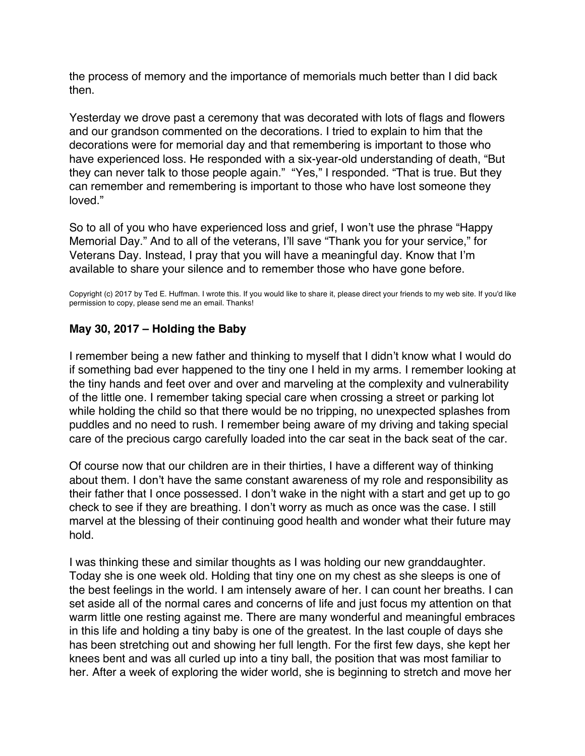the process of memory and the importance of memorials much better than I did back then.

Yesterday we drove past a ceremony that was decorated with lots of flags and flowers and our grandson commented on the decorations. I tried to explain to him that the decorations were for memorial day and that remembering is important to those who have experienced loss. He responded with a six-year-old understanding of death, "But they can never talk to those people again." "Yes," I responded. "That is true. But they can remember and remembering is important to those who have lost someone they loved."

So to all of you who have experienced loss and grief, I won't use the phrase "Happy Memorial Day." And to all of the veterans, I'll save "Thank you for your service," for Veterans Day. Instead, I pray that you will have a meaningful day. Know that I'm available to share your silence and to remember those who have gone before.

Copyright (c) 2017 by Ted E. Huffman. I wrote this. If you would like to share it, please direct your friends to my web site. If you'd like permission to copy, please send me an email. Thanks!

### May 30, 2017 – Holding the Baby

I remember being a new father and thinking to myself that I didn't know what I would do if something bad ever happened to the tiny one I held in my arms. I remember looking at the tiny hands and feet over and over and marveling at the complexity and vulnerability of the little one. I remember taking special care when crossing a street or parking lot while holding the child so that there would be no tripping, no unexpected splashes from puddles and no need to rush. I remember being aware of my driving and taking special care of the precious cargo carefully loaded into the car seat in the back seat of the car.

Of course now that our children are in their thirties, I have a different way of thinking about them. I don't have the same constant awareness of my role and responsibility as their father that I once possessed. I don't wake in the night with a start and get up to go check to see if they are breathing. I don't worry as much as once was the case. I still marvel at the blessing of their continuing good health and wonder what their future may hold.

I was thinking these and similar thoughts as I was holding our new granddaughter. Today she is one week old. Holding that tiny one on my chest as she sleeps is one of the best feelings in the world. I am intensely aware of her. I can count her breaths. I can set aside all of the normal cares and concerns of life and just focus my attention on that warm little one resting against me. There are many wonderful and meaningful embraces in this life and holding a tiny baby is one of the greatest. In the last couple of days she has been stretching out and showing her full length. For the first few days, she kept her knees bent and was all curled up into a tiny ball, the position that was most familiar to her. After a week of exploring the wider world, she is beginning to stretch and move her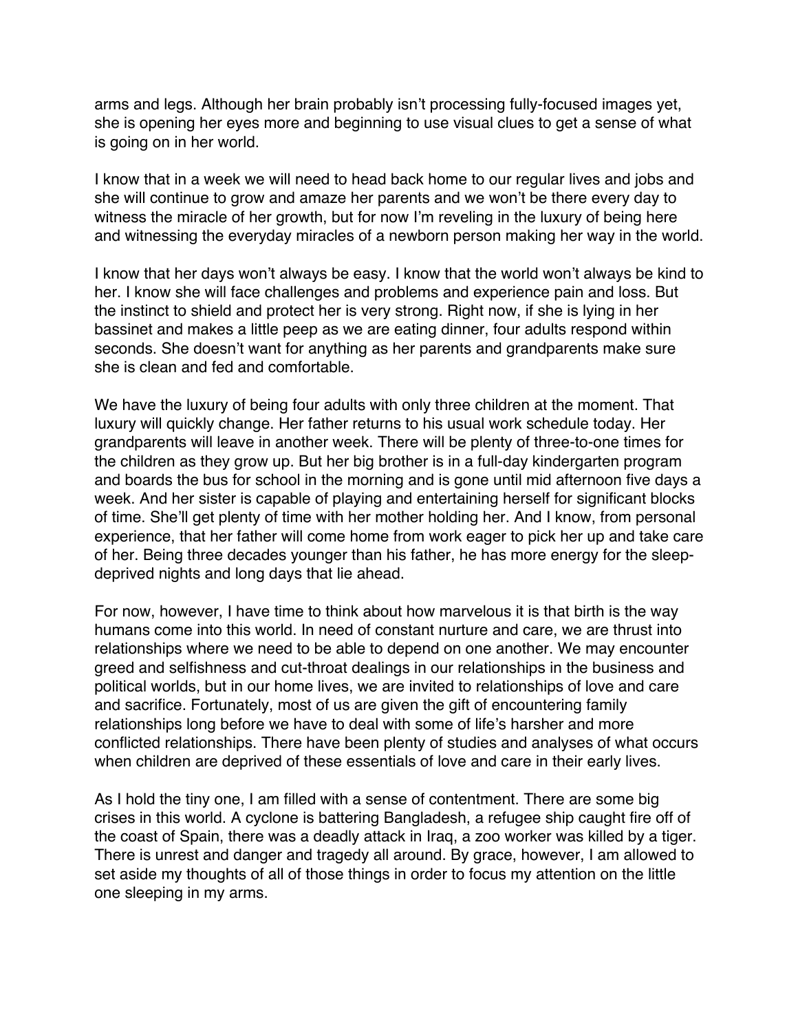arms and legs. Although her brain probably isn't processing fully-focused images yet, she is opening her eyes more and beginning to use visual clues to get a sense of what is going on in her world.

I know that in a week we will need to head back home to our regular lives and jobs and she will continue to grow and amaze her parents and we won't be there every day to witness the miracle of her growth, but for now I'm reveling in the luxury of being here and witnessing the everyday miracles of a newborn person making her way in the world.

I know that her days won't always be easy. I know that the world won't always be kind to her. I know she will face challenges and problems and experience pain and loss. But the instinct to shield and protect her is very strong. Right now, if she is lying in her bassinet and makes a little peep as we are eating dinner, four adults respond within seconds. She doesn't want for anything as her parents and grandparents make sure she is clean and fed and comfortable.

We have the luxury of being four adults with only three children at the moment. That luxury will quickly change. Her father returns to his usual work schedule today. Her grandparents will leave in another week. There will be plenty of three-to-one times for the children as they grow up. But her big brother is in a full-day kindergarten program and boards the bus for school in the morning and is gone until mid afternoon five days a week. And her sister is capable of playing and entertaining herself for significant blocks of time. She'll get plenty of time with her mother holding her. And I know, from personal experience, that her father will come home from work eager to pick her up and take care of her. Being three decades younger than his father, he has more energy for the sleep-deprived nights and long days that lie ahead.

For now, however, I have time to think about how marvelous it is that birth is the way humans come into this world. In need of constant nurture and care, we are thrust into relationships where we need to be able to depend on one another. We may encounter greed and selfishness and cut-throat dealings in our relationships in the business and political worlds, but in our home lives, we are invited to relationships of love and care and sacrifice. Fortunately, most of us are given the gift of encountering family relationships long before we have to deal with some of life's harsher and more conflicted relationships. There have been plenty of studies and analyses of what occurs when children are deprived of these essentials of love and care in their early lives.

As I hold the tiny one, I am filled with a sense of contentment. There are some big crises in this world. A cyclone is battering Bangladesh, a refugee ship caught fire off of the coast of Spain, there was a deadly attack in Iraq, a zoo worker was killed by a tiger. There is unrest and danger and tragedy all around. By grace, however, I am allowed to set aside my thoughts of all of those things in order to focus my attention on the little one sleeping in my arms.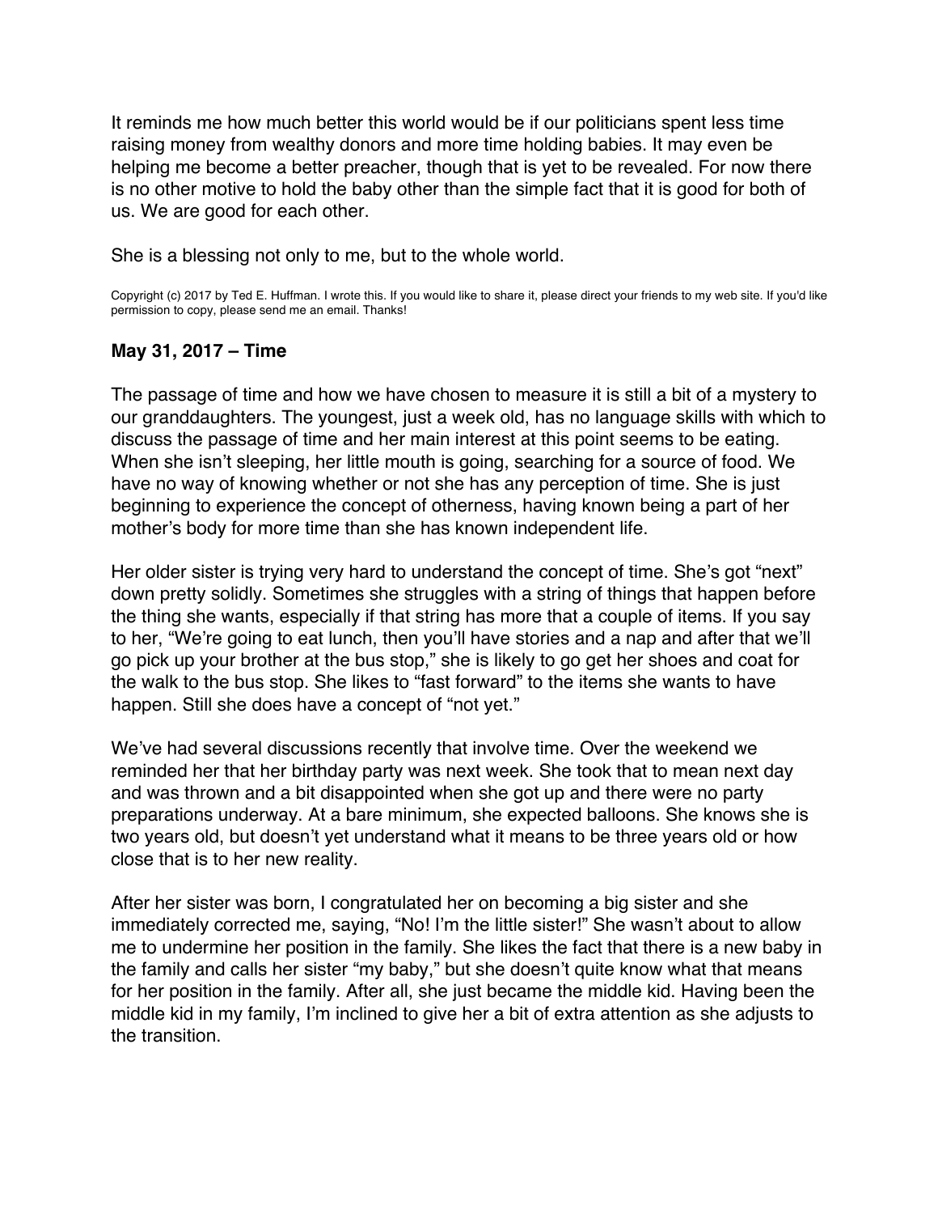It reminds me how much better this world would be if our politicians spent less time raising money from wealthy donors and more time holding babies. It may even be helping me become a better preacher, though that is yet to be revealed. For now there is no other motive to hold the baby other than the simple fact that it is good for both of us. We are good for each other.

She is a blessing not only to me, but to the whole world.

Copyright (c) 2017 by Ted E. Huffman. I wrote this. If you would like to share it, please direct your friends to my web site. If you'd like permission to copy, please send me an email. Thanks!

**May 31, 2017 – Time**

The passage of time and how we have chosen to measure it is still a bit of a mystery to our granddaughters. The youngest, just a week old, has no language skills with which to discuss the passage of time and her main interest at this point seems to be eating. When she isn't sleeping, her little mouth is going, searching for a source of food. We have no way of knowing whether or not she has any perception of time. She is just beginning to experience the concept of otherness, having known being a part of her mother's body for more time than she has known independent life.

Her older sister is trying very hard to understand the concept of time. She's got "next" down pretty solidly. Sometimes she struggles with a string of things that happen before the thing she wants, especially if that string has more that a couple of items. If you say to her, "We're going to eat lunch, then you'll have stories and a nap and after that we'll go pick up your brother at the bus stop," she is likely to go get her shoes and coat for the walk to the bus stop. She likes to "fast forward" to the items she wants to have happen. Still she does have a concept of "not yet."

We've had several discussions recently that involve time. Over the weekend we reminded her that her birthday party was next week. She took that to mean next day and was thrown and a bit disappointed when she got up and there were no party preparations underway. At a bare minimum, she expected balloons. She knows she is two years old, but doesn't yet understand what it means to be three years old or how close that is to her new reality.

After her sister was born, I congratulated her on becoming a big sister and she immediately corrected me, saying, "No! I'm the little sister!" She wasn't about to allow me to undermine her position in the family. She likes the fact that there is a new baby in the family and calls her sister "my baby," but she doesn't quite know what that means for her position in the family. After all, she just became the middle kid. Having been the middle kid in my family, I'm inclined to give her a bit of extra attention as she adjusts to the transition.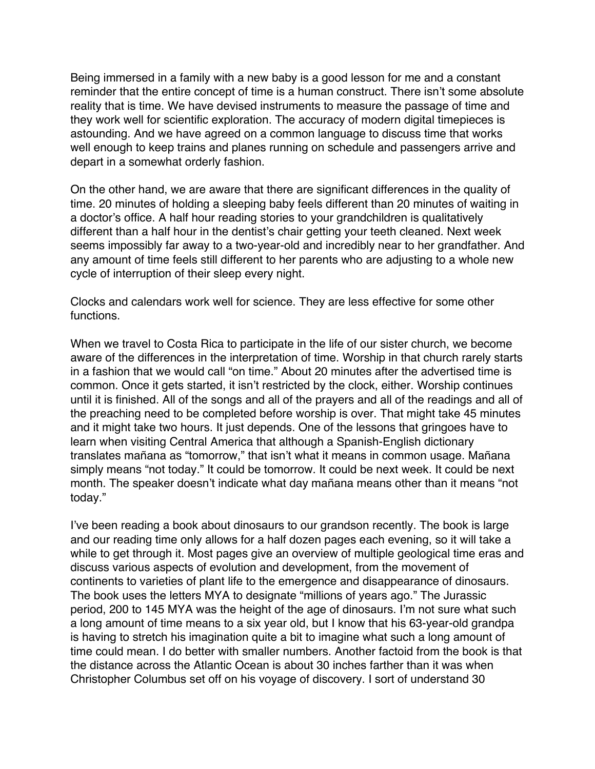Being immersed in a family with a new baby is a good lesson for me and a constant reminder that the entire concept of time is a human construct. There isn't some absolute reality that is time. We have devised instruments to measure the passage of time and they work well for scientific exploration. The accuracy of modern digital timepieces is astounding. And we have agreed on a common language to discuss time that works well enough to keep trains and planes running on schedule and passengers arrive and depart in a somewhat orderly fashion.

On the other hand, we are aware that there are significant differences in the quality of time. 20 minutes of holding a sleeping baby feels different than 20 minutes of waiting in a doctor's office. A half hour reading stories to your grandchildren is qualitatively different than a half hour in the dentist's chair getting your teeth cleaned. Next week seems impossibly far away to a two-year-old and incredibly near to her grandfather. And any amount of time feels still different to her parents who are adjusting to a whole new cycle of interruption of their sleep every night.

Clocks and calendars work well for science. They are less effective for some other functions.

When we travel to Costa Rica to participate in the life of our sister church, we become aware of the differences in the interpretation of time. Worship in that church rarely starts in a fashion that we would call "on time." About 20 minutes after the advertised time is common. Once it gets started, it isn't restricted by the clock, either. Worship continues until it is finished. All of the songs and all of the prayers and all of the readings and all of the preaching need to be completed before worship is over. That might take 45 minutes and it might take two hours. It just depends. One of the lessons that gringoes have to learn when visiting Central America that although a Spanish-English dictionary translates mañana as "tomorrow," that isn't what it means in common usage. Mañana simply means "not today." It could be tomorrow. It could be next week. It could be next month. The speaker doesn't indicate what day mañana means other than it means "not today."

I've been reading a book about dinosaurs to our grandson recently. The book is large and our reading time only allows for a half dozen pages each evening, so it will take a while to get through it. Most pages give an overview of multiple geological time eras and discuss various aspects of evolution and development, from the movement of continents to varieties of plant life to the emergence and disappearance of dinosaurs. The book uses the letters MYA to designate "millions of years ago." The Jurassic period, 200 to 145 MYA was the height of the age of dinosaurs. I'm not sure what such a long amount of time means to a six year old, but I know that his 63-year-old grandpa is having to stretch his imagination quite a bit to imagine what such a long amount of time could mean. I do better with smaller numbers. Another factoid from the book is that the distance across the Atlantic Ocean is about 30 inches farther than it was when Christopher Columbus set off on his voyage of discovery. I sort of understand 30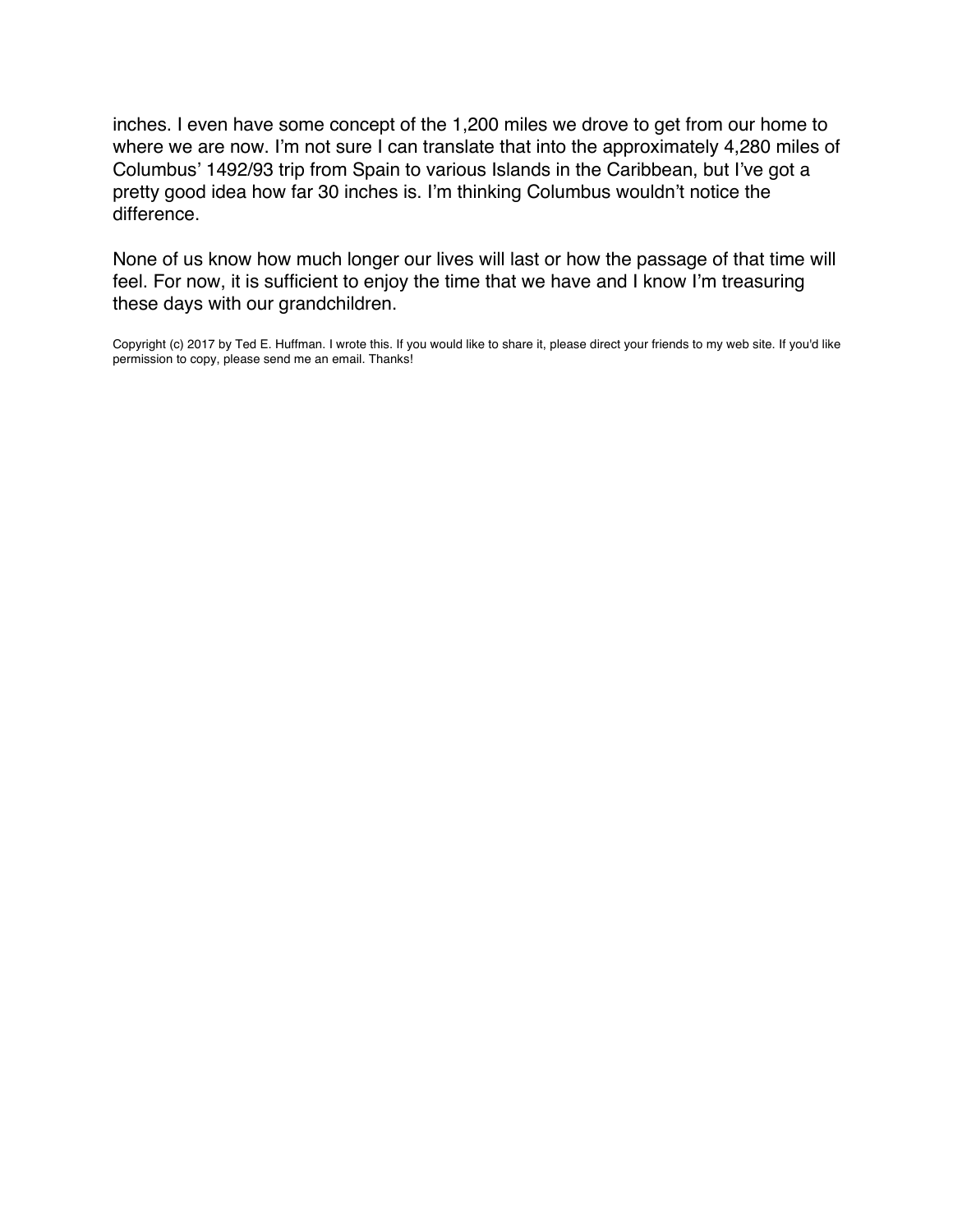inches. I even have some concept of the 1,200 miles we drove to get from our home to where we are now. I'm not sure I can translate that into the approximately 4,280 miles of Columbus' 1492/93 trip from Spain to various Islands in the Caribbean, but I've got a pretty good idea how far 30 inches is. I'm thinking Columbus wouldn't notice the difference.

None of us know how much longer our lives will last or how the passage of that time will feel. For now, it is sufficient to enjoy the time that we have and I know I'm treasuring these days with our grandchildren.

Copyright (c) 2017 by Ted E. Huffman. I wrote this. If you would like to share it, please direct your friends to my web site. If you'd like permission to copy, please send me an email. Thanks!